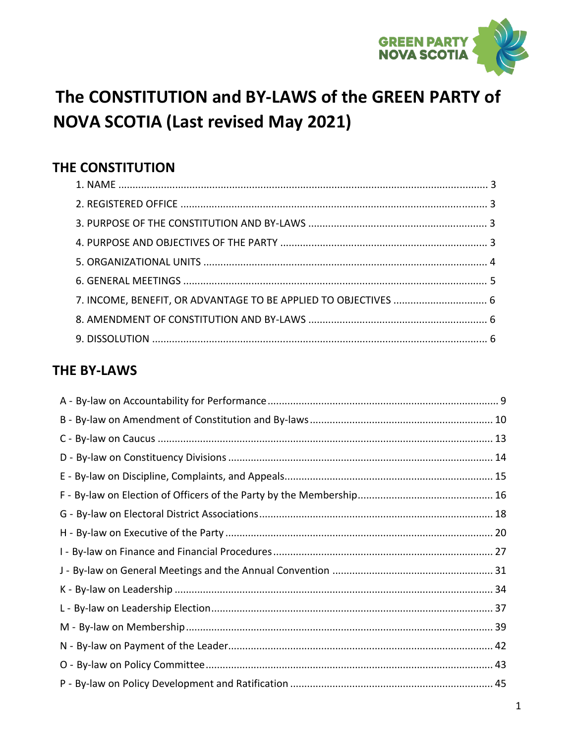GREEN PARTY NOVA SCOTIA

# The CONSTITUTION and BY-LAWS of the GREEN PARTY of NOVA SCOTIA (Last revised May 2021)

## THE CONSTITUTION

1. NAME .................................................................................................................. 3
2. REGISTERED OFFICE ........................................................................................... 3
3. PURPOSE OF THE CONSTITUTION AND BY-LAWS .............................................................. 3
4. PURPOSE AND OBJECTIVES OF THE PARTY ........................................................................ 3
5. ORGANIZATIONAL UNITS .................................................................................................... 4
6. GENERAL MEETINGS .......................................................................................................... 5
7. INCOME, BENEFIT, OR ADVANTAGE TO BE APPLIED TO OBJECTIVES ................................. 6
8. AMENDMENT OF CONSTITUTION AND BY-LAWS ............................................................... 6
9. DISSOLUTION ..................................................................................................................... 6

## THE BY-LAWS

A - By-law on Accountability for Performance ................................................................................ 9
B - By-law on Amendment of Constitution and By-laws ................................................................ 10
C - By-law on Caucus ..................................................................................................................... 13
D - By-law on Constituency Divisions ............................................................................................ 14
E - By-law on Discipline, Complaints, and Appeals......................................................................... 15
F - By-law on Election of Officers of the Party by the Membership................................................ 16
G - By-law on Electoral District Associations................................................................................... 18
H - By-law on Executive of the Party .............................................................................................. 20
I - By-law on Finance and Financial Procedures ............................................................................. 27
J - By-law on General Meetings and the Annual Convention ......................................................... 31
K - By-law on Leadership ................................................................................................................ 34
L - By-law on Leadership Election ................................................................................................... 37
M - By-law on Membership ............................................................................................................ 39
N - By-law on Payment of the Leader ............................................................................................ 42
O - By-law on Policy Committee ..................................................................................................... 43
P - By-law on Policy Development and Ratification ....................................................................... 45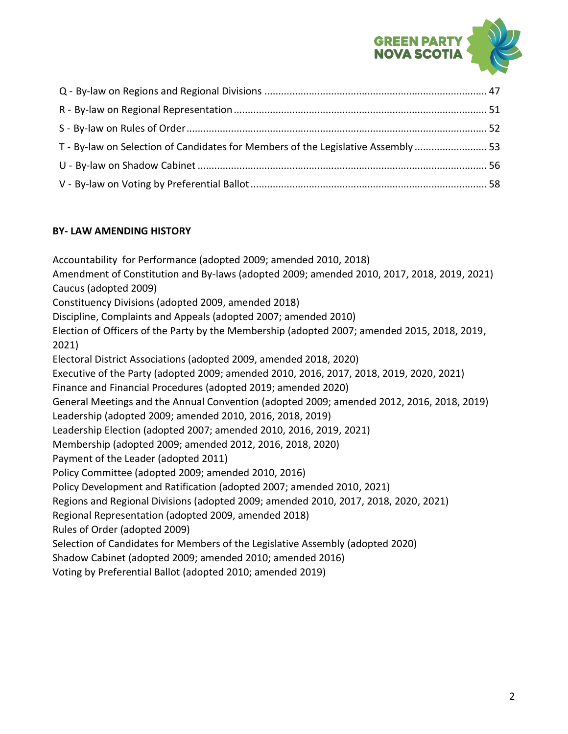Q - By-law on Regions and Regional Divisions ............................................................................... 47
R - By-law on Regional Representation ......................................................................................... 51
S - By-law on Rules of Order ........................................................................................................... 52
T - By-law on Selection of Candidates for Members of the Legislative Assembly ......................... 53
U - By-law on Shadow Cabinet ........................................................................................................ 56
V - By-law on Voting by Preferential Ballot .................................................................................... 58

**BY- LAW AMENDING HISTORY**

Accountability for Performance (adopted 2009; amended 2010, 2018)
Amendment of Constitution and By-laws (adopted 2009; amended 2010, 2017, 2018, 2019, 2021)
Caucus (adopted 2009)
Constituency Divisions (adopted 2009, amended 2018)
Discipline, Complaints and Appeals (adopted 2007; amended 2010)
Election of Officers of the Party by the Membership (adopted 2007; amended 2015, 2018, 2019, 2021)
Electoral District Associations (adopted 2009, amended 2018, 2020)
Executive of the Party (adopted 2009; amended 2010, 2016, 2017, 2018, 2019, 2020, 2021)
Finance and Financial Procedures (adopted 2019; amended 2020)
General Meetings and the Annual Convention (adopted 2009; amended 2012, 2016, 2018, 2019)
Leadership (adopted 2009; amended 2010, 2016, 2018, 2019)
Leadership Election (adopted 2007; amended 2010, 2016, 2019, 2021)
Membership (adopted 2009; amended 2012, 2016, 2018, 2020)
Payment of the Leader (adopted 2011)
Policy Committee (adopted 2009; amended 2010, 2016)
Policy Development and Ratification (adopted 2007; amended 2010, 2021)
Regions and Regional Divisions (adopted 2009; amended 2010, 2017, 2018, 2020, 2021)
Regional Representation (adopted 2009, amended 2018)
Rules of Order (adopted 2009)
Selection of Candidates for Members of the Legislative Assembly (adopted 2020)
Shadow Cabinet (adopted 2009; amended 2010; amended 2016)
Voting by Preferential Ballot (adopted 2010; amended 2019)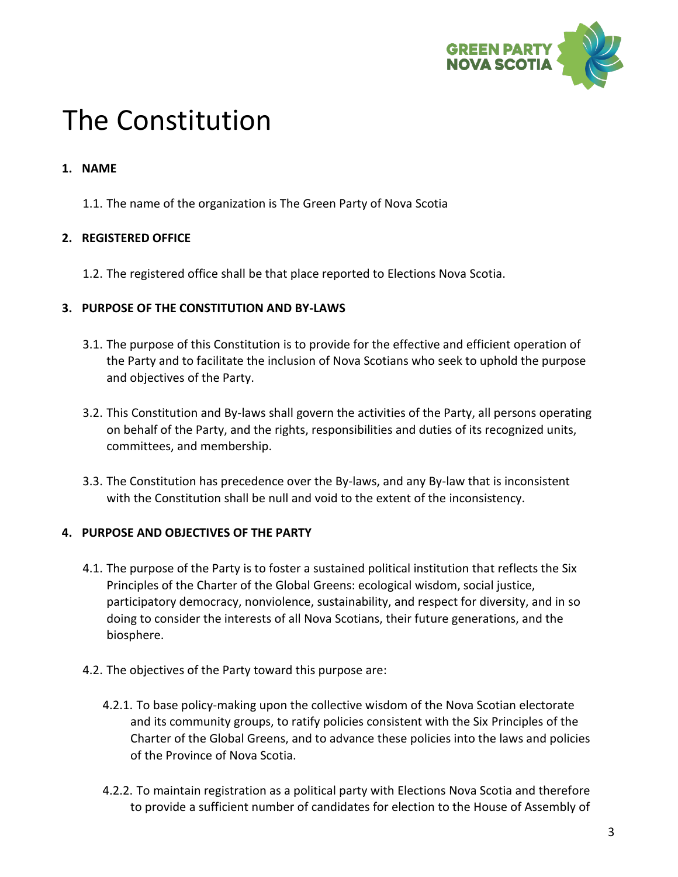# The Constitution

**1. NAME**

1.1. The name of the organization is The Green Party of Nova Scotia

**2. REGISTERED OFFICE**

1.2. The registered office shall be that place reported to Elections Nova Scotia.

**3. PURPOSE OF THE CONSTITUTION AND BY-LAWS**

3.1. The purpose of this Constitution is to provide for the effective and efficient operation of the Party and to facilitate the inclusion of Nova Scotians who seek to uphold the purpose and objectives of the Party.

3.2. This Constitution and By-laws shall govern the activities of the Party, all persons operating on behalf of the Party, and the rights, responsibilities and duties of its recognized units, committees, and membership.

3.3. The Constitution has precedence over the By-laws, and any By-law that is inconsistent with the Constitution shall be null and void to the extent of the inconsistency.

**4. PURPOSE AND OBJECTIVES OF THE PARTY**

4.1. The purpose of the Party is to foster a sustained political institution that reflects the Six Principles of the Charter of the Global Greens: ecological wisdom, social justice, participatory democracy, nonviolence, sustainability, and respect for diversity, and in so doing to consider the interests of all Nova Scotians, their future generations, and the biosphere.

4.2. The objectives of the Party toward this purpose are:

4.2.1. To base policy-making upon the collective wisdom of the Nova Scotian electorate and its community groups, to ratify policies consistent with the Six Principles of the Charter of the Global Greens, and to advance these policies into the laws and policies of the Province of Nova Scotia.

4.2.2. To maintain registration as a political party with Elections Nova Scotia and therefore to provide a sufficient number of candidates for election to the House of Assembly of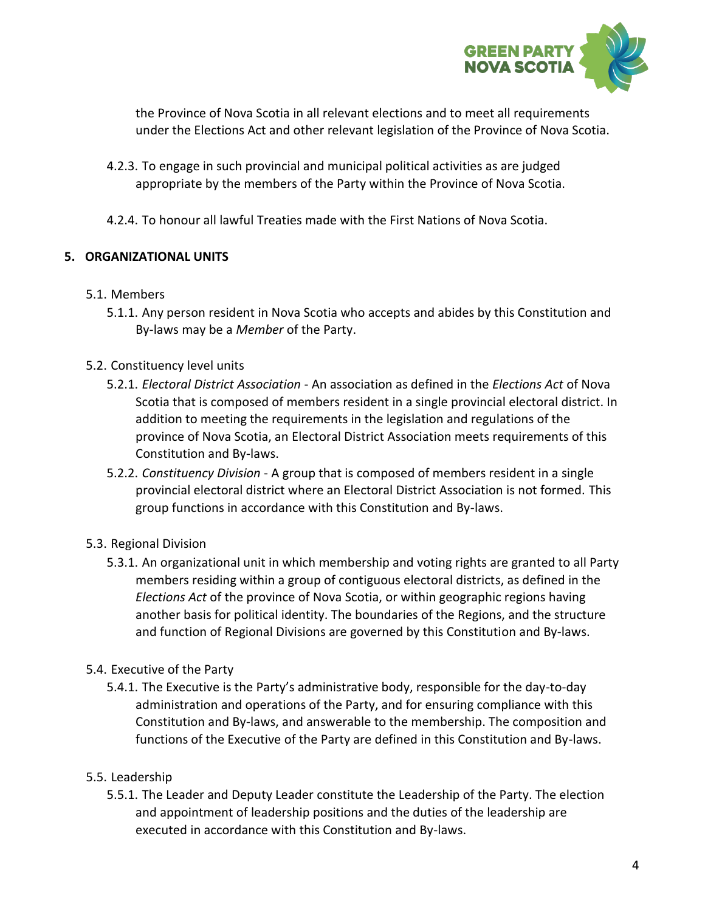the Province of Nova Scotia in all relevant elections and to meet all requirements under the Elections Act and other relevant legislation of the Province of Nova Scotia.

4.2.3. To engage in such provincial and municipal political activities as are judged appropriate by the members of the Party within the Province of Nova Scotia.

4.2.4. To honour all lawful Treaties made with the First Nations of Nova Scotia.

## 5. ORGANIZATIONAL UNITS

5.1. Members

5.1.1. Any person resident in Nova Scotia who accepts and abides by this Constitution and By-laws may be a *Member* of the Party.

5.2. Constituency level units

5.2.1. *Electoral District Association* - An association as defined in the *Elections Act* of Nova Scotia that is composed of members resident in a single provincial electoral district. In addition to meeting the requirements in the legislation and regulations of the province of Nova Scotia, an Electoral District Association meets requirements of this Constitution and By-laws.

5.2.2. *Constituency Division* - A group that is composed of members resident in a single provincial electoral district where an Electoral District Association is not formed. This group functions in accordance with this Constitution and By-laws.

5.3. Regional Division

5.3.1. An organizational unit in which membership and voting rights are granted to all Party members residing within a group of contiguous electoral districts, as defined in the *Elections Act* of the province of Nova Scotia, or within geographic regions having another basis for political identity. The boundaries of the Regions, and the structure and function of Regional Divisions are governed by this Constitution and By-laws.

5.4. Executive of the Party

5.4.1. The Executive is the Party's administrative body, responsible for the day-to-day administration and operations of the Party, and for ensuring compliance with this Constitution and By-laws, and answerable to the membership. The composition and functions of the Executive of the Party are defined in this Constitution and By-laws.

5.5. Leadership

5.5.1. The Leader and Deputy Leader constitute the Leadership of the Party. The election and appointment of leadership positions and the duties of the leadership are executed in accordance with this Constitution and By-laws.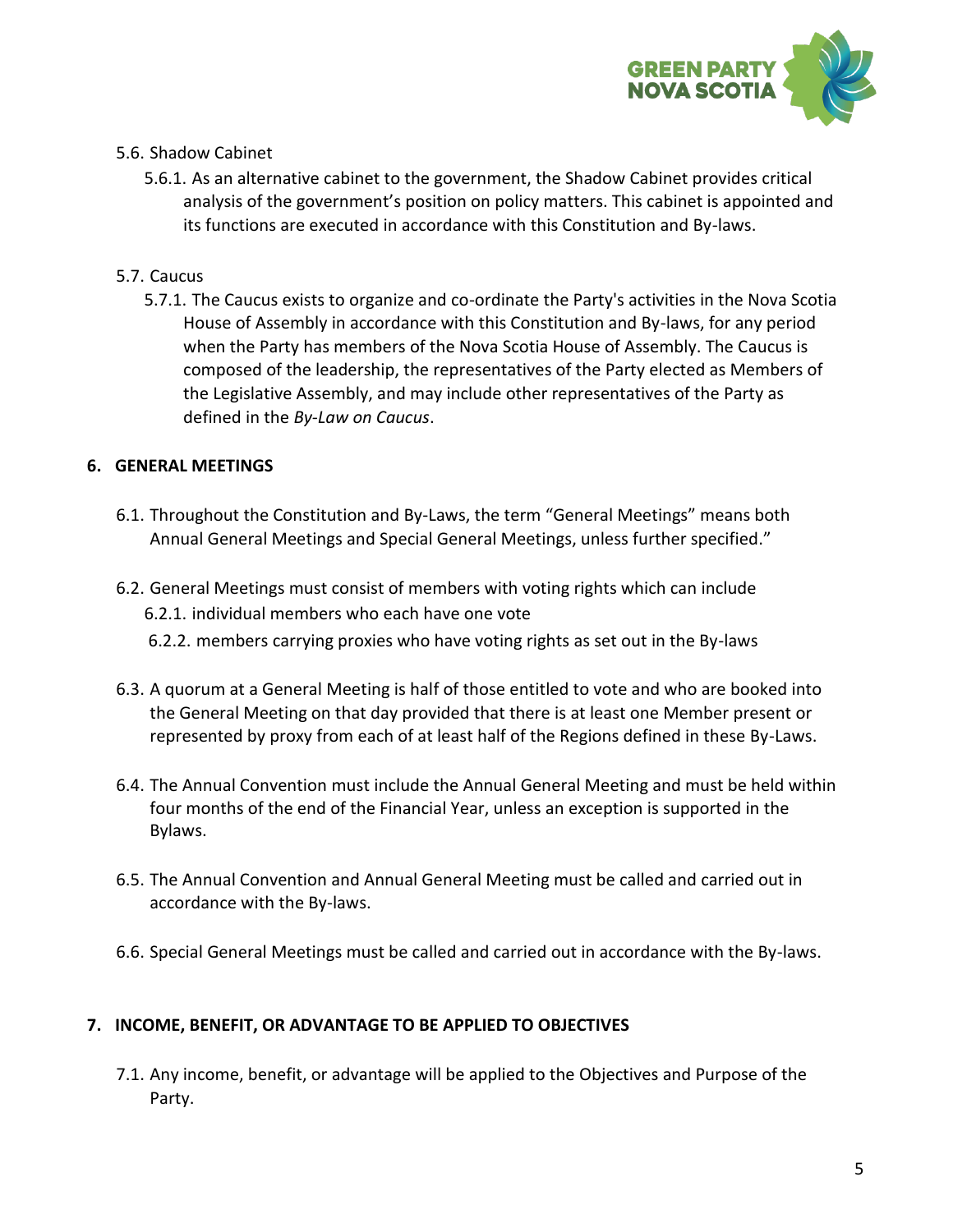5.6. Shadow Cabinet

5.6.1. As an alternative cabinet to the government, the Shadow Cabinet provides critical analysis of the government's position on policy matters. This cabinet is appointed and its functions are executed in accordance with this Constitution and By-laws.

5.7. Caucus

5.7.1. The Caucus exists to organize and co-ordinate the Party's activities in the Nova Scotia House of Assembly in accordance with this Constitution and By-laws, for any period when the Party has members of the Nova Scotia House of Assembly. The Caucus is composed of the leadership, the representatives of the Party elected as Members of the Legislative Assembly, and may include other representatives of the Party as defined in the *By-Law on Caucus*.

## 6. GENERAL MEETINGS

6.1. Throughout the Constitution and By-Laws, the term "General Meetings" means both Annual General Meetings and Special General Meetings, unless further specified."

6.2. General Meetings must consist of members with voting rights which can include

6.2.1. individual members who each have one vote

6.2.2. members carrying proxies who have voting rights as set out in the By-laws

6.3. A quorum at a General Meeting is half of those entitled to vote and who are booked into the General Meeting on that day provided that there is at least one Member present or represented by proxy from each of at least half of the Regions defined in these By-Laws.

6.4. The Annual Convention must include the Annual General Meeting and must be held within four months of the end of the Financial Year, unless an exception is supported in the Bylaws.

6.5. The Annual Convention and Annual General Meeting must be called and carried out in accordance with the By-laws.

6.6. Special General Meetings must be called and carried out in accordance with the By-laws.

## 7. INCOME, BENEFIT, OR ADVANTAGE TO BE APPLIED TO OBJECTIVES

7.1. Any income, benefit, or advantage will be applied to the Objectives and Purpose of the Party.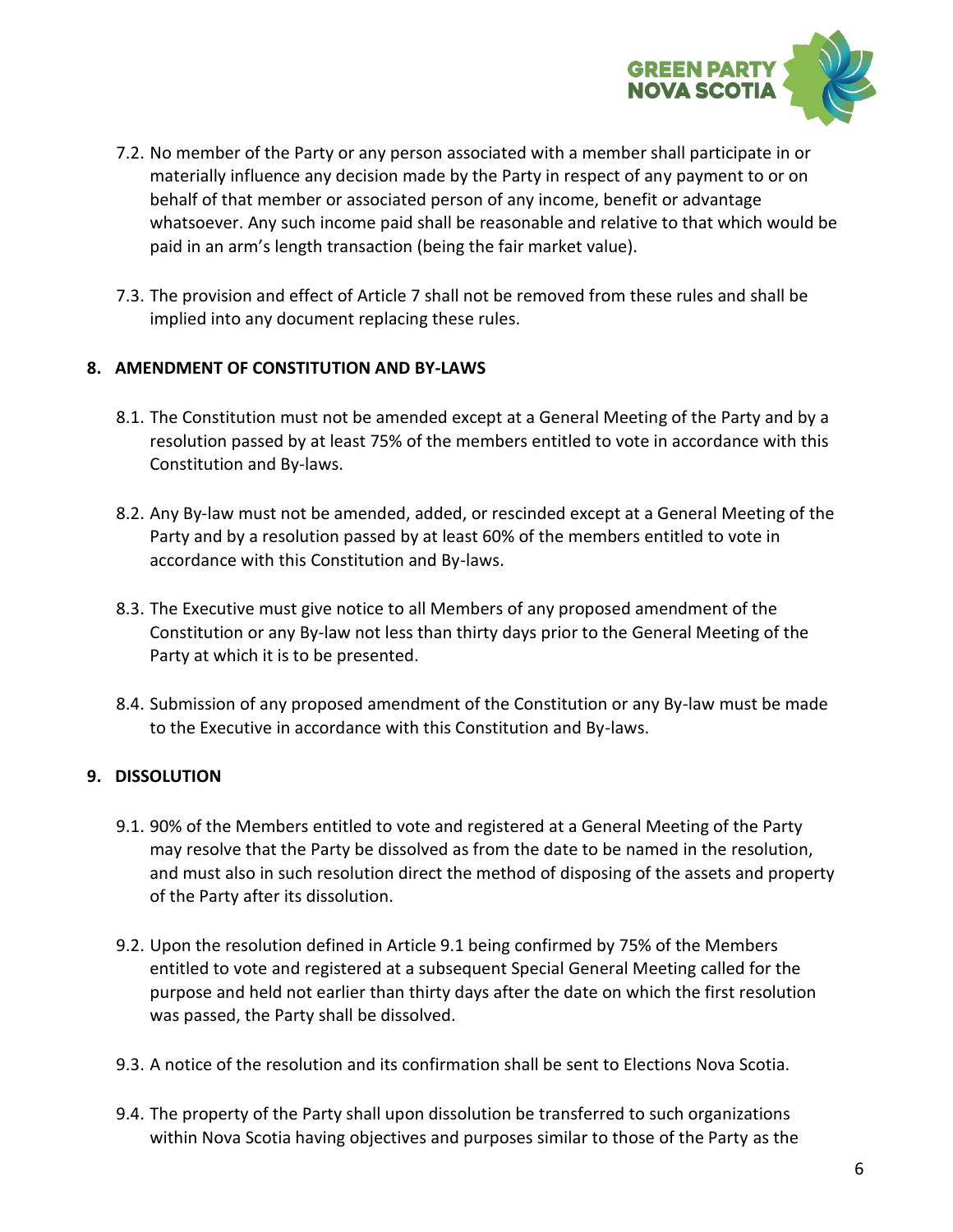7.2. No member of the Party or any person associated with a member shall participate in or materially influence any decision made by the Party in respect of any payment to or on behalf of that member or associated person of any income, benefit or advantage whatsoever. Any such income paid shall be reasonable and relative to that which would be paid in an arm's length transaction (being the fair market value).

7.3. The provision and effect of Article 7 shall not be removed from these rules and shall be implied into any document replacing these rules.

## 8. AMENDMENT OF CONSTITUTION AND BY-LAWS

8.1. The Constitution must not be amended except at a General Meeting of the Party and by a resolution passed by at least 75% of the members entitled to vote in accordance with this Constitution and By-laws.

8.2. Any By-law must not be amended, added, or rescinded except at a General Meeting of the Party and by a resolution passed by at least 60% of the members entitled to vote in accordance with this Constitution and By-laws.

8.3. The Executive must give notice to all Members of any proposed amendment of the Constitution or any By-law not less than thirty days prior to the General Meeting of the Party at which it is to be presented.

8.4. Submission of any proposed amendment of the Constitution or any By-law must be made to the Executive in accordance with this Constitution and By-laws.

## 9. DISSOLUTION

9.1. 90% of the Members entitled to vote and registered at a General Meeting of the Party may resolve that the Party be dissolved as from the date to be named in the resolution, and must also in such resolution direct the method of disposing of the assets and property of the Party after its dissolution.

9.2. Upon the resolution defined in Article 9.1 being confirmed by 75% of the Members entitled to vote and registered at a subsequent Special General Meeting called for the purpose and held not earlier than thirty days after the date on which the first resolution was passed, the Party shall be dissolved.

9.3. A notice of the resolution and its confirmation shall be sent to Elections Nova Scotia.

9.4. The property of the Party shall upon dissolution be transferred to such organizations within Nova Scotia having objectives and purposes similar to those of the Party as the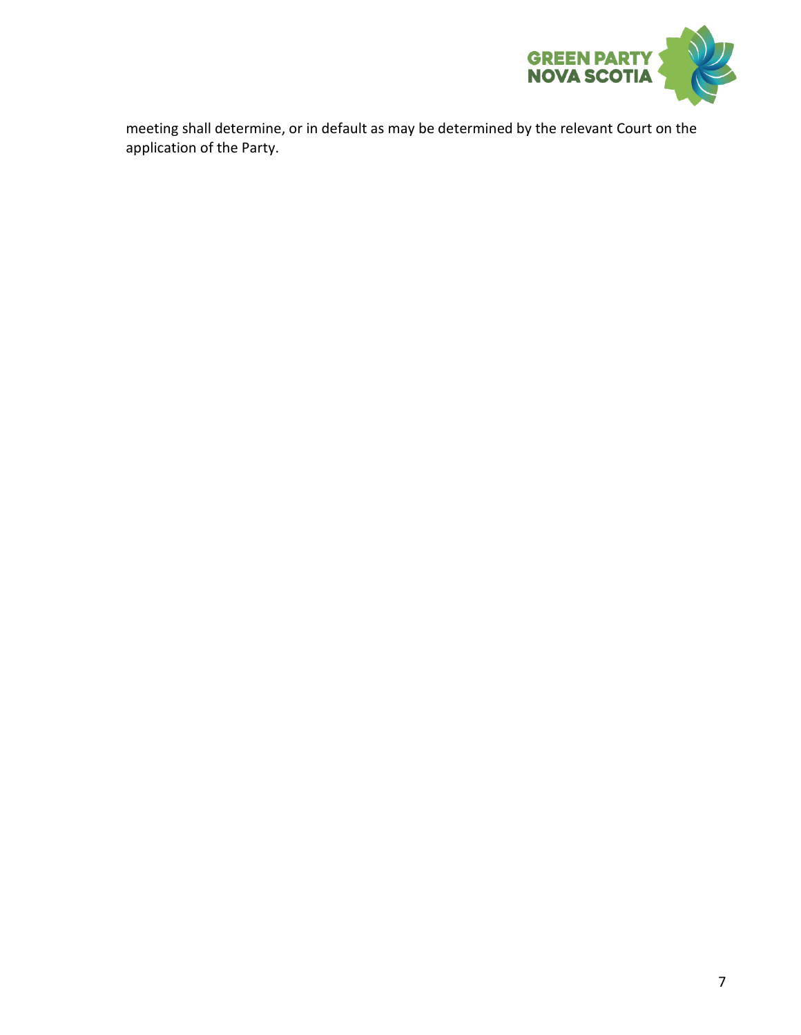meeting shall determine, or in default as may be determined by the relevant Court on the application of the Party.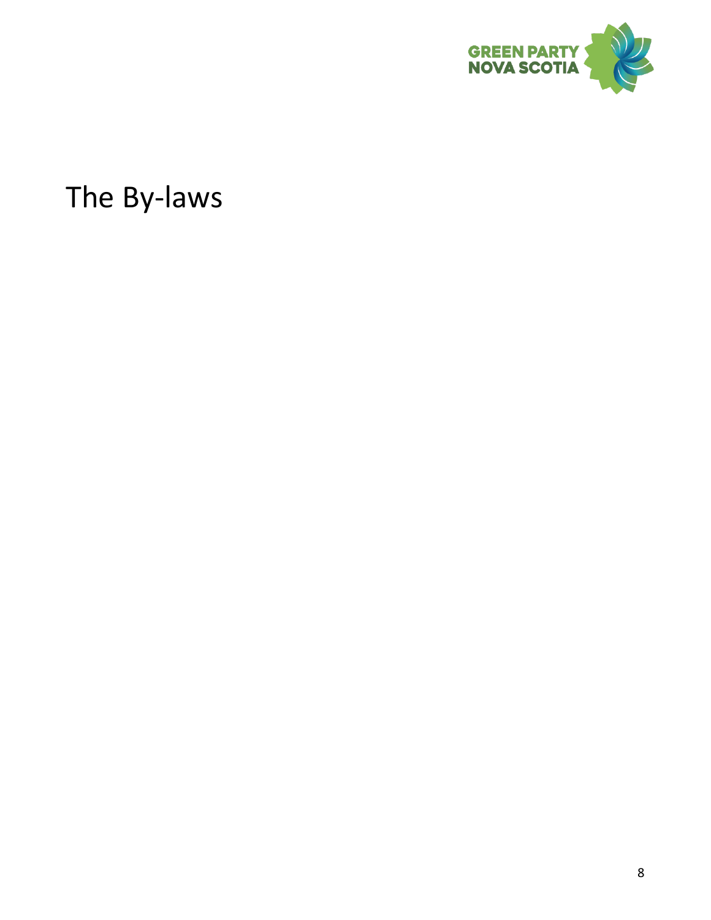# The By-laws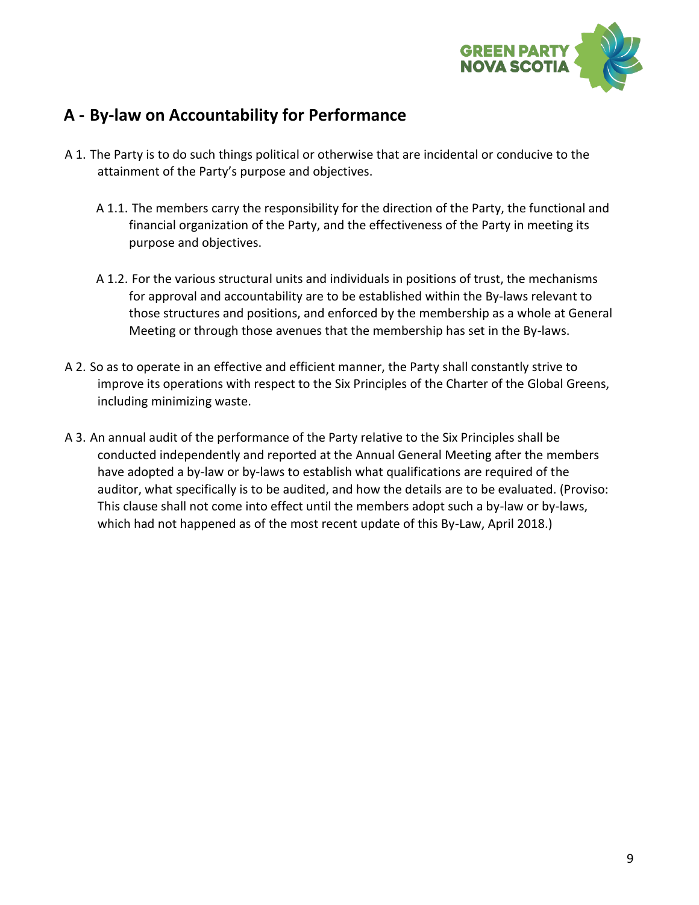## A - By-law on Accountability for Performance

A 1. The Party is to do such things political or otherwise that are incidental or conducive to the attainment of the Party's purpose and objectives.

A 1.1. The members carry the responsibility for the direction of the Party, the functional and financial organization of the Party, and the effectiveness of the Party in meeting its purpose and objectives.

A 1.2. For the various structural units and individuals in positions of trust, the mechanisms for approval and accountability are to be established within the By-laws relevant to those structures and positions, and enforced by the membership as a whole at General Meeting or through those avenues that the membership has set in the By-laws.

A 2. So as to operate in an effective and efficient manner, the Party shall constantly strive to improve its operations with respect to the Six Principles of the Charter of the Global Greens, including minimizing waste.

A 3. An annual audit of the performance of the Party relative to the Six Principles shall be conducted independently and reported at the Annual General Meeting after the members have adopted a by-law or by-laws to establish what qualifications are required of the auditor, what specifically is to be audited, and how the details are to be evaluated. (Proviso: This clause shall not come into effect until the members adopt such a by-law or by-laws, which had not happened as of the most recent update of this By-Law, April 2018.)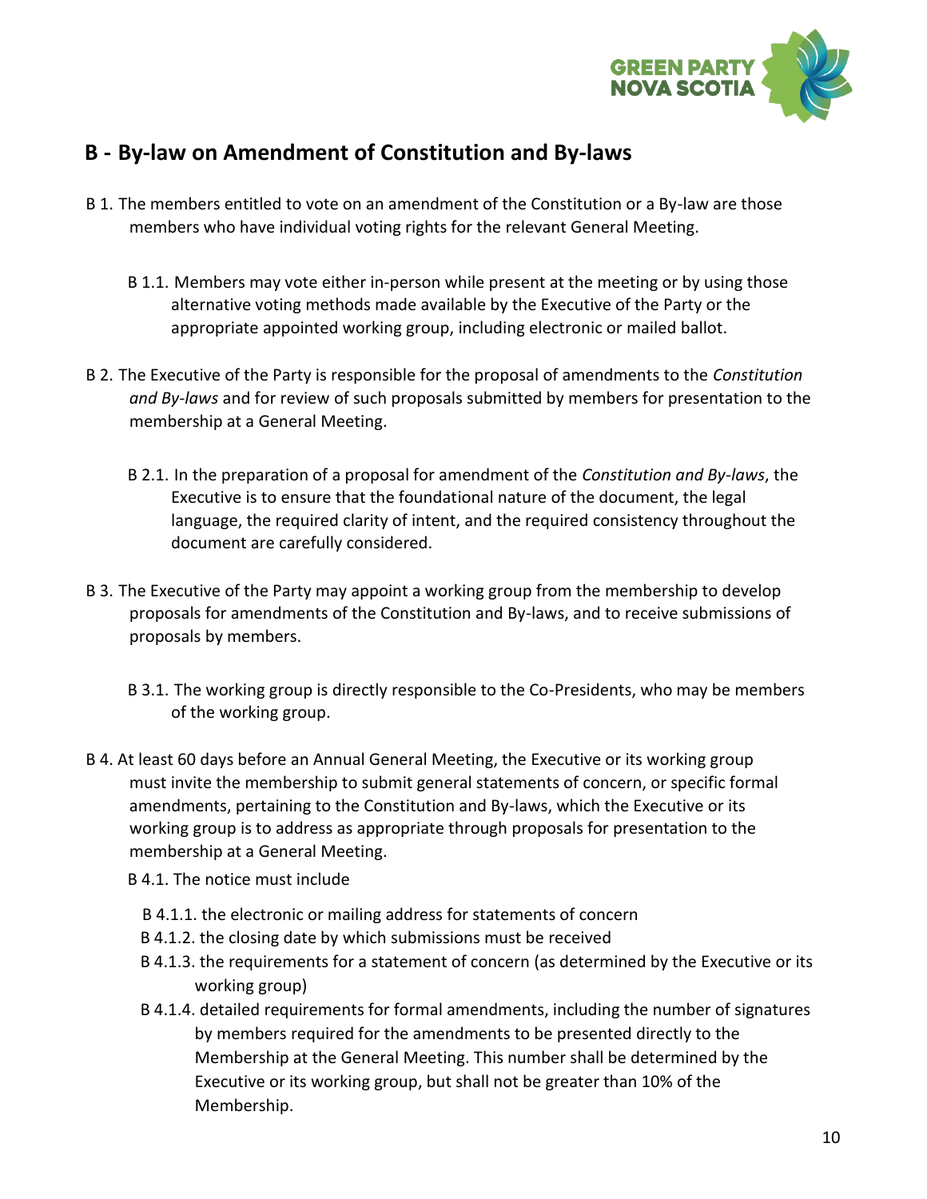## B - By-law on Amendment of Constitution and By-laws

B 1. The members entitled to vote on an amendment of the Constitution or a By-law are those members who have individual voting rights for the relevant General Meeting.

B 1.1. Members may vote either in-person while present at the meeting or by using those alternative voting methods made available by the Executive of the Party or the appropriate appointed working group, including electronic or mailed ballot.

B 2. The Executive of the Party is responsible for the proposal of amendments to the *Constitution and By-laws* and for review of such proposals submitted by members for presentation to the membership at a General Meeting.

B 2.1. In the preparation of a proposal for amendment of the *Constitution and By-laws*, the Executive is to ensure that the foundational nature of the document, the legal language, the required clarity of intent, and the required consistency throughout the document are carefully considered.

B 3. The Executive of the Party may appoint a working group from the membership to develop proposals for amendments of the Constitution and By-laws, and to receive submissions of proposals by members.

B 3.1. The working group is directly responsible to the Co-Presidents, who may be members of the working group.

B 4. At least 60 days before an Annual General Meeting, the Executive or its working group must invite the membership to submit general statements of concern, or specific formal amendments, pertaining to the Constitution and By-laws, which the Executive or its working group is to address as appropriate through proposals for presentation to the membership at a General Meeting.

B 4.1. The notice must include

B 4.1.1. the electronic or mailing address for statements of concern

B 4.1.2. the closing date by which submissions must be received

B 4.1.3. the requirements for a statement of concern (as determined by the Executive or its working group)

B 4.1.4. detailed requirements for formal amendments, including the number of signatures by members required for the amendments to be presented directly to the Membership at the General Meeting. This number shall be determined by the Executive or its working group, but shall not be greater than 10% of the Membership.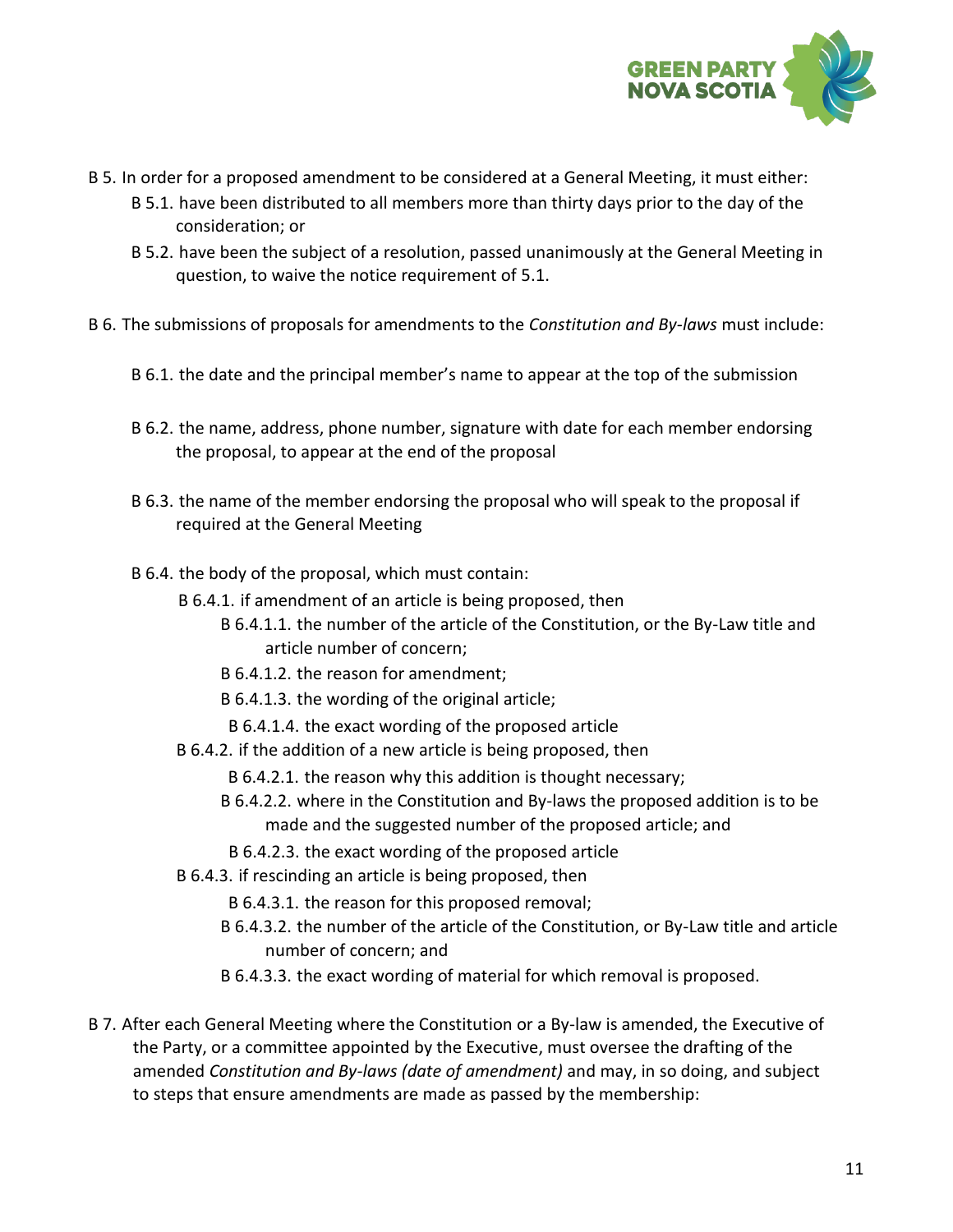B 5. In order for a proposed amendment to be considered at a General Meeting, it must either:

- B 5.1. have been distributed to all members more than thirty days prior to the day of the consideration; or
- B 5.2. have been the subject of a resolution, passed unanimously at the General Meeting in question, to waive the notice requirement of 5.1.

B 6. The submissions of proposals for amendments to the *Constitution and By-laws* must include:

- B 6.1. the date and the principal member's name to appear at the top of the submission
- B 6.2. the name, address, phone number, signature with date for each member endorsing the proposal, to appear at the end of the proposal
- B 6.3. the name of the member endorsing the proposal who will speak to the proposal if required at the General Meeting
- B 6.4. the body of the proposal, which must contain:
  - B 6.4.1. if amendment of an article is being proposed, then
    - B 6.4.1.1. the number of the article of the Constitution, or the By-Law title and article number of concern;
    - B 6.4.1.2. the reason for amendment;
    - B 6.4.1.3. the wording of the original article;
    - B 6.4.1.4. the exact wording of the proposed article
  - B 6.4.2. if the addition of a new article is being proposed, then
    - B 6.4.2.1. the reason why this addition is thought necessary;
    - B 6.4.2.2. where in the Constitution and By-laws the proposed addition is to be made and the suggested number of the proposed article; and
    - B 6.4.2.3. the exact wording of the proposed article
  - B 6.4.3. if rescinding an article is being proposed, then
    - B 6.4.3.1. the reason for this proposed removal;
    - B 6.4.3.2. the number of the article of the Constitution, or By-Law title and article number of concern; and
    - B 6.4.3.3. the exact wording of material for which removal is proposed.

B 7. After each General Meeting where the Constitution or a By-law is amended, the Executive of the Party, or a committee appointed by the Executive, must oversee the drafting of the amended *Constitution and By-laws (date of amendment)* and may, in so doing, and subject to steps that ensure amendments are made as passed by the membership: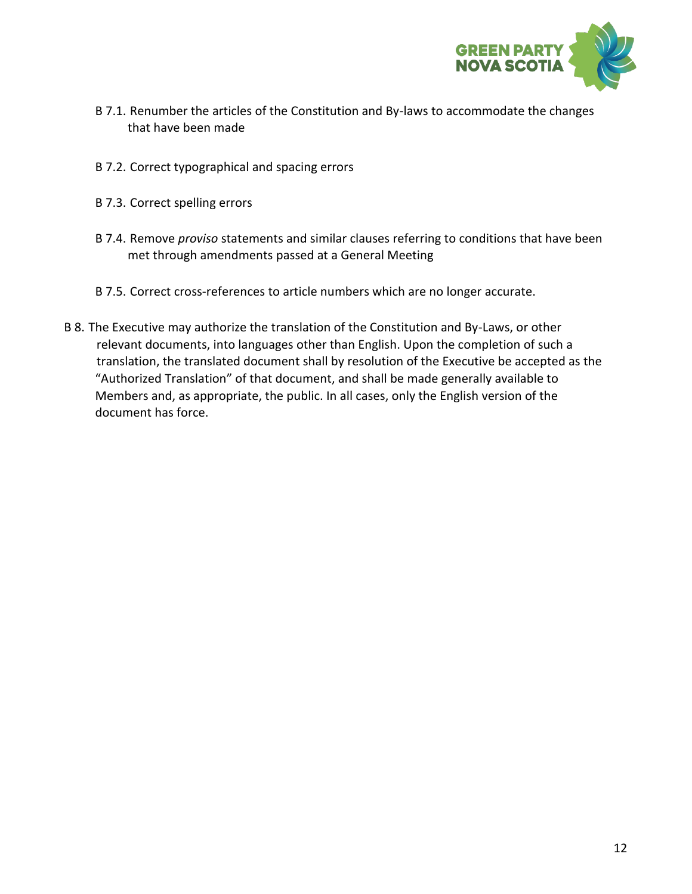B 7.1. Renumber the articles of the Constitution and By-laws to accommodate the changes that have been made

B 7.2. Correct typographical and spacing errors

B 7.3. Correct spelling errors

B 7.4. Remove *proviso* statements and similar clauses referring to conditions that have been met through amendments passed at a General Meeting

B 7.5. Correct cross-references to article numbers which are no longer accurate.

B 8. The Executive may authorize the translation of the Constitution and By-Laws, or other relevant documents, into languages other than English. Upon the completion of such a translation, the translated document shall by resolution of the Executive be accepted as the "Authorized Translation" of that document, and shall be made generally available to Members and, as appropriate, the public. In all cases, only the English version of the document has force.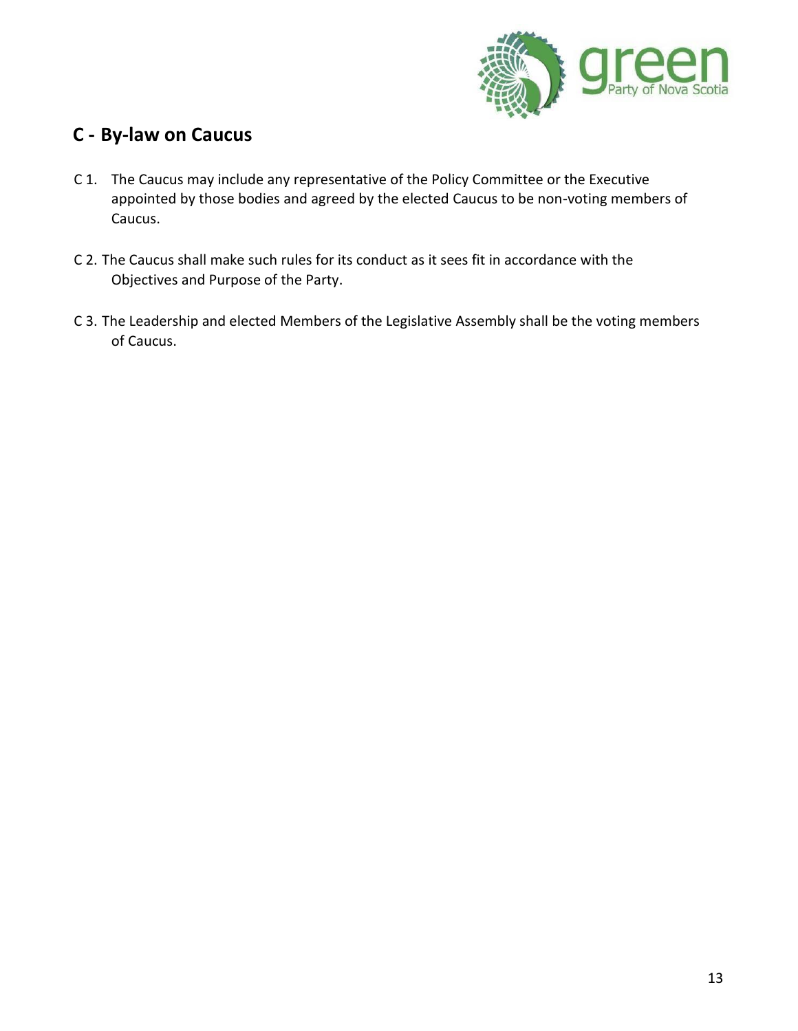## C - By-law on Caucus

C 1. The Caucus may include any representative of the Policy Committee or the Executive appointed by those bodies and agreed by the elected Caucus to be non-voting members of Caucus.

C 2. The Caucus shall make such rules for its conduct as it sees fit in accordance with the Objectives and Purpose of the Party.

C 3. The Leadership and elected Members of the Legislative Assembly shall be the voting members of Caucus.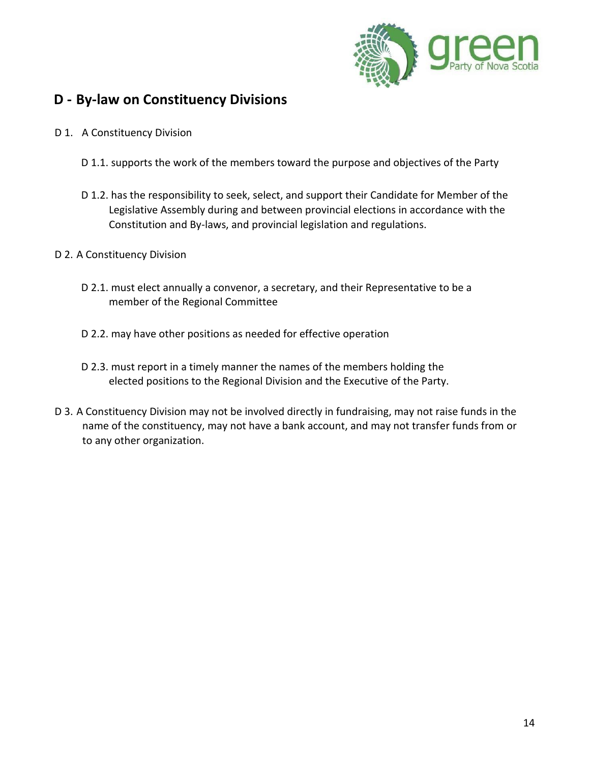## D - By-law on Constituency Divisions

D 1. A Constituency Division

D 1.1. supports the work of the members toward the purpose and objectives of the Party

D 1.2. has the responsibility to seek, select, and support their Candidate for Member of the Legislative Assembly during and between provincial elections in accordance with the Constitution and By-laws, and provincial legislation and regulations.

D 2. A Constituency Division

D 2.1. must elect annually a convenor, a secretary, and their Representative to be a member of the Regional Committee

D 2.2. may have other positions as needed for effective operation

D 2.3. must report in a timely manner the names of the members holding the elected positions to the Regional Division and the Executive of the Party.

D 3. A Constituency Division may not be involved directly in fundraising, may not raise funds in the name of the constituency, may not have a bank account, and may not transfer funds from or to any other organization.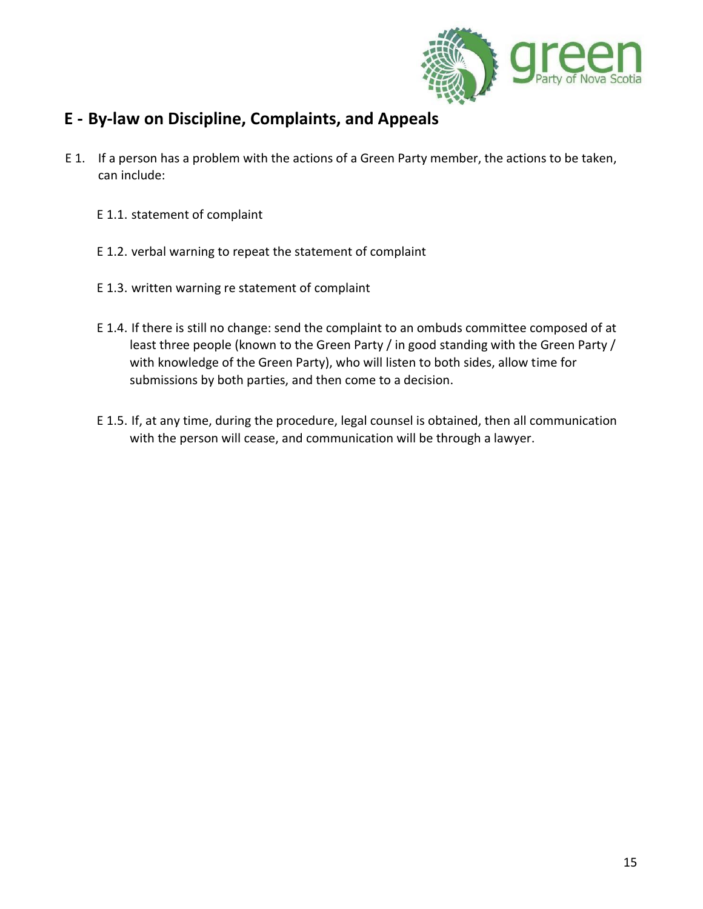## E - By-law on Discipline, Complaints, and Appeals

E 1. If a person has a problem with the actions of a Green Party member, the actions to be taken, can include:

E 1.1. statement of complaint

E 1.2. verbal warning to repeat the statement of complaint

E 1.3. written warning re statement of complaint

E 1.4. If there is still no change: send the complaint to an ombuds committee composed of at least three people (known to the Green Party / in good standing with the Green Party / with knowledge of the Green Party), who will listen to both sides, allow time for submissions by both parties, and then come to a decision.

E 1.5. If, at any time, during the procedure, legal counsel is obtained, then all communication with the person will cease, and communication will be through a lawyer.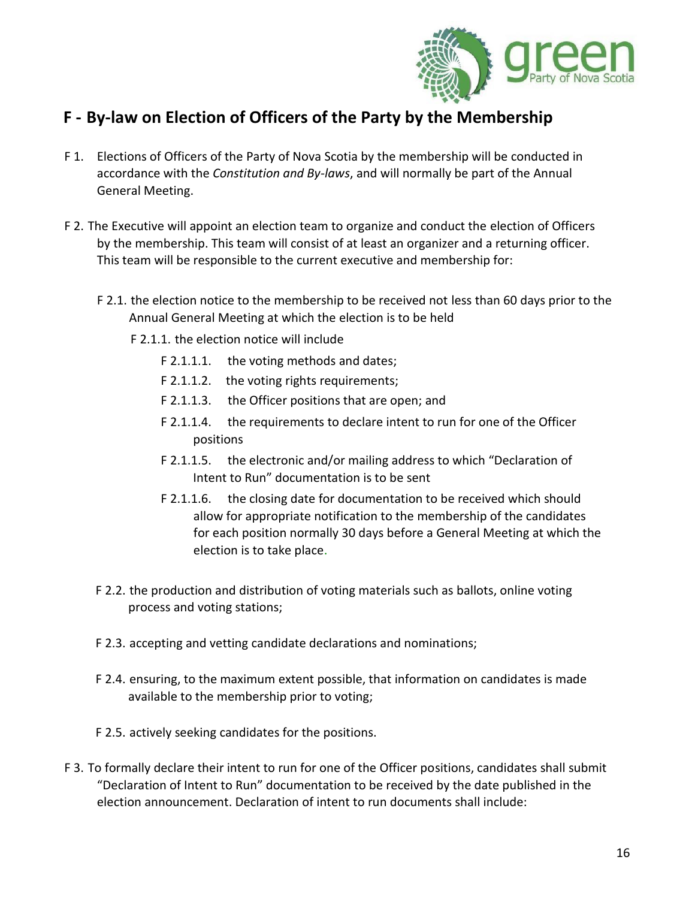## F - By-law on Election of Officers of the Party by the Membership

F 1. Elections of Officers of the Party of Nova Scotia by the membership will be conducted in accordance with the *Constitution and By-laws*, and will normally be part of the Annual General Meeting.

F 2. The Executive will appoint an election team to organize and conduct the election of Officers by the membership. This team will consist of at least an organizer and a returning officer. This team will be responsible to the current executive and membership for:

- F 2.1. the election notice to the membership to be received not less than 60 days prior to the Annual General Meeting at which the election is to be held
  - F 2.1.1. the election notice will include
    - F 2.1.1.1. the voting methods and dates;
    - F 2.1.1.2. the voting rights requirements;
    - F 2.1.1.3. the Officer positions that are open; and
    - F 2.1.1.4. the requirements to declare intent to run for one of the Officer positions
    - F 2.1.1.5. the electronic and/or mailing address to which "Declaration of Intent to Run" documentation is to be sent
    - F 2.1.1.6. the closing date for documentation to be received which should allow for appropriate notification to the membership of the candidates for each position normally 30 days before a General Meeting at which the election is to take place.
- F 2.2. the production and distribution of voting materials such as ballots, online voting process and voting stations;
- F 2.3. accepting and vetting candidate declarations and nominations;
- F 2.4. ensuring, to the maximum extent possible, that information on candidates is made available to the membership prior to voting;
- F 2.5. actively seeking candidates for the positions.

F 3. To formally declare their intent to run for one of the Officer positions, candidates shall submit "Declaration of Intent to Run" documentation to be received by the date published in the election announcement. Declaration of intent to run documents shall include: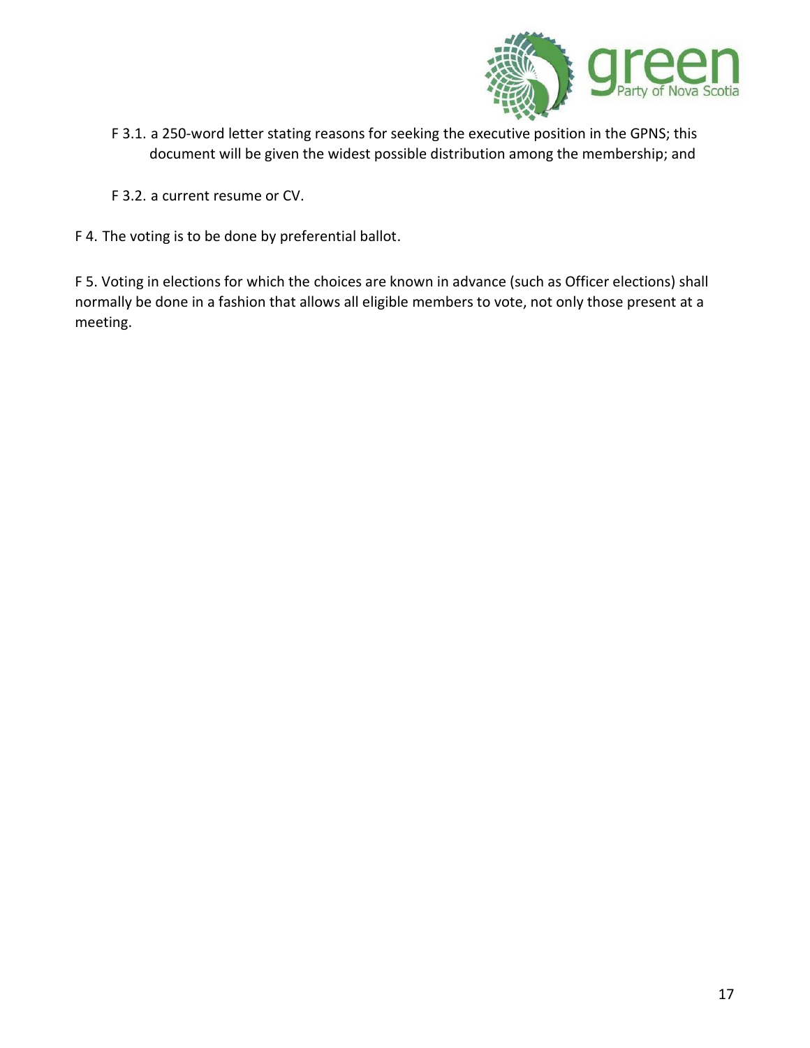F 3.1. a 250-word letter stating reasons for seeking the executive position in the GPNS; this document will be given the widest possible distribution among the membership; and

F 3.2. a current resume or CV.

F 4. The voting is to be done by preferential ballot.

F 5. Voting in elections for which the choices are known in advance (such as Officer elections) shall normally be done in a fashion that allows all eligible members to vote, not only those present at a meeting.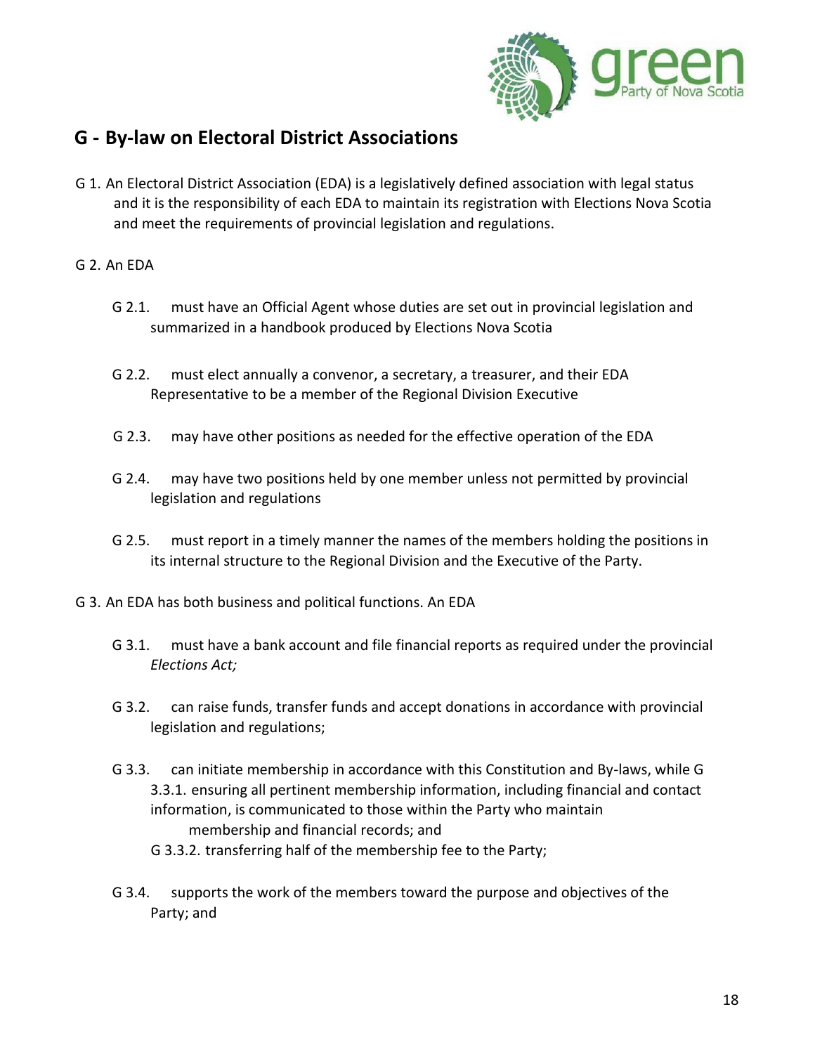## G - By-law on Electoral District Associations

G 1. An Electoral District Association (EDA) is a legislatively defined association with legal status and it is the responsibility of each EDA to maintain its registration with Elections Nova Scotia and meet the requirements of provincial legislation and regulations.

G 2. An EDA

- G 2.1. must have an Official Agent whose duties are set out in provincial legislation and summarized in a handbook produced by Elections Nova Scotia
- G 2.2. must elect annually a convenor, a secretary, a treasurer, and their EDA Representative to be a member of the Regional Division Executive
- G 2.3. may have other positions as needed for the effective operation of the EDA
- G 2.4. may have two positions held by one member unless not permitted by provincial legislation and regulations
- G 2.5. must report in a timely manner the names of the members holding the positions in its internal structure to the Regional Division and the Executive of the Party.

G 3. An EDA has both business and political functions. An EDA

- G 3.1. must have a bank account and file financial reports as required under the provincial *Elections Act;*
- G 3.2. can raise funds, transfer funds and accept donations in accordance with provincial legislation and regulations;
- G 3.3. can initiate membership in accordance with this Constitution and By-laws, while
  - G 3.3.1. ensuring all pertinent membership information, including financial and contact information, is communicated to those within the Party who maintain membership and financial records; and
  - G 3.3.2. transferring half of the membership fee to the Party;
- G 3.4. supports the work of the members toward the purpose and objectives of the Party; and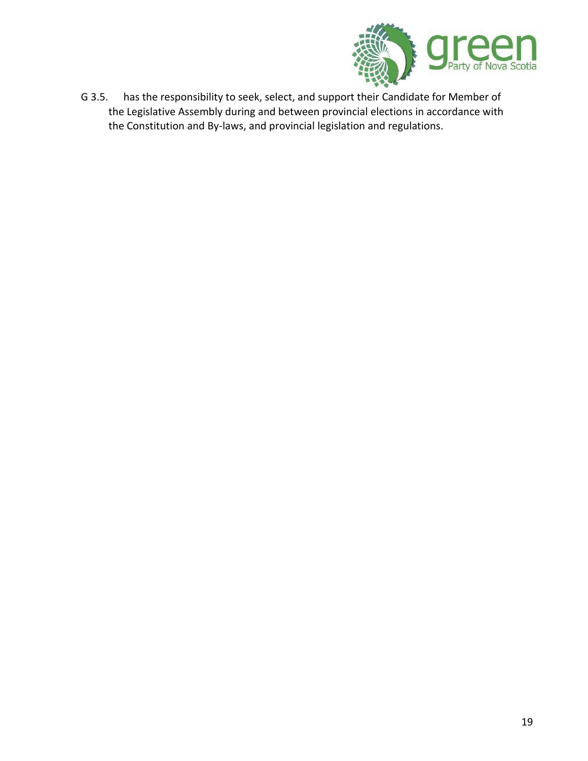G 3.5. has the responsibility to seek, select, and support their Candidate for Member of the Legislative Assembly during and between provincial elections in accordance with the Constitution and By-laws, and provincial legislation and regulations.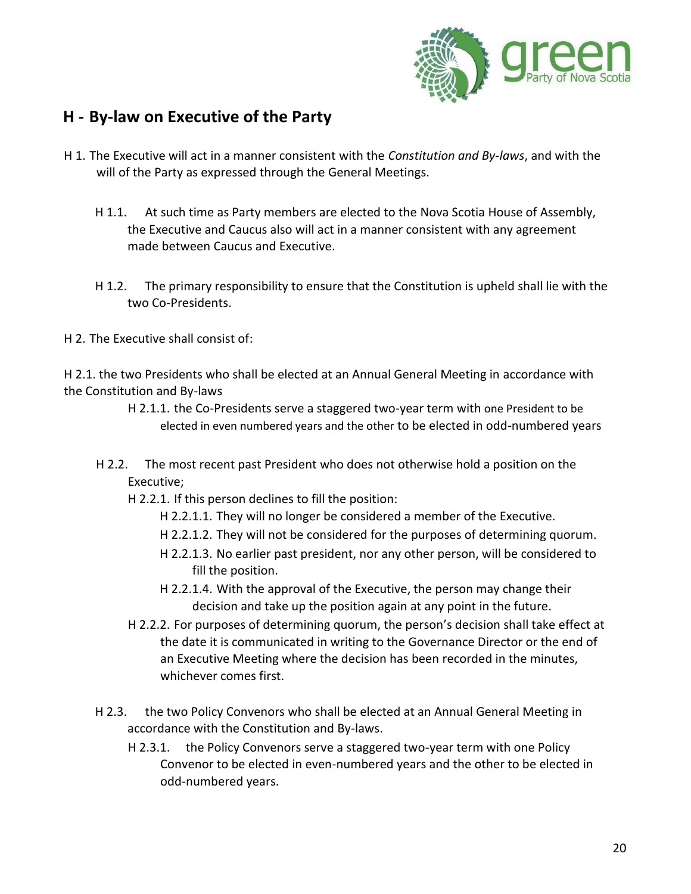## H - By-law on Executive of the Party

H 1. The Executive will act in a manner consistent with the *Constitution and By-laws*, and with the will of the Party as expressed through the General Meetings.

H 1.1. At such time as Party members are elected to the Nova Scotia House of Assembly, the Executive and Caucus also will act in a manner consistent with any agreement made between Caucus and Executive.

H 1.2. The primary responsibility to ensure that the Constitution is upheld shall lie with the two Co-Presidents.

H 2. The Executive shall consist of:

H 2.1. the two Presidents who shall be elected at an Annual General Meeting in accordance with the Constitution and By-laws

H 2.1.1. the Co-Presidents serve a staggered two-year term with one President to be elected in even numbered years and the other to be elected in odd-numbered years

H 2.2. The most recent past President who does not otherwise hold a position on the Executive;

H 2.2.1. If this person declines to fill the position:

H 2.2.1.1. They will no longer be considered a member of the Executive.

H 2.2.1.2. They will not be considered for the purposes of determining quorum.

H 2.2.1.3. No earlier past president, nor any other person, will be considered to fill the position.

H 2.2.1.4. With the approval of the Executive, the person may change their decision and take up the position again at any point in the future.

H 2.2.2. For purposes of determining quorum, the person's decision shall take effect at the date it is communicated in writing to the Governance Director or the end of an Executive Meeting where the decision has been recorded in the minutes, whichever comes first.

H 2.3. the two Policy Convenors who shall be elected at an Annual General Meeting in accordance with the Constitution and By-laws.

H 2.3.1. the Policy Convenors serve a staggered two-year term with one Policy Convenor to be elected in even-numbered years and the other to be elected in odd-numbered years.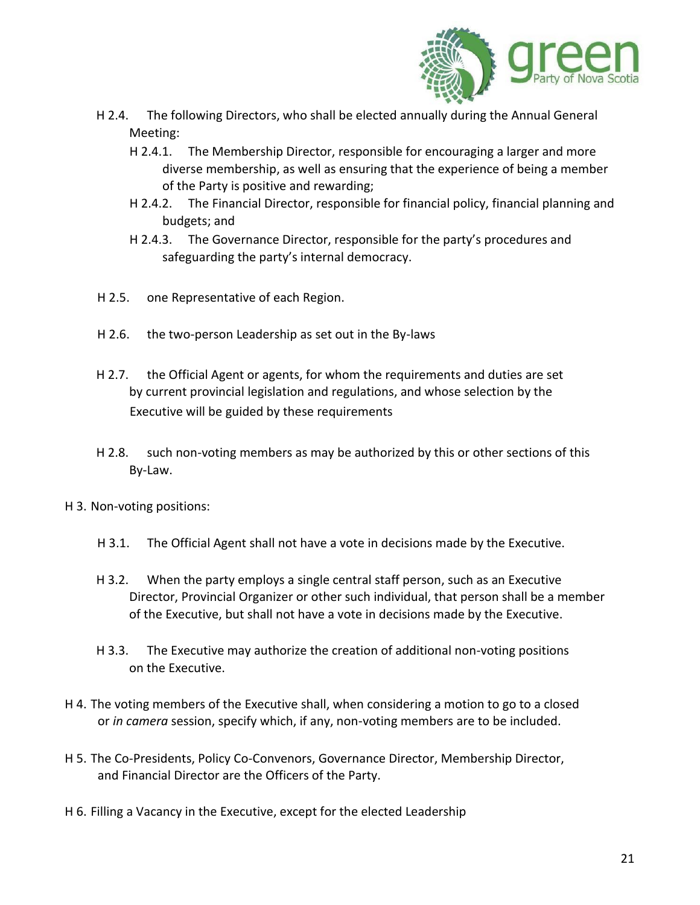H 2.4. The following Directors, who shall be elected annually during the Annual General Meeting:

H 2.4.1. The Membership Director, responsible for encouraging a larger and more diverse membership, as well as ensuring that the experience of being a member of the Party is positive and rewarding;

H 2.4.2. The Financial Director, responsible for financial policy, financial planning and budgets; and

H 2.4.3. The Governance Director, responsible for the party's procedures and safeguarding the party's internal democracy.

H 2.5. one Representative of each Region.

H 2.6. the two-person Leadership as set out in the By-laws

H 2.7. the Official Agent or agents, for whom the requirements and duties are set by current provincial legislation and regulations, and whose selection by the Executive will be guided by these requirements

H 2.8. such non-voting members as may be authorized by this or other sections of this By-Law.

H 3. Non-voting positions:

H 3.1. The Official Agent shall not have a vote in decisions made by the Executive.

H 3.2. When the party employs a single central staff person, such as an Executive Director, Provincial Organizer or other such individual, that person shall be a member of the Executive, but shall not have a vote in decisions made by the Executive.

H 3.3. The Executive may authorize the creation of additional non-voting positions on the Executive.

H 4. The voting members of the Executive shall, when considering a motion to go to a closed or *in camera* session, specify which, if any, non-voting members are to be included.

H 5. The Co-Presidents, Policy Co-Convenors, Governance Director, Membership Director, and Financial Director are the Officers of the Party.

H 6. Filling a Vacancy in the Executive, except for the elected Leadership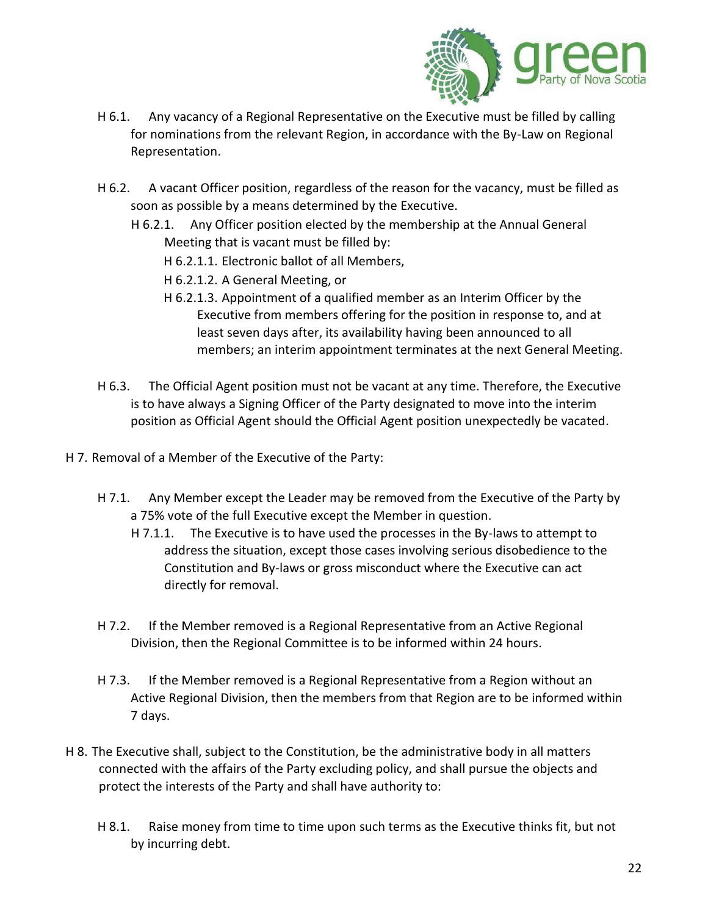- H 6.1. Any vacancy of a Regional Representative on the Executive must be filled by calling for nominations from the relevant Region, in accordance with the By-Law on Regional Representation.

- H 6.2. A vacant Officer position, regardless of the reason for the vacancy, must be filled as soon as possible by a means determined by the Executive.
  - H 6.2.1. Any Officer position elected by the membership at the Annual General Meeting that is vacant must be filled by:
    - H 6.2.1.1. Electronic ballot of all Members,
    - H 6.2.1.2. A General Meeting, or
    - H 6.2.1.3. Appointment of a qualified member as an Interim Officer by the Executive from members offering for the position in response to, and at least seven days after, its availability having been announced to all members; an interim appointment terminates at the next General Meeting.

- H 6.3. The Official Agent position must not be vacant at any time. Therefore, the Executive is to have always a Signing Officer of the Party designated to move into the interim position as Official Agent should the Official Agent position unexpectedly be vacated.

H 7. Removal of a Member of the Executive of the Party:

- H 7.1. Any Member except the Leader may be removed from the Executive of the Party by a 75% vote of the full Executive except the Member in question.
  - H 7.1.1. The Executive is to have used the processes in the By-laws to attempt to address the situation, except those cases involving serious disobedience to the Constitution and By-laws or gross misconduct where the Executive can act directly for removal.

- H 7.2. If the Member removed is a Regional Representative from an Active Regional Division, then the Regional Committee is to be informed within 24 hours.

- H 7.3. If the Member removed is a Regional Representative from a Region without an Active Regional Division, then the members from that Region are to be informed within 7 days.

H 8. The Executive shall, subject to the Constitution, be the administrative body in all matters connected with the affairs of the Party excluding policy, and shall pursue the objects and protect the interests of the Party and shall have authority to:

- H 8.1. Raise money from time to time upon such terms as the Executive thinks fit, but not by incurring debt.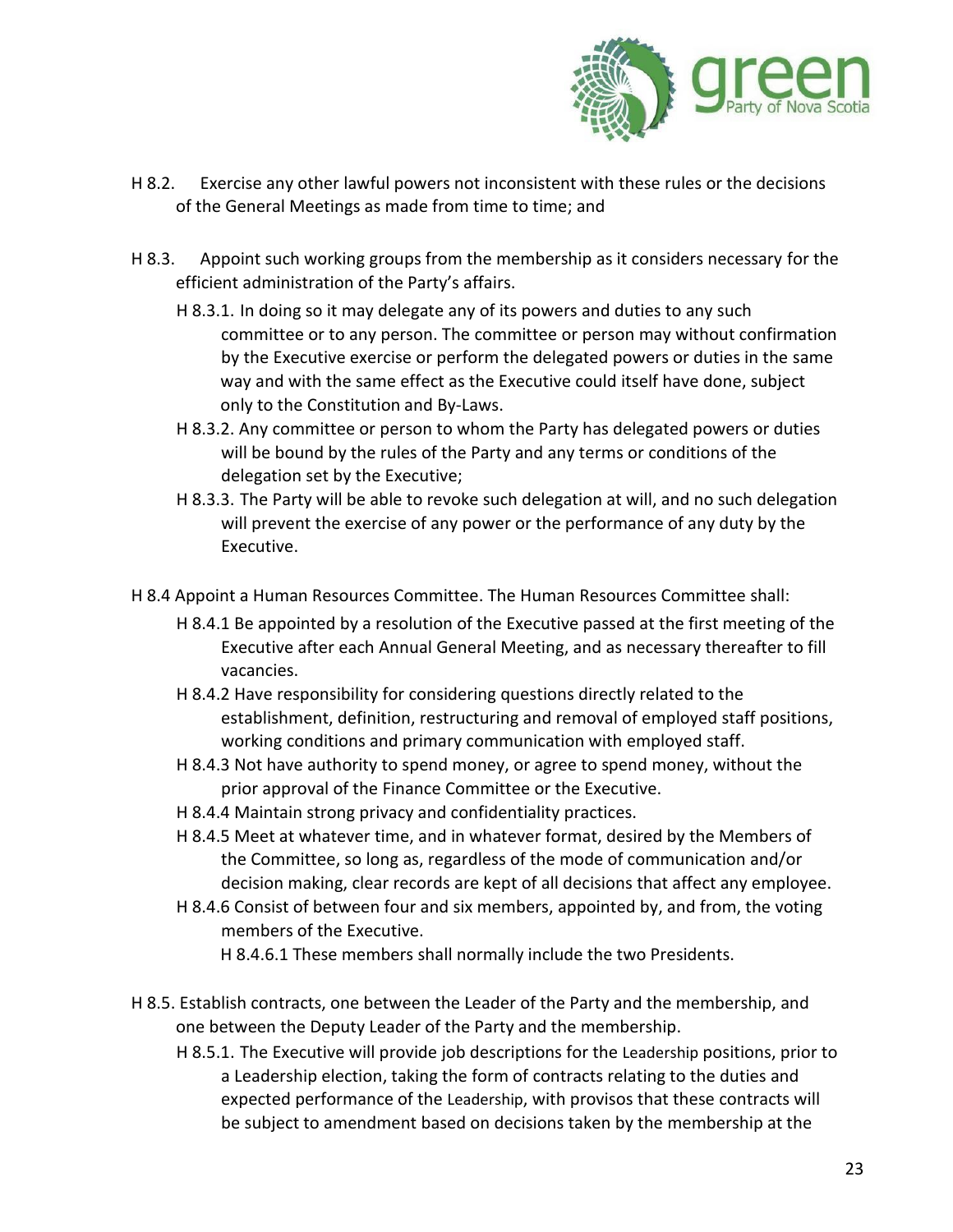H 8.2. Exercise any other lawful powers not inconsistent with these rules or the decisions of the General Meetings as made from time to time; and

H 8.3. Appoint such working groups from the membership as it considers necessary for the efficient administration of the Party's affairs.

- H 8.3.1. In doing so it may delegate any of its powers and duties to any such committee or to any person. The committee or person may without confirmation by the Executive exercise or perform the delegated powers or duties in the same way and with the same effect as the Executive could itself have done, subject only to the Constitution and By-Laws.
- H 8.3.2. Any committee or person to whom the Party has delegated powers or duties will be bound by the rules of the Party and any terms or conditions of the delegation set by the Executive;
- H 8.3.3. The Party will be able to revoke such delegation at will, and no such delegation will prevent the exercise of any power or the performance of any duty by the Executive.

H 8.4 Appoint a Human Resources Committee. The Human Resources Committee shall:

- H 8.4.1 Be appointed by a resolution of the Executive passed at the first meeting of the Executive after each Annual General Meeting, and as necessary thereafter to fill vacancies.
- H 8.4.2 Have responsibility for considering questions directly related to the establishment, definition, restructuring and removal of employed staff positions, working conditions and primary communication with employed staff.
- H 8.4.3 Not have authority to spend money, or agree to spend money, without the prior approval of the Finance Committee or the Executive.
- H 8.4.4 Maintain strong privacy and confidentiality practices.
- H 8.4.5 Meet at whatever time, and in whatever format, desired by the Members of the Committee, so long as, regardless of the mode of communication and/or decision making, clear records are kept of all decisions that affect any employee.
- H 8.4.6 Consist of between four and six members, appointed by, and from, the voting members of the Executive.
    - H 8.4.6.1 These members shall normally include the two Presidents.

H 8.5. Establish contracts, one between the Leader of the Party and the membership, and one between the Deputy Leader of the Party and the membership.

- H 8.5.1. The Executive will provide job descriptions for the Leadership positions, prior to a Leadership election, taking the form of contracts relating to the duties and expected performance of the Leadership, with provisos that these contracts will be subject to amendment based on decisions taken by the membership at the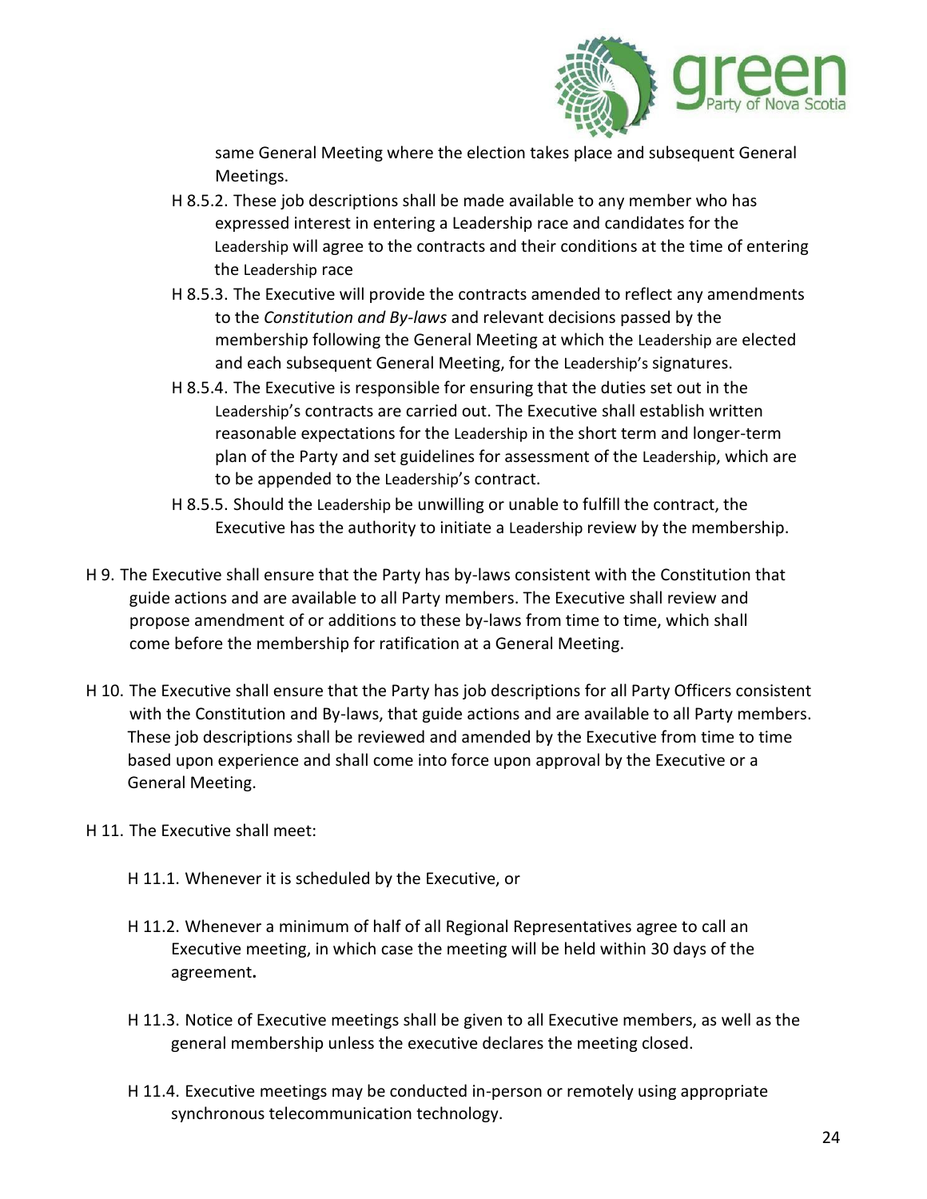same General Meeting where the election takes place and subsequent General Meetings.

- H 8.5.2. These job descriptions shall be made available to any member who has expressed interest in entering a Leadership race and candidates for the Leadership will agree to the contracts and their conditions at the time of entering the Leadership race
- H 8.5.3. The Executive will provide the contracts amended to reflect any amendments to the *Constitution and By-laws* and relevant decisions passed by the membership following the General Meeting at which the Leadership are elected and each subsequent General Meeting, for the Leadership's signatures.
- H 8.5.4. The Executive is responsible for ensuring that the duties set out in the Leadership's contracts are carried out. The Executive shall establish written reasonable expectations for the Leadership in the short term and longer-term plan of the Party and set guidelines for assessment of the Leadership, which are to be appended to the Leadership's contract.
- H 8.5.5. Should the Leadership be unwilling or unable to fulfill the contract, the Executive has the authority to initiate a Leadership review by the membership.

H 9. The Executive shall ensure that the Party has by-laws consistent with the Constitution that guide actions and are available to all Party members. The Executive shall review and propose amendment of or additions to these by-laws from time to time, which shall come before the membership for ratification at a General Meeting.

H 10. The Executive shall ensure that the Party has job descriptions for all Party Officers consistent with the Constitution and By-laws, that guide actions and are available to all Party members. These job descriptions shall be reviewed and amended by the Executive from time to time based upon experience and shall come into force upon approval by the Executive or a General Meeting.

H 11. The Executive shall meet:

- H 11.1. Whenever it is scheduled by the Executive, or
- H 11.2. Whenever a minimum of half of all Regional Representatives agree to call an Executive meeting, in which case the meeting will be held within 30 days of the agreement**.**
- H 11.3. Notice of Executive meetings shall be given to all Executive members, as well as the general membership unless the executive declares the meeting closed.
- H 11.4. Executive meetings may be conducted in-person or remotely using appropriate synchronous telecommunication technology.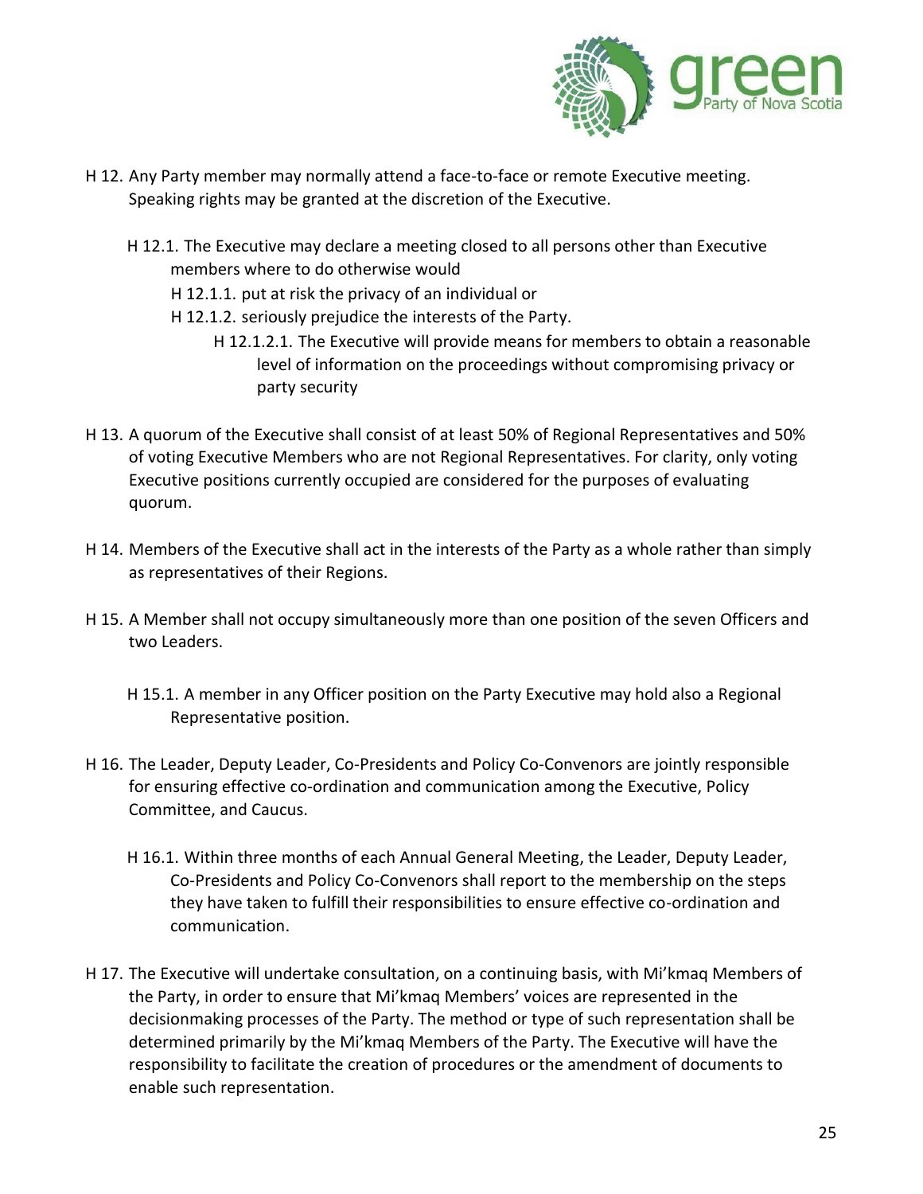H 12. Any Party member may normally attend a face-to-face or remote Executive meeting. Speaking rights may be granted at the discretion of the Executive.

H 12.1. The Executive may declare a meeting closed to all persons other than Executive members where to do otherwise would

H 12.1.1. put at risk the privacy of an individual or

H 12.1.2. seriously prejudice the interests of the Party.

H 12.1.2.1. The Executive will provide means for members to obtain a reasonable level of information on the proceedings without compromising privacy or party security

H 13. A quorum of the Executive shall consist of at least 50% of Regional Representatives and 50% of voting Executive Members who are not Regional Representatives. For clarity, only voting Executive positions currently occupied are considered for the purposes of evaluating quorum.

H 14. Members of the Executive shall act in the interests of the Party as a whole rather than simply as representatives of their Regions.

H 15. A Member shall not occupy simultaneously more than one position of the seven Officers and two Leaders.

H 15.1. A member in any Officer position on the Party Executive may hold also a Regional Representative position.

H 16. The Leader, Deputy Leader, Co-Presidents and Policy Co-Convenors are jointly responsible for ensuring effective co-ordination and communication among the Executive, Policy Committee, and Caucus.

H 16.1. Within three months of each Annual General Meeting, the Leader, Deputy Leader, Co-Presidents and Policy Co-Convenors shall report to the membership on the steps they have taken to fulfill their responsibilities to ensure effective co-ordination and communication.

H 17. The Executive will undertake consultation, on a continuing basis, with Mi'kmaq Members of the Party, in order to ensure that Mi'kmaq Members' voices are represented in the decisionmaking processes of the Party. The method or type of such representation shall be determined primarily by the Mi'kmaq Members of the Party. The Executive will have the responsibility to facilitate the creation of procedures or the amendment of documents to enable such representation.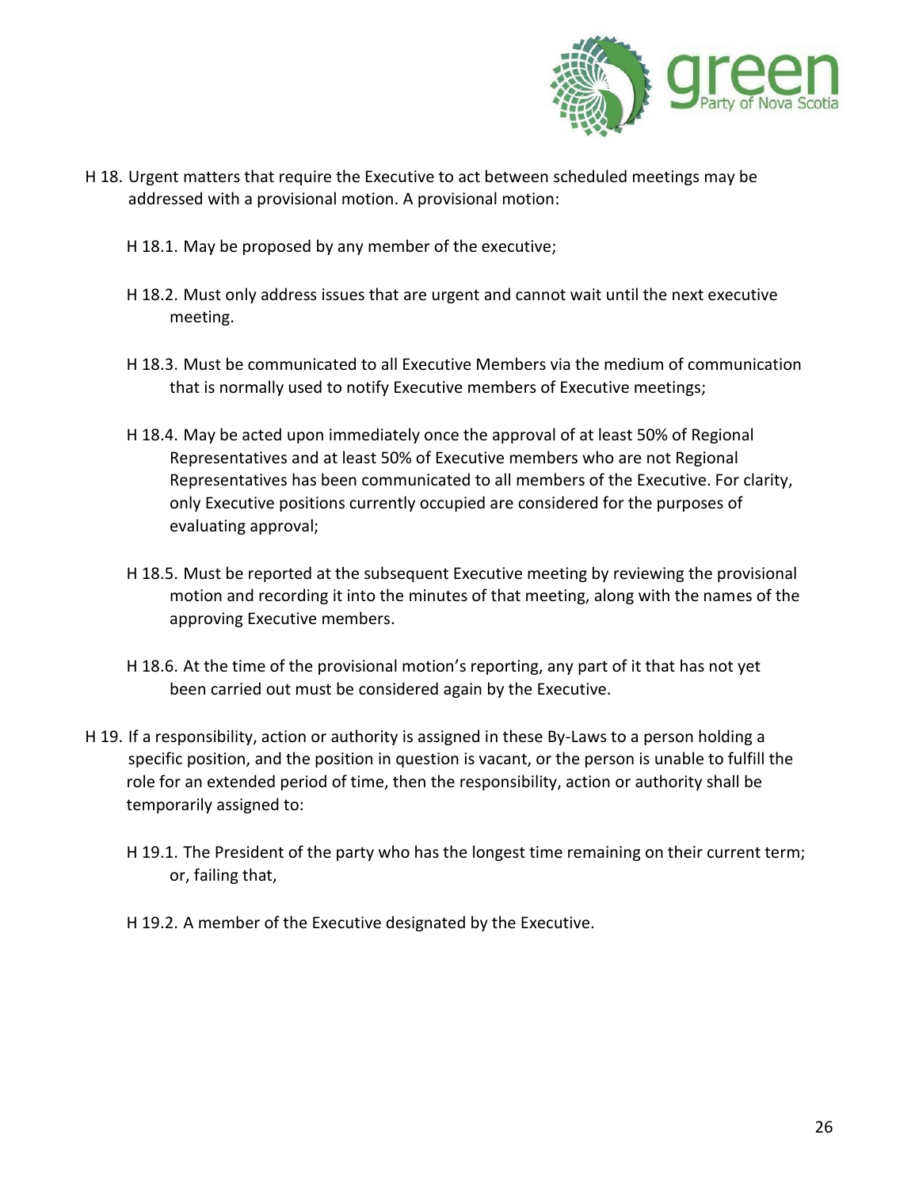H 18. Urgent matters that require the Executive to act between scheduled meetings may be addressed with a provisional motion. A provisional motion:

- H 18.1. May be proposed by any member of the executive;
- H 18.2. Must only address issues that are urgent and cannot wait until the next executive meeting.
- H 18.3. Must be communicated to all Executive Members via the medium of communication that is normally used to notify Executive members of Executive meetings;
- H 18.4. May be acted upon immediately once the approval of at least 50% of Regional Representatives and at least 50% of Executive members who are not Regional Representatives has been communicated to all members of the Executive. For clarity, only Executive positions currently occupied are considered for the purposes of evaluating approval;
- H 18.5. Must be reported at the subsequent Executive meeting by reviewing the provisional motion and recording it into the minutes of that meeting, along with the names of the approving Executive members.
- H 18.6. At the time of the provisional motion's reporting, any part of it that has not yet been carried out must be considered again by the Executive.

H 19. If a responsibility, action or authority is assigned in these By-Laws to a person holding a specific position, and the position in question is vacant, or the person is unable to fulfill the role for an extended period of time, then the responsibility, action or authority shall be temporarily assigned to:

- H 19.1. The President of the party who has the longest time remaining on their current term; or, failing that,
- H 19.2. A member of the Executive designated by the Executive.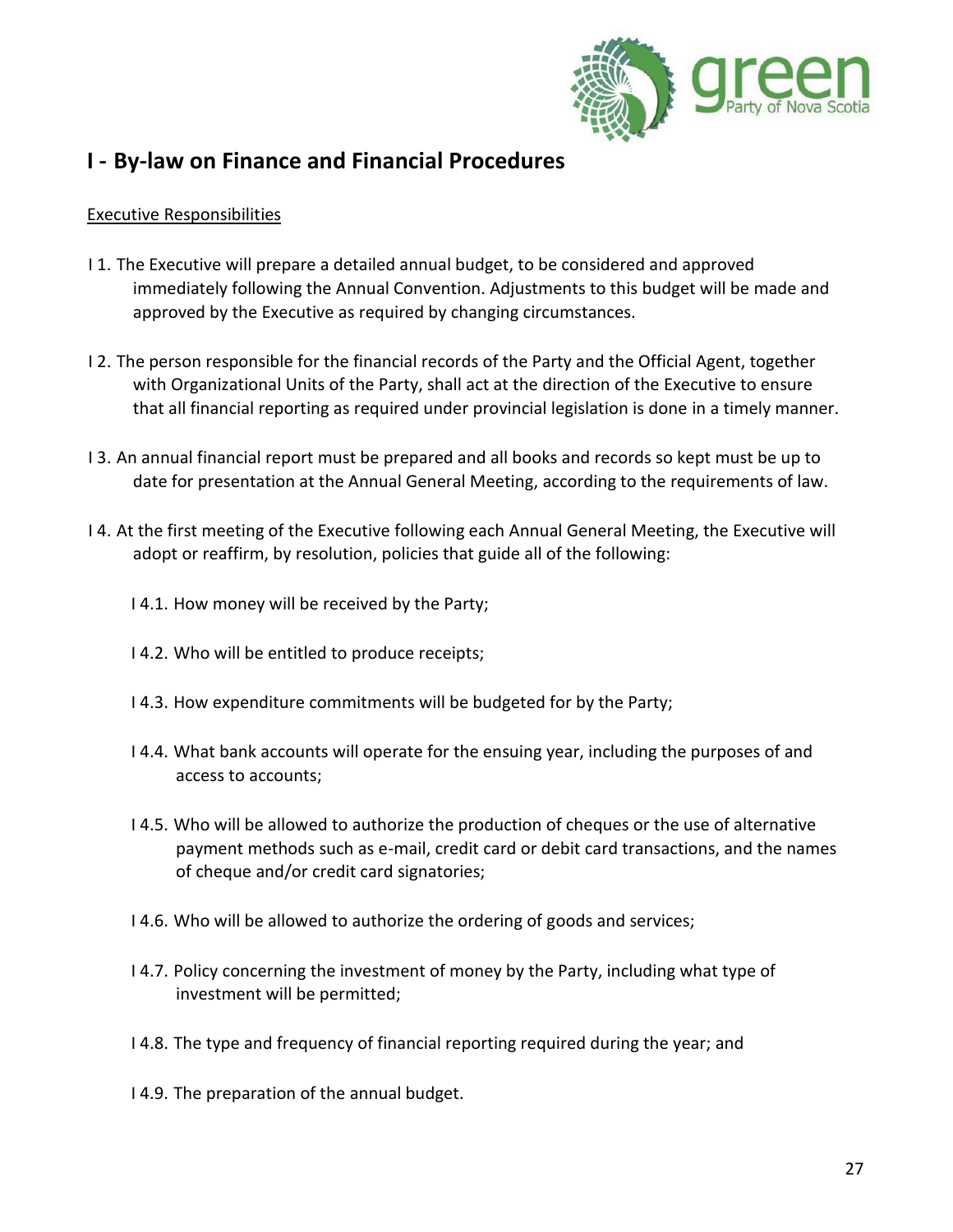## I - By-law on Finance and Financial Procedures

Executive Responsibilities

I 1. The Executive will prepare a detailed annual budget, to be considered and approved immediately following the Annual Convention. Adjustments to this budget will be made and approved by the Executive as required by changing circumstances.

I 2. The person responsible for the financial records of the Party and the Official Agent, together with Organizational Units of the Party, shall act at the direction of the Executive to ensure that all financial reporting as required under provincial legislation is done in a timely manner.

I 3. An annual financial report must be prepared and all books and records so kept must be up to date for presentation at the Annual General Meeting, according to the requirements of law.

I 4. At the first meeting of the Executive following each Annual General Meeting, the Executive will adopt or reaffirm, by resolution, policies that guide all of the following:

- I 4.1. How money will be received by the Party;
- I 4.2. Who will be entitled to produce receipts;
- I 4.3. How expenditure commitments will be budgeted for by the Party;
- I 4.4. What bank accounts will operate for the ensuing year, including the purposes of and access to accounts;
- I 4.5. Who will be allowed to authorize the production of cheques or the use of alternative payment methods such as e-mail, credit card or debit card transactions, and the names of cheque and/or credit card signatories;
- I 4.6. Who will be allowed to authorize the ordering of goods and services;
- I 4.7. Policy concerning the investment of money by the Party, including what type of investment will be permitted;
- I 4.8. The type and frequency of financial reporting required during the year; and
- I 4.9. The preparation of the annual budget.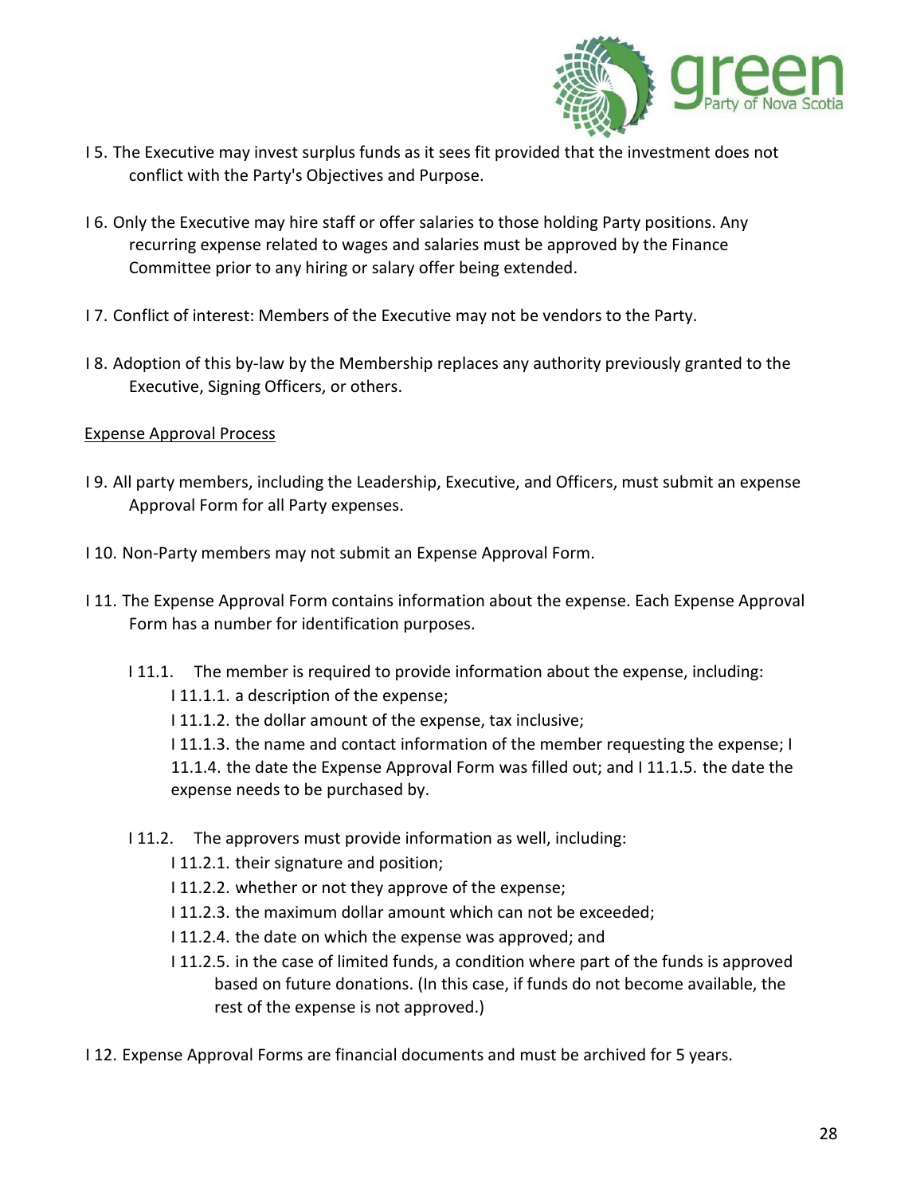I 5. The Executive may invest surplus funds as it sees fit provided that the investment does not conflict with the Party's Objectives and Purpose.

I 6. Only the Executive may hire staff or offer salaries to those holding Party positions. Any recurring expense related to wages and salaries must be approved by the Finance Committee prior to any hiring or salary offer being extended.

I 7. Conflict of interest: Members of the Executive may not be vendors to the Party.

I 8. Adoption of this by-law by the Membership replaces any authority previously granted to the Executive, Signing Officers, or others.

<u>Expense Approval Process</u>

I 9. All party members, including the Leadership, Executive, and Officers, must submit an expense Approval Form for all Party expenses.

I 10. Non-Party members may not submit an Expense Approval Form.

I 11. The Expense Approval Form contains information about the expense. Each Expense Approval Form has a number for identification purposes.

- I 11.1. The member is required to provide information about the expense, including:
  - I 11.1.1. a description of the expense;
  - I 11.1.2. the dollar amount of the expense, tax inclusive;
  - I 11.1.3. the name and contact information of the member requesting the expense;
  - I 11.1.4. the date the Expense Approval Form was filled out; and
  - I 11.1.5. the date the expense needs to be purchased by.

- I 11.2. The approvers must provide information as well, including:
  - I 11.2.1. their signature and position;
  - I 11.2.2. whether or not they approve of the expense;
  - I 11.2.3. the maximum dollar amount which can not be exceeded;
  - I 11.2.4. the date on which the expense was approved; and
  - I 11.2.5. in the case of limited funds, a condition where part of the funds is approved based on future donations. (In this case, if funds do not become available, the rest of the expense is not approved.)

I 12. Expense Approval Forms are financial documents and must be archived for 5 years.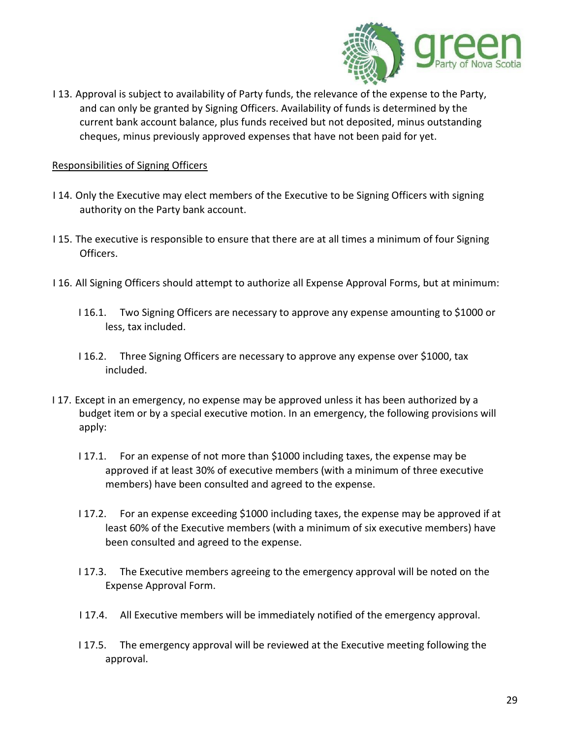I 13. Approval is subject to availability of Party funds, the relevance of the expense to the Party, and can only be granted by Signing Officers. Availability of funds is determined by the current bank account balance, plus funds received but not deposited, minus outstanding cheques, minus previously approved expenses that have not been paid for yet.

Responsibilities of Signing Officers

I 14. Only the Executive may elect members of the Executive to be Signing Officers with signing authority on the Party bank account.

I 15. The executive is responsible to ensure that there are at all times a minimum of four Signing Officers.

I 16. All Signing Officers should attempt to authorize all Expense Approval Forms, but at minimum:

- I 16.1. Two Signing Officers are necessary to approve any expense amounting to $1000 or less, tax included.
- I 16.2. Three Signing Officers are necessary to approve any expense over $1000, tax included.

I 17. Except in an emergency, no expense may be approved unless it has been authorized by a budget item or by a special executive motion. In an emergency, the following provisions will apply:

- I 17.1. For an expense of not more than $1000 including taxes, the expense may be approved if at least 30% of executive members (with a minimum of three executive members) have been consulted and agreed to the expense.
- I 17.2. For an expense exceeding $1000 including taxes, the expense may be approved if at least 60% of the Executive members (with a minimum of six executive members) have been consulted and agreed to the expense.
- I 17.3. The Executive members agreeing to the emergency approval will be noted on the Expense Approval Form.
- I 17.4. All Executive members will be immediately notified of the emergency approval.
- I 17.5. The emergency approval will be reviewed at the Executive meeting following the approval.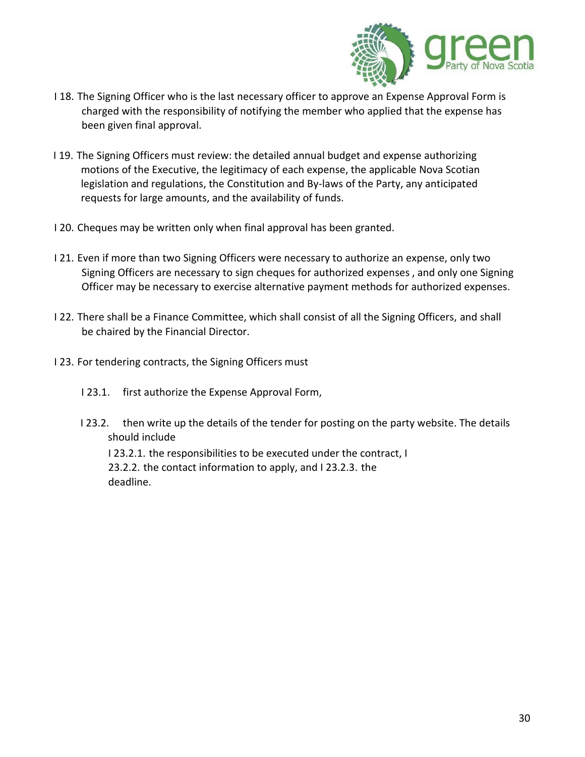I 18. The Signing Officer who is the last necessary officer to approve an Expense Approval Form is charged with the responsibility of notifying the member who applied that the expense has been given final approval.

I 19. The Signing Officers must review: the detailed annual budget and expense authorizing motions of the Executive, the legitimacy of each expense, the applicable Nova Scotian legislation and regulations, the Constitution and By-laws of the Party, any anticipated requests for large amounts, and the availability of funds.

I 20. Cheques may be written only when final approval has been granted.

I 21. Even if more than two Signing Officers were necessary to authorize an expense, only two Signing Officers are necessary to sign cheques for authorized expenses , and only one Signing Officer may be necessary to exercise alternative payment methods for authorized expenses.

I 22. There shall be a Finance Committee, which shall consist of all the Signing Officers, and shall be chaired by the Financial Director.

I 23. For tendering contracts, the Signing Officers must

- I 23.1. first authorize the Expense Approval Form,
- I 23.2. then write up the details of the tender for posting on the party website. The details should include
  - I 23.2.1. the responsibilities to be executed under the contract,
  - I 23.2.2. the contact information to apply, and
  - I 23.2.3. the deadline.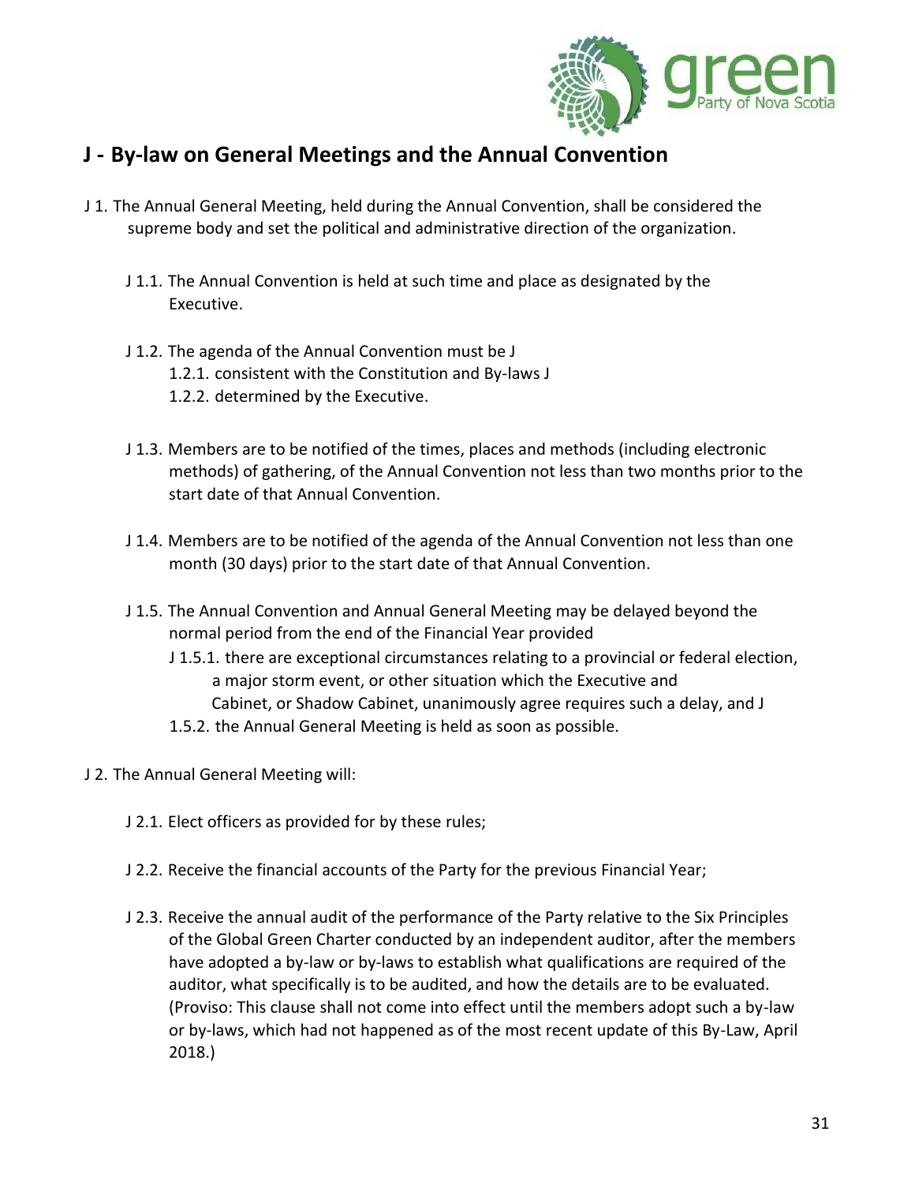## J - By-law on General Meetings and the Annual Convention

J 1. The Annual General Meeting, held during the Annual Convention, shall be considered the supreme body and set the political and administrative direction of the organization.

J 1.1. The Annual Convention is held at such time and place as designated by the Executive.

J 1.2. The agenda of the Annual Convention must be

J 1.2.1. consistent with the Constitution and By-laws

J 1.2.2. determined by the Executive.

J 1.3. Members are to be notified of the times, places and methods (including electronic methods) of gathering, of the Annual Convention not less than two months prior to the start date of that Annual Convention.

J 1.4. Members are to be notified of the agenda of the Annual Convention not less than one month (30 days) prior to the start date of that Annual Convention.

J 1.5. The Annual Convention and Annual General Meeting may be delayed beyond the normal period from the end of the Financial Year provided

J 1.5.1. there are exceptional circumstances relating to a provincial or federal election, a major storm event, or other situation which the Executive and Cabinet, or Shadow Cabinet, unanimously agree requires such a delay, and

J 1.5.2. the Annual General Meeting is held as soon as possible.

J 2. The Annual General Meeting will:

J 2.1. Elect officers as provided for by these rules;

J 2.2. Receive the financial accounts of the Party for the previous Financial Year;

J 2.3. Receive the annual audit of the performance of the Party relative to the Six Principles of the Global Green Charter conducted by an independent auditor, after the members have adopted a by-law or by-laws to establish what qualifications are required of the auditor, what specifically is to be audited, and how the details are to be evaluated. (Proviso: This clause shall not come into effect until the members adopt such a by-law or by-laws, which had not happened as of the most recent update of this By-Law, April 2018.)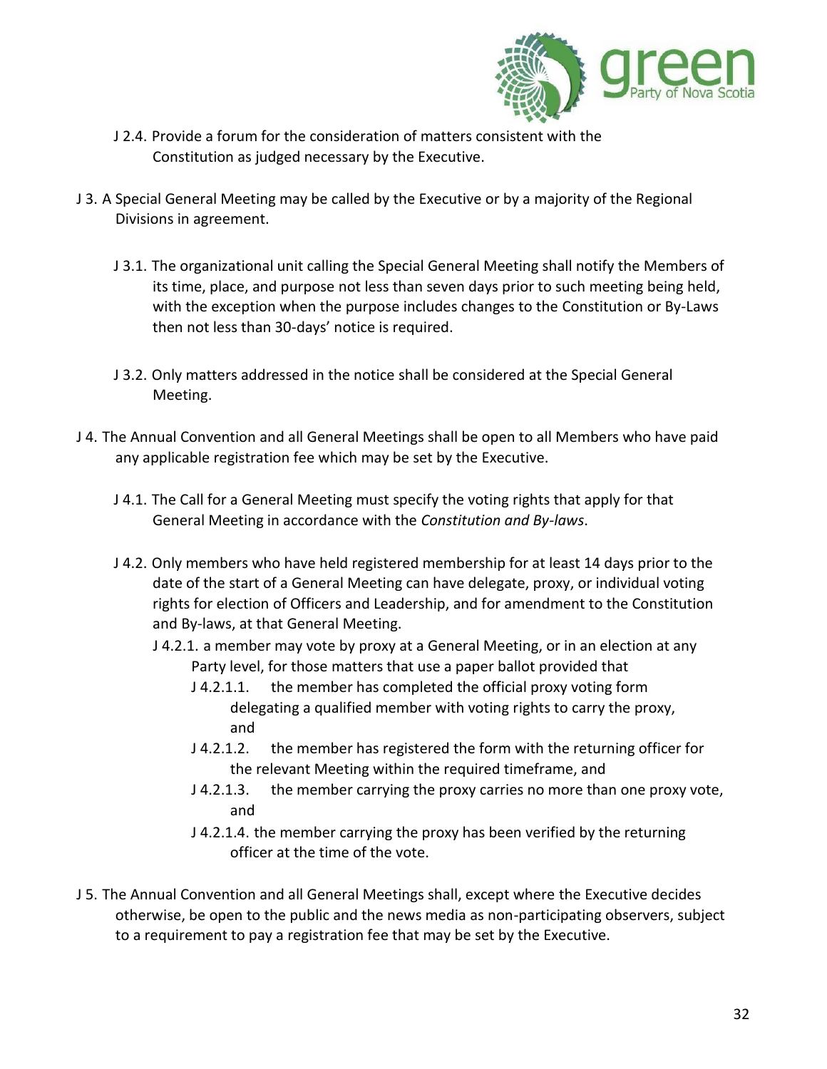J 2.4. Provide a forum for the consideration of matters consistent with the Constitution as judged necessary by the Executive.

J 3. A Special General Meeting may be called by the Executive or by a majority of the Regional Divisions in agreement.

J 3.1. The organizational unit calling the Special General Meeting shall notify the Members of its time, place, and purpose not less than seven days prior to such meeting being held, with the exception when the purpose includes changes to the Constitution or By-Laws then not less than 30-days' notice is required.

J 3.2. Only matters addressed in the notice shall be considered at the Special General Meeting.

J 4. The Annual Convention and all General Meetings shall be open to all Members who have paid any applicable registration fee which may be set by the Executive.

J 4.1. The Call for a General Meeting must specify the voting rights that apply for that General Meeting in accordance with the *Constitution and By-laws*.

J 4.2. Only members who have held registered membership for at least 14 days prior to the date of the start of a General Meeting can have delegate, proxy, or individual voting rights for election of Officers and Leadership, and for amendment to the Constitution and By-laws, at that General Meeting.

J 4.2.1. a member may vote by proxy at a General Meeting, or in an election at any Party level, for those matters that use a paper ballot provided that

J 4.2.1.1. the member has completed the official proxy voting form delegating a qualified member with voting rights to carry the proxy, and

J 4.2.1.2. the member has registered the form with the returning officer for the relevant Meeting within the required timeframe, and

J 4.2.1.3. the member carrying the proxy carries no more than one proxy vote, and

J 4.2.1.4. the member carrying the proxy has been verified by the returning officer at the time of the vote.

J 5. The Annual Convention and all General Meetings shall, except where the Executive decides otherwise, be open to the public and the news media as non-participating observers, subject to a requirement to pay a registration fee that may be set by the Executive.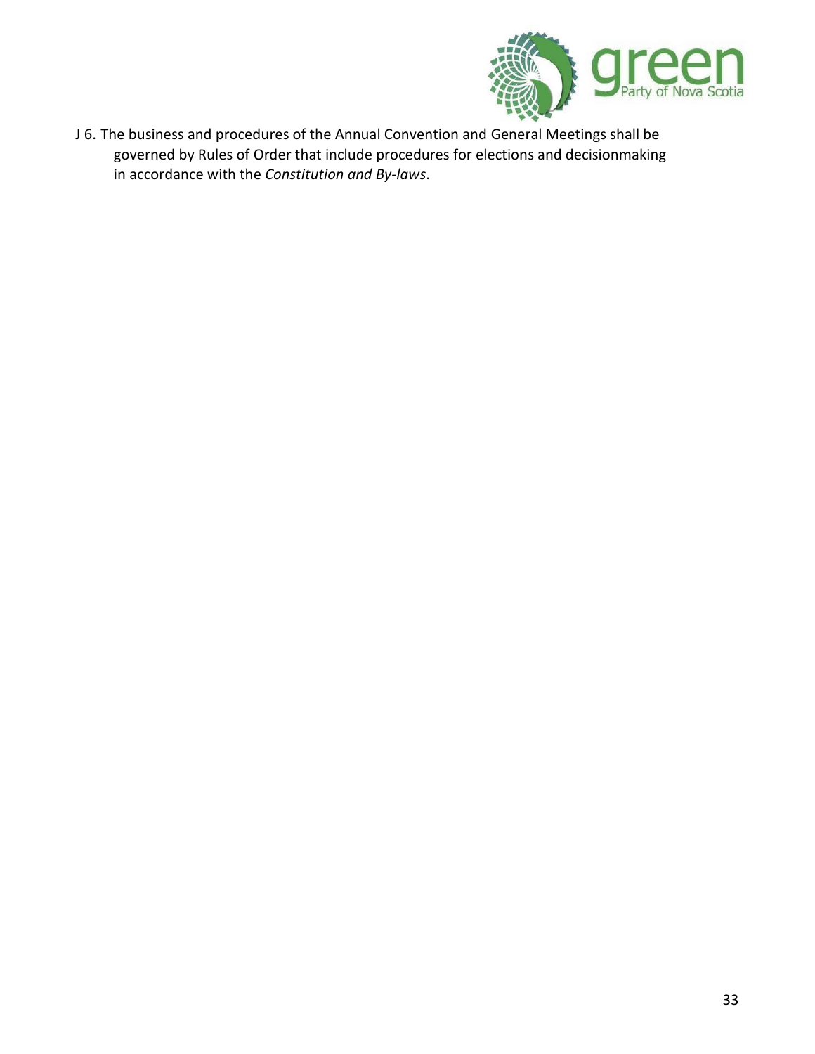J 6. The business and procedures of the Annual Convention and General Meetings shall be governed by Rules of Order that include procedures for elections and decisionmaking in accordance with the *Constitution and By-laws*.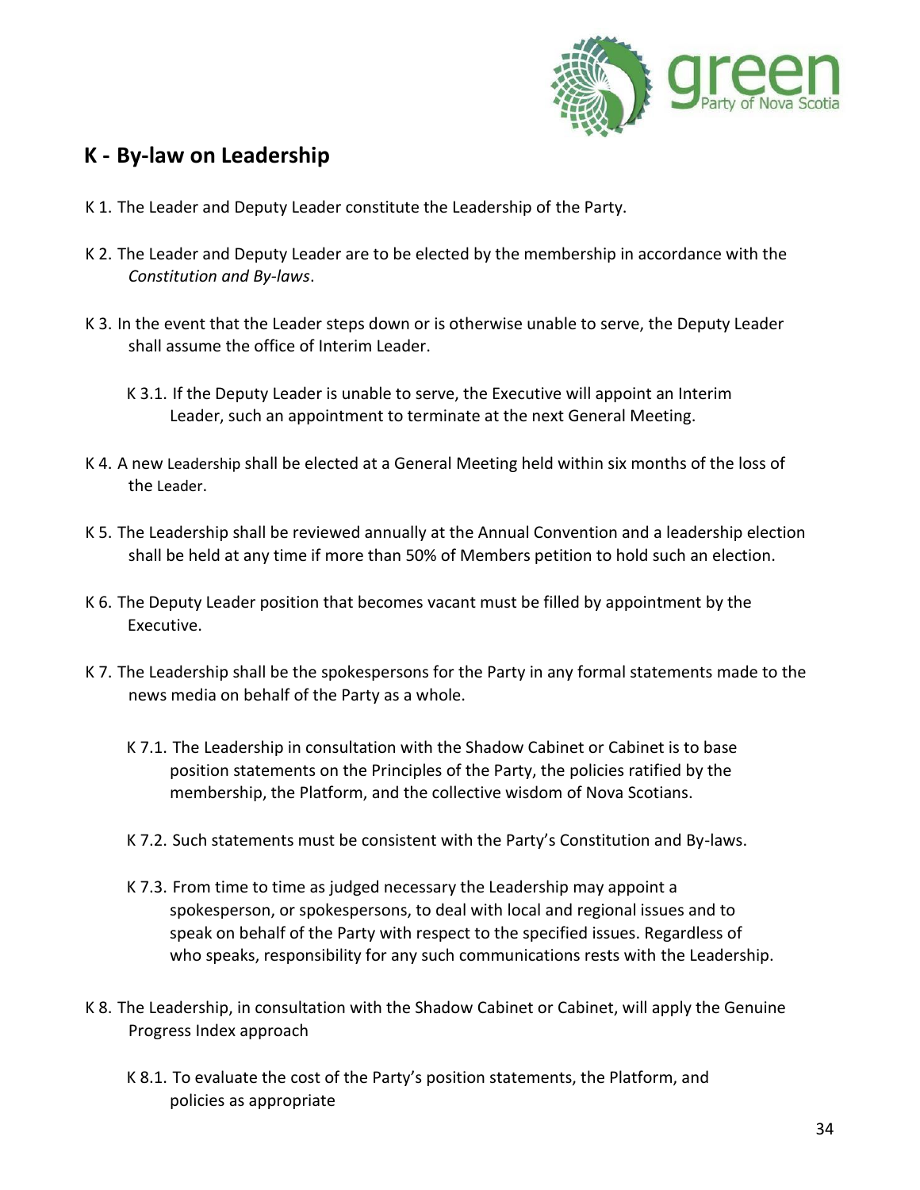## K - By-law on Leadership

K 1. The Leader and Deputy Leader constitute the Leadership of the Party.

K 2. The Leader and Deputy Leader are to be elected by the membership in accordance with the *Constitution and By-laws*.

K 3. In the event that the Leader steps down or is otherwise unable to serve, the Deputy Leader shall assume the office of Interim Leader.

K 3.1. If the Deputy Leader is unable to serve, the Executive will appoint an Interim Leader, such an appointment to terminate at the next General Meeting.

K 4. A new Leadership shall be elected at a General Meeting held within six months of the loss of the Leader.

K 5. The Leadership shall be reviewed annually at the Annual Convention and a leadership election shall be held at any time if more than 50% of Members petition to hold such an election.

K 6. The Deputy Leader position that becomes vacant must be filled by appointment by the Executive.

K 7. The Leadership shall be the spokespersons for the Party in any formal statements made to the news media on behalf of the Party as a whole.

K 7.1. The Leadership in consultation with the Shadow Cabinet or Cabinet is to base position statements on the Principles of the Party, the policies ratified by the membership, the Platform, and the collective wisdom of Nova Scotians.

K 7.2. Such statements must be consistent with the Party's Constitution and By-laws.

K 7.3. From time to time as judged necessary the Leadership may appoint a spokesperson, or spokespersons, to deal with local and regional issues and to speak on behalf of the Party with respect to the specified issues. Regardless of who speaks, responsibility for any such communications rests with the Leadership.

K 8. The Leadership, in consultation with the Shadow Cabinet or Cabinet, will apply the Genuine Progress Index approach

K 8.1. To evaluate the cost of the Party's position statements, the Platform, and policies as appropriate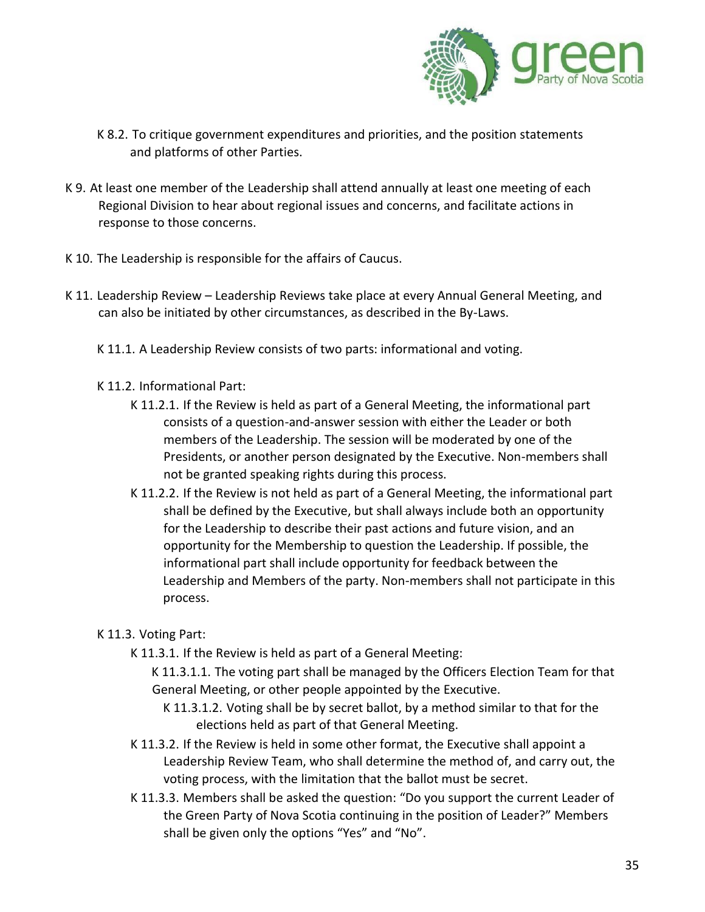K 8.2. To critique government expenditures and priorities, and the position statements and platforms of other Parties.

K 9. At least one member of the Leadership shall attend annually at least one meeting of each Regional Division to hear about regional issues and concerns, and facilitate actions in response to those concerns.

K 10. The Leadership is responsible for the affairs of Caucus.

K 11. Leadership Review – Leadership Reviews take place at every Annual General Meeting, and can also be initiated by other circumstances, as described in the By-Laws.

K 11.1. A Leadership Review consists of two parts: informational and voting.

K 11.2. Informational Part:

K 11.2.1. If the Review is held as part of a General Meeting, the informational part consists of a question-and-answer session with either the Leader or both members of the Leadership. The session will be moderated by one of the Presidents, or another person designated by the Executive. Non-members shall not be granted speaking rights during this process.

K 11.2.2. If the Review is not held as part of a General Meeting, the informational part shall be defined by the Executive, but shall always include both an opportunity for the Leadership to describe their past actions and future vision, and an opportunity for the Membership to question the Leadership. If possible, the informational part shall include opportunity for feedback between the Leadership and Members of the party. Non-members shall not participate in this process.

K 11.3. Voting Part:

K 11.3.1. If the Review is held as part of a General Meeting:

K 11.3.1.1. The voting part shall be managed by the Officers Election Team for that General Meeting, or other people appointed by the Executive.

K 11.3.1.2. Voting shall be by secret ballot, by a method similar to that for the elections held as part of that General Meeting.

K 11.3.2. If the Review is held in some other format, the Executive shall appoint a Leadership Review Team, who shall determine the method of, and carry out, the voting process, with the limitation that the ballot must be secret.

K 11.3.3. Members shall be asked the question: "Do you support the current Leader of the Green Party of Nova Scotia continuing in the position of Leader?" Members shall be given only the options "Yes" and "No".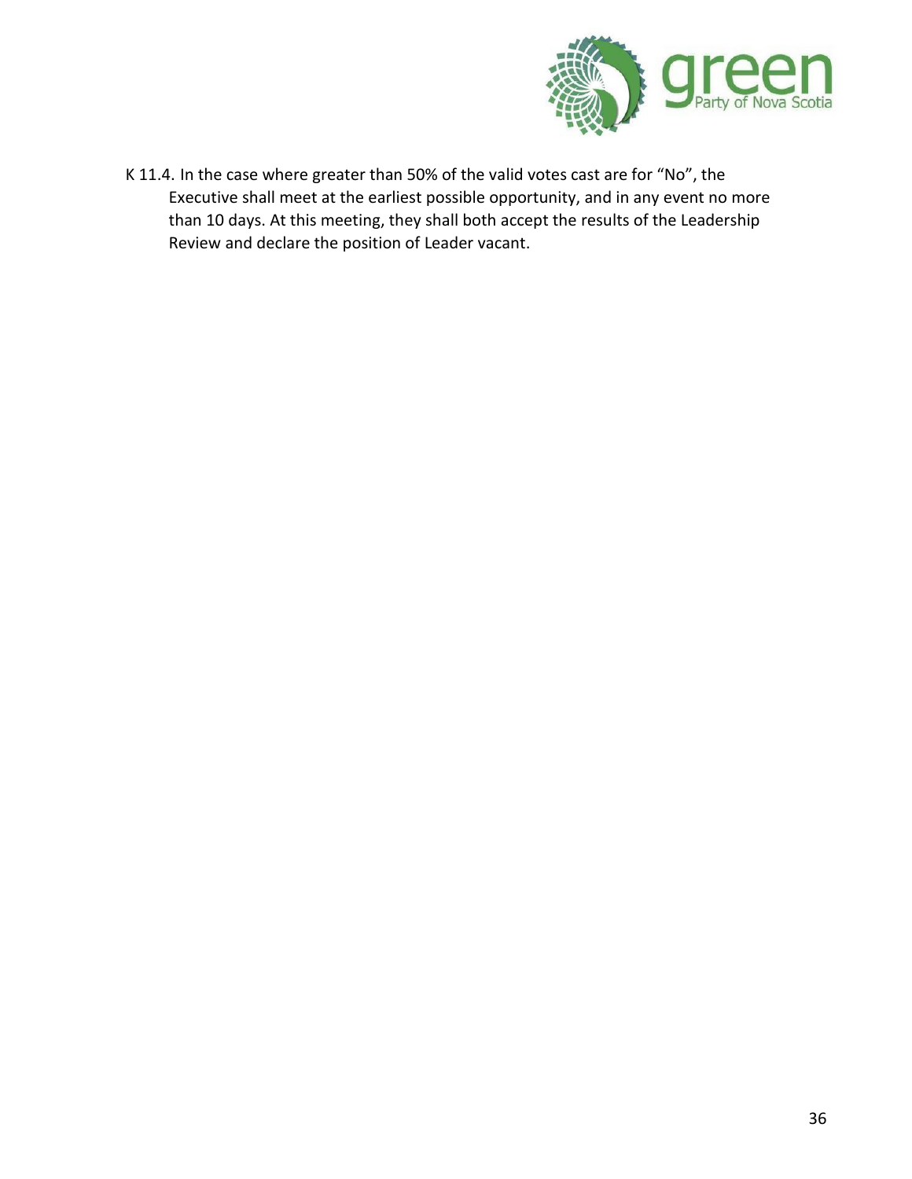K 11.4. In the case where greater than 50% of the valid votes cast are for "No", the Executive shall meet at the earliest possible opportunity, and in any event no more than 10 days. At this meeting, they shall both accept the results of the Leadership Review and declare the position of Leader vacant.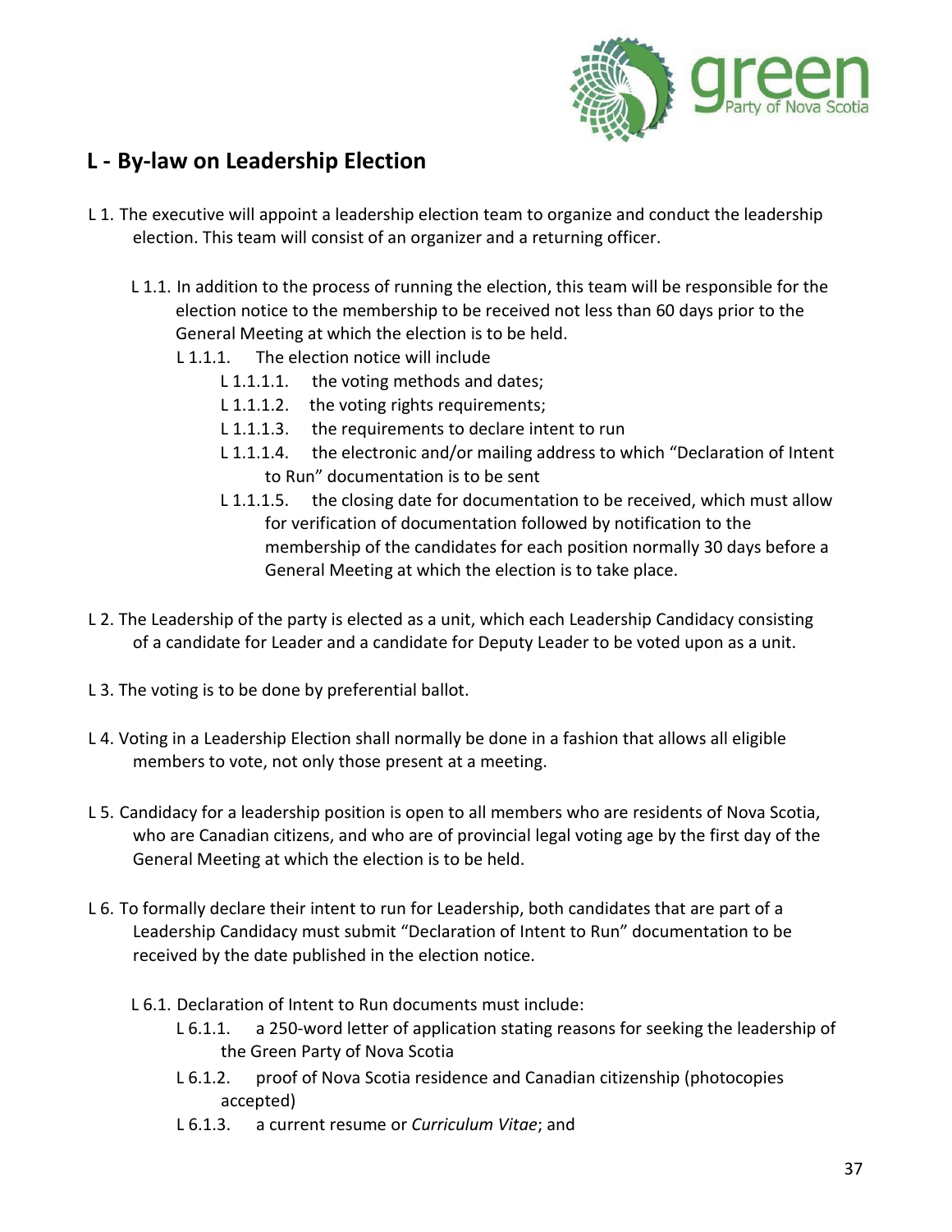## L - By-law on Leadership Election

L 1. The executive will appoint a leadership election team to organize and conduct the leadership election. This team will consist of an organizer and a returning officer.

- L 1.1. In addition to the process of running the election, this team will be responsible for the election notice to the membership to be received not less than 60 days prior to the General Meeting at which the election is to be held.
  - L 1.1.1. The election notice will include
    - L 1.1.1.1. the voting methods and dates;
    - L 1.1.1.2. the voting rights requirements;
    - L 1.1.1.3. the requirements to declare intent to run
    - L 1.1.1.4. the electronic and/or mailing address to which "Declaration of Intent to Run" documentation is to be sent
    - L 1.1.1.5. the closing date for documentation to be received, which must allow for verification of documentation followed by notification to the membership of the candidates for each position normally 30 days before a General Meeting at which the election is to take place.

L 2. The Leadership of the party is elected as a unit, which each Leadership Candidacy consisting of a candidate for Leader and a candidate for Deputy Leader to be voted upon as a unit.

L 3. The voting is to be done by preferential ballot.

L 4. Voting in a Leadership Election shall normally be done in a fashion that allows all eligible members to vote, not only those present at a meeting.

L 5. Candidacy for a leadership position is open to all members who are residents of Nova Scotia, who are Canadian citizens, and who are of provincial legal voting age by the first day of the General Meeting at which the election is to be held.

L 6. To formally declare their intent to run for Leadership, both candidates that are part of a Leadership Candidacy must submit "Declaration of Intent to Run" documentation to be received by the date published in the election notice.

- L 6.1. Declaration of Intent to Run documents must include:
  - L 6.1.1. a 250-word letter of application stating reasons for seeking the leadership of the Green Party of Nova Scotia
  - L 6.1.2. proof of Nova Scotia residence and Canadian citizenship (photocopies accepted)
  - L 6.1.3. a current resume or *Curriculum Vitae*; and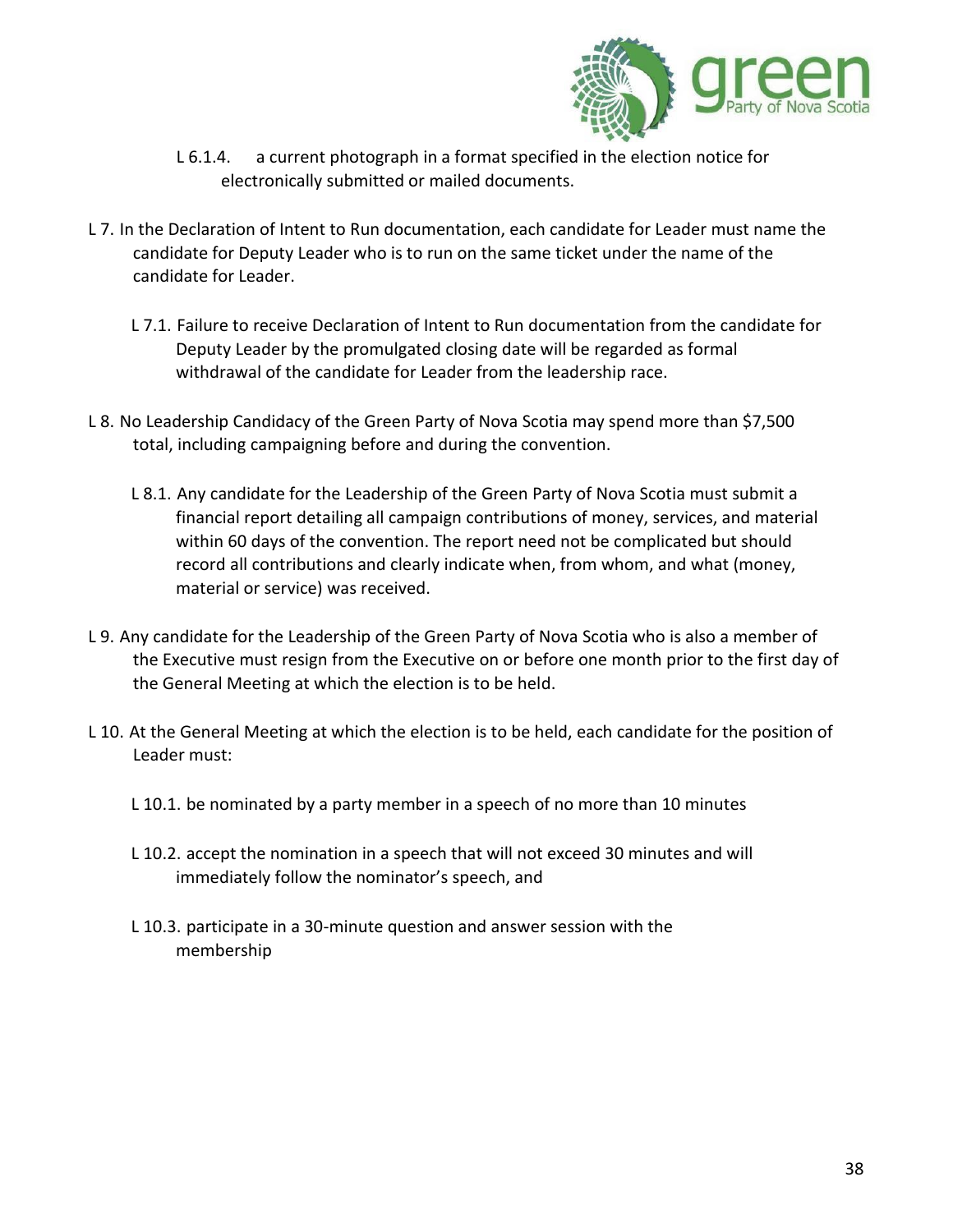L 6.1.4. a current photograph in a format specified in the election notice for electronically submitted or mailed documents.

L 7. In the Declaration of Intent to Run documentation, each candidate for Leader must name the candidate for Deputy Leader who is to run on the same ticket under the name of the candidate for Leader.

L 7.1. Failure to receive Declaration of Intent to Run documentation from the candidate for Deputy Leader by the promulgated closing date will be regarded as formal withdrawal of the candidate for Leader from the leadership race.

L 8. No Leadership Candidacy of the Green Party of Nova Scotia may spend more than $7,500 total, including campaigning before and during the convention.

L 8.1. Any candidate for the Leadership of the Green Party of Nova Scotia must submit a financial report detailing all campaign contributions of money, services, and material within 60 days of the convention. The report need not be complicated but should record all contributions and clearly indicate when, from whom, and what (money, material or service) was received.

L 9. Any candidate for the Leadership of the Green Party of Nova Scotia who is also a member of the Executive must resign from the Executive on or before one month prior to the first day of the General Meeting at which the election is to be held.

L 10. At the General Meeting at which the election is to be held, each candidate for the position of Leader must:

L 10.1. be nominated by a party member in a speech of no more than 10 minutes

L 10.2. accept the nomination in a speech that will not exceed 30 minutes and will immediately follow the nominator's speech, and

L 10.3. participate in a 30-minute question and answer session with the membership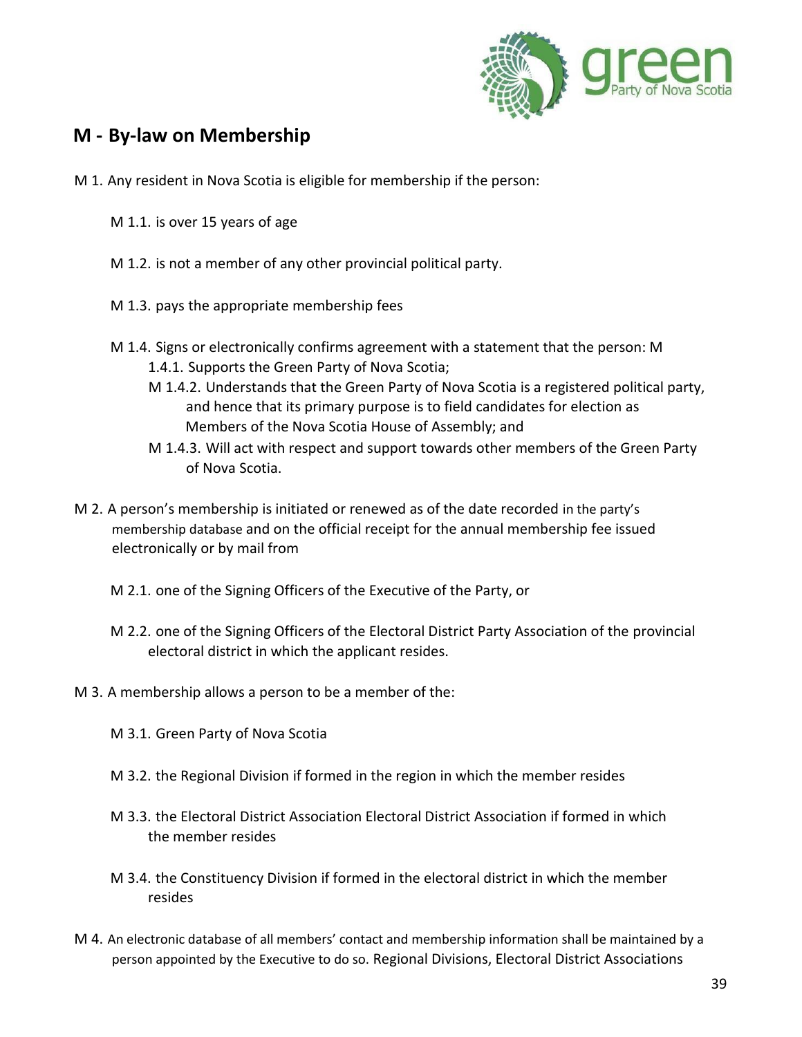## M - By-law on Membership

M 1. Any resident in Nova Scotia is eligible for membership if the person:

M 1.1. is over 15 years of age

M 1.2. is not a member of any other provincial political party.

M 1.3. pays the appropriate membership fees

M 1.4. Signs or electronically confirms agreement with a statement that the person:

M 1.4.1. Supports the Green Party of Nova Scotia;

M 1.4.2. Understands that the Green Party of Nova Scotia is a registered political party, and hence that its primary purpose is to field candidates for election as Members of the Nova Scotia House of Assembly; and

M 1.4.3. Will act with respect and support towards other members of the Green Party of Nova Scotia.

M 2. A person's membership is initiated or renewed as of the date recorded in the party's membership database and on the official receipt for the annual membership fee issued electronically or by mail from

M 2.1. one of the Signing Officers of the Executive of the Party, or

M 2.2. one of the Signing Officers of the Electoral District Party Association of the provincial electoral district in which the applicant resides.

M 3. A membership allows a person to be a member of the:

M 3.1. Green Party of Nova Scotia

M 3.2. the Regional Division if formed in the region in which the member resides

M 3.3. the Electoral District Association Electoral District Association if formed in which the member resides

M 3.4. the Constituency Division if formed in the electoral district in which the member resides

M 4. An electronic database of all members' contact and membership information shall be maintained by a person appointed by the Executive to do so. Regional Divisions, Electoral District Associations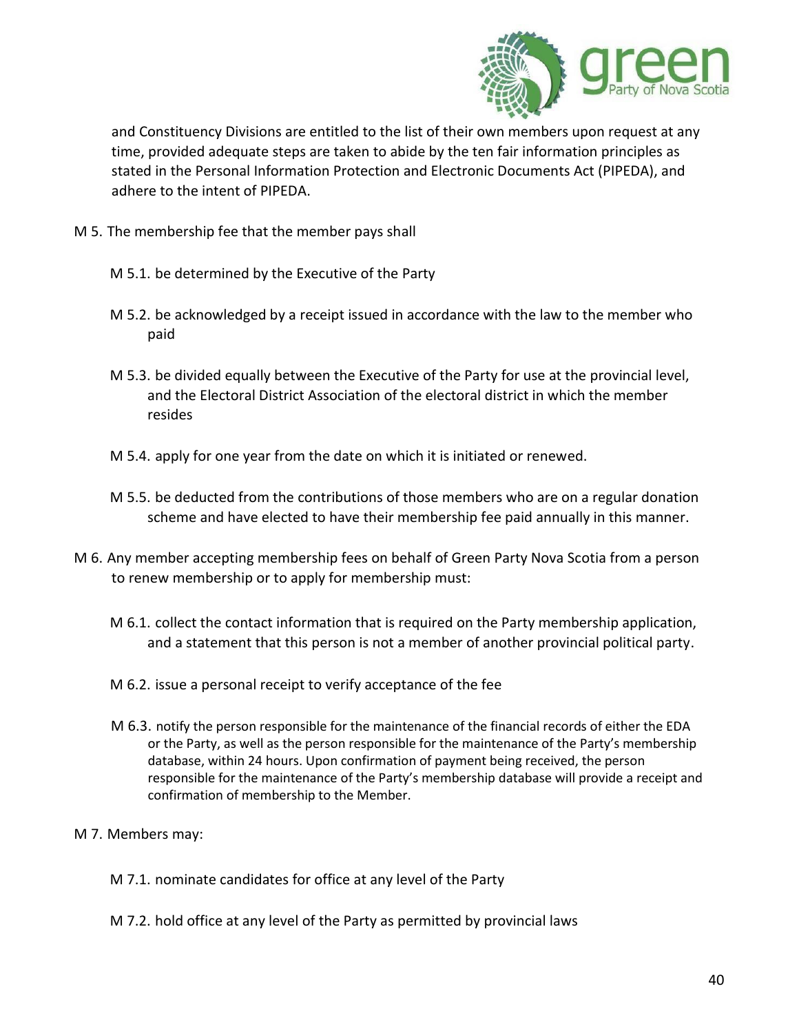and Constituency Divisions are entitled to the list of their own members upon request at any time, provided adequate steps are taken to abide by the ten fair information principles as stated in the Personal Information Protection and Electronic Documents Act (PIPEDA), and adhere to the intent of PIPEDA.

M 5. The membership fee that the member pays shall

- M 5.1. be determined by the Executive of the Party
- M 5.2. be acknowledged by a receipt issued in accordance with the law to the member who paid
- M 5.3. be divided equally between the Executive of the Party for use at the provincial level, and the Electoral District Association of the electoral district in which the member resides
- M 5.4. apply for one year from the date on which it is initiated or renewed.
- M 5.5. be deducted from the contributions of those members who are on a regular donation scheme and have elected to have their membership fee paid annually in this manner.

M 6. Any member accepting membership fees on behalf of Green Party Nova Scotia from a person to renew membership or to apply for membership must:

- M 6.1. collect the contact information that is required on the Party membership application, and a statement that this person is not a member of another provincial political party.
- M 6.2. issue a personal receipt to verify acceptance of the fee
- M 6.3. notify the person responsible for the maintenance of the financial records of either the EDA or the Party, as well as the person responsible for the maintenance of the Party's membership database, within 24 hours. Upon confirmation of payment being received, the person responsible for the maintenance of the Party's membership database will provide a receipt and confirmation of membership to the Member.

M 7. Members may:

- M 7.1. nominate candidates for office at any level of the Party
- M 7.2. hold office at any level of the Party as permitted by provincial laws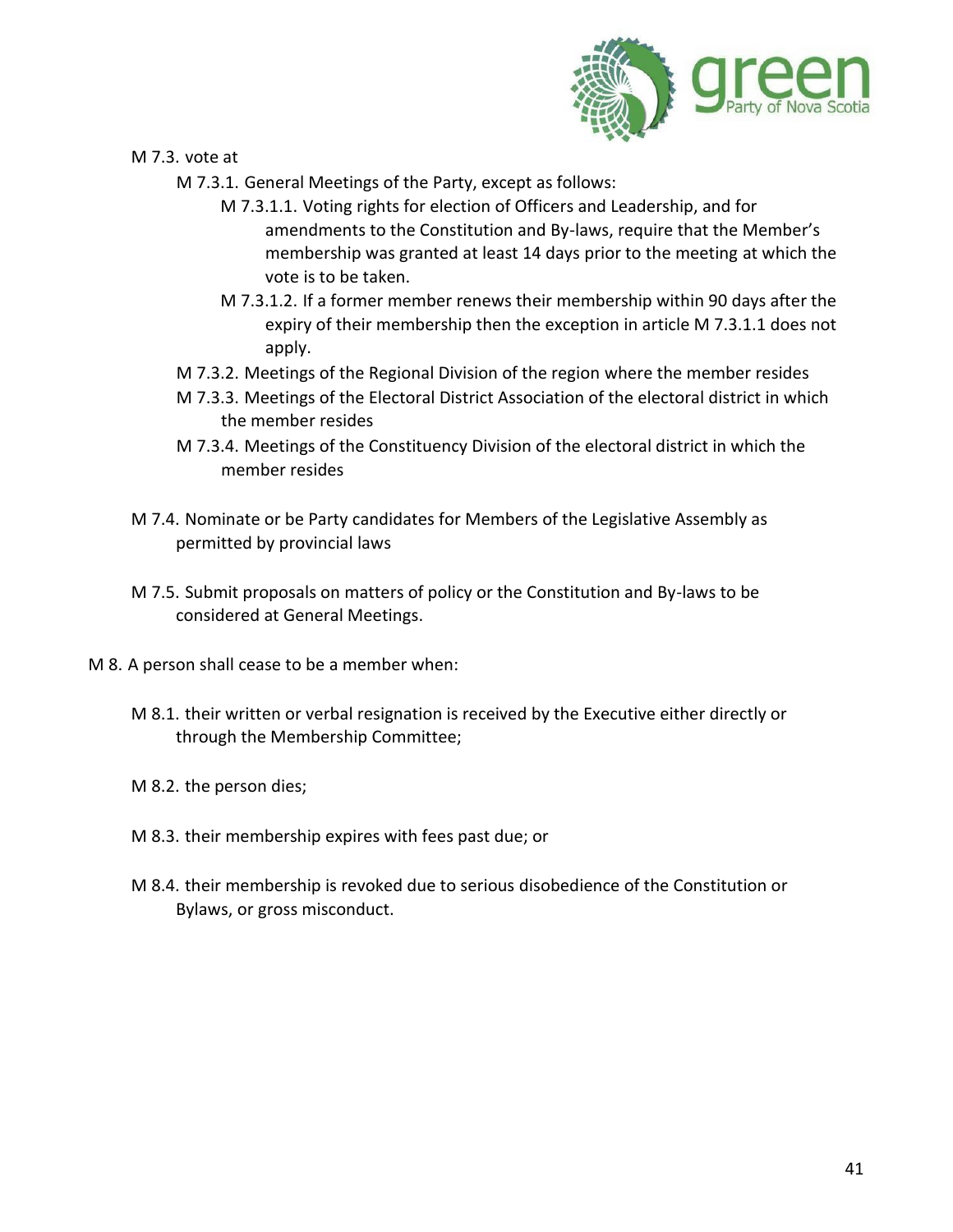- M 7.3. vote at
  - M 7.3.1. General Meetings of the Party, except as follows:
    - M 7.3.1.1. Voting rights for election of Officers and Leadership, and for amendments to the Constitution and By-laws, require that the Member's membership was granted at least 14 days prior to the meeting at which the vote is to be taken.
    - M 7.3.1.2. If a former member renews their membership within 90 days after the expiry of their membership then the exception in article M 7.3.1.1 does not apply.
  - M 7.3.2. Meetings of the Regional Division of the region where the member resides
  - M 7.3.3. Meetings of the Electoral District Association of the electoral district in which the member resides
  - M 7.3.4. Meetings of the Constituency Division of the electoral district in which the member resides

- M 7.4. Nominate or be Party candidates for Members of the Legislative Assembly as permitted by provincial laws

- M 7.5. Submit proposals on matters of policy or the Constitution and By-laws to be considered at General Meetings.

M 8. A person shall cease to be a member when:

- M 8.1. their written or verbal resignation is received by the Executive either directly or through the Membership Committee;

- M 8.2. the person dies;

- M 8.3. their membership expires with fees past due; or

- M 8.4. their membership is revoked due to serious disobedience of the Constitution or Bylaws, or gross misconduct.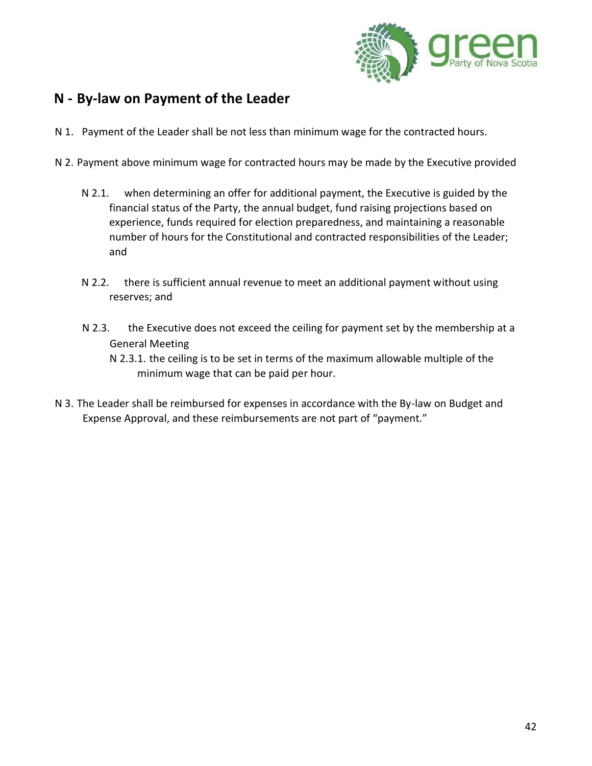## N - By-law on Payment of the Leader

N 1. Payment of the Leader shall be not less than minimum wage for the contracted hours.

N 2. Payment above minimum wage for contracted hours may be made by the Executive provided

- N 2.1. when determining an offer for additional payment, the Executive is guided by the financial status of the Party, the annual budget, fund raising projections based on experience, funds required for election preparedness, and maintaining a reasonable number of hours for the Constitutional and contracted responsibilities of the Leader; and

- N 2.2. there is sufficient annual revenue to meet an additional payment without using reserves; and

- N 2.3. the Executive does not exceed the ceiling for payment set by the membership at a General Meeting
  - N 2.3.1. the ceiling is to be set in terms of the maximum allowable multiple of the minimum wage that can be paid per hour.

N 3. The Leader shall be reimbursed for expenses in accordance with the By-law on Budget and Expense Approval, and these reimbursements are not part of "payment."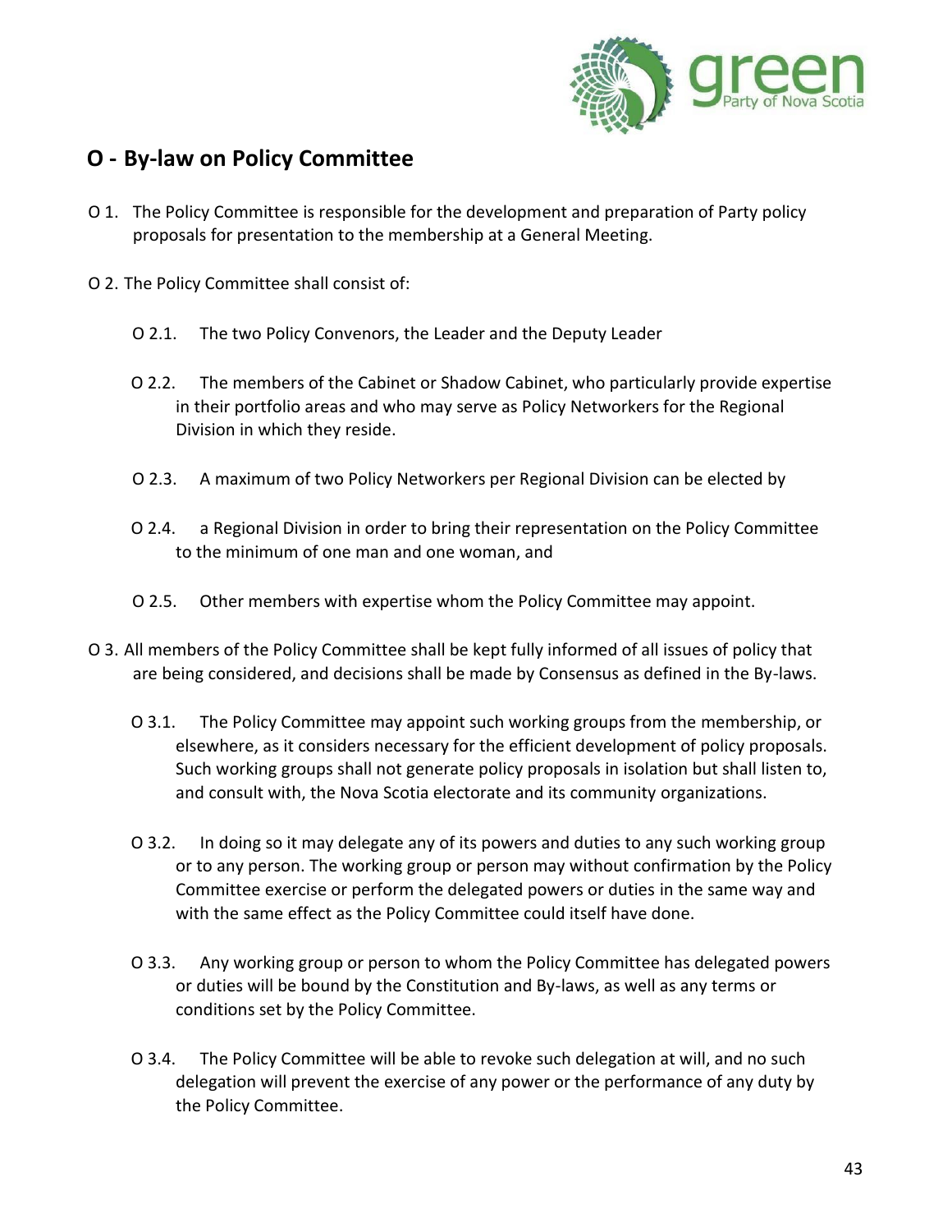## O - By-law on Policy Committee

O 1. The Policy Committee is responsible for the development and preparation of Party policy proposals for presentation to the membership at a General Meeting.

O 2. The Policy Committee shall consist of:

- O 2.1. The two Policy Convenors, the Leader and the Deputy Leader
- O 2.2. The members of the Cabinet or Shadow Cabinet, who particularly provide expertise in their portfolio areas and who may serve as Policy Networkers for the Regional Division in which they reside.
- O 2.3. A maximum of two Policy Networkers per Regional Division can be elected by
- O 2.4. a Regional Division in order to bring their representation on the Policy Committee to the minimum of one man and one woman, and
- O 2.5. Other members with expertise whom the Policy Committee may appoint.

O 3. All members of the Policy Committee shall be kept fully informed of all issues of policy that are being considered, and decisions shall be made by Consensus as defined in the By-laws.

- O 3.1. The Policy Committee may appoint such working groups from the membership, or elsewhere, as it considers necessary for the efficient development of policy proposals. Such working groups shall not generate policy proposals in isolation but shall listen to, and consult with, the Nova Scotia electorate and its community organizations.
- O 3.2. In doing so it may delegate any of its powers and duties to any such working group or to any person. The working group or person may without confirmation by the Policy Committee exercise or perform the delegated powers or duties in the same way and with the same effect as the Policy Committee could itself have done.
- O 3.3. Any working group or person to whom the Policy Committee has delegated powers or duties will be bound by the Constitution and By-laws, as well as any terms or conditions set by the Policy Committee.
- O 3.4. The Policy Committee will be able to revoke such delegation at will, and no such delegation will prevent the exercise of any power or the performance of any duty by the Policy Committee.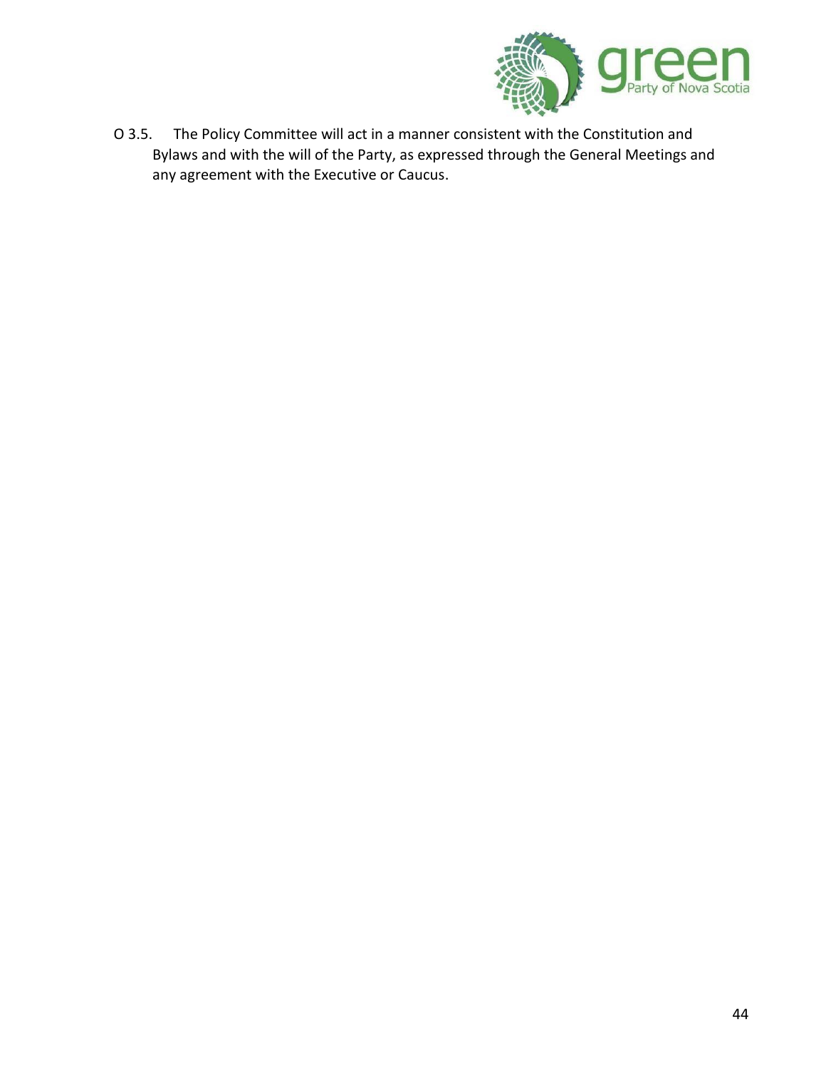O 3.5. The Policy Committee will act in a manner consistent with the Constitution and Bylaws and with the will of the Party, as expressed through the General Meetings and any agreement with the Executive or Caucus.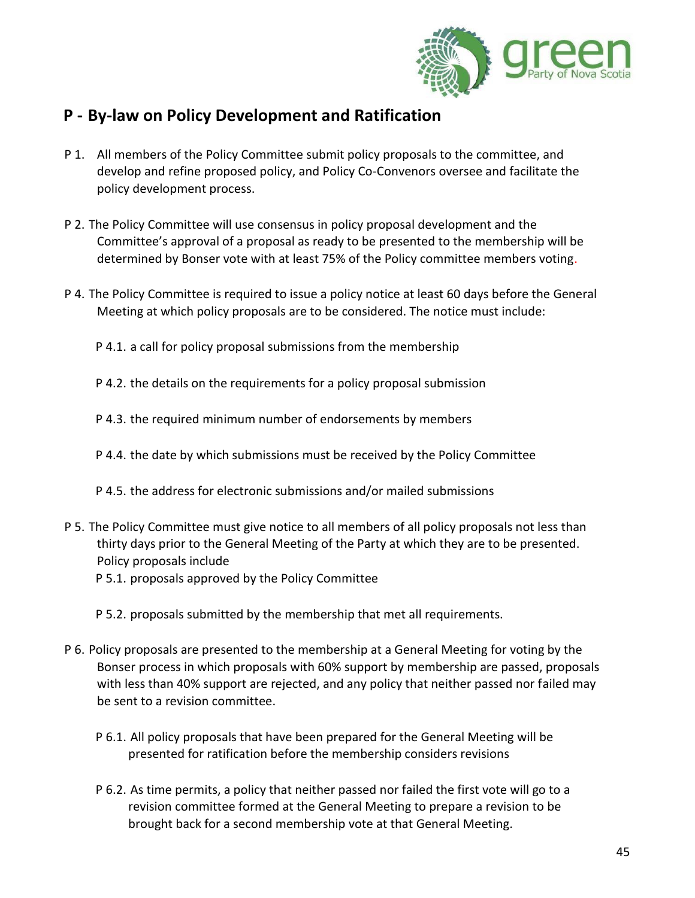## P - By-law on Policy Development and Ratification

P 1. All members of the Policy Committee submit policy proposals to the committee, and develop and refine proposed policy, and Policy Co-Convenors oversee and facilitate the policy development process.

P 2. The Policy Committee will use consensus in policy proposal development and the Committee's approval of a proposal as ready to be presented to the membership will be determined by Bonser vote with at least 75% of the Policy committee members voting.

P 4. The Policy Committee is required to issue a policy notice at least 60 days before the General Meeting at which policy proposals are to be considered. The notice must include:

- P 4.1. a call for policy proposal submissions from the membership
- P 4.2. the details on the requirements for a policy proposal submission
- P 4.3. the required minimum number of endorsements by members
- P 4.4. the date by which submissions must be received by the Policy Committee
- P 4.5. the address for electronic submissions and/or mailed submissions

P 5. The Policy Committee must give notice to all members of all policy proposals not less than thirty days prior to the General Meeting of the Party at which they are to be presented. Policy proposals include

- P 5.1. proposals approved by the Policy Committee
- P 5.2. proposals submitted by the membership that met all requirements.

P 6. Policy proposals are presented to the membership at a General Meeting for voting by the Bonser process in which proposals with 60% support by membership are passed, proposals with less than 40% support are rejected, and any policy that neither passed nor failed may be sent to a revision committee.

- P 6.1. All policy proposals that have been prepared for the General Meeting will be presented for ratification before the membership considers revisions
- P 6.2. As time permits, a policy that neither passed nor failed the first vote will go to a revision committee formed at the General Meeting to prepare a revision to be brought back for a second membership vote at that General Meeting.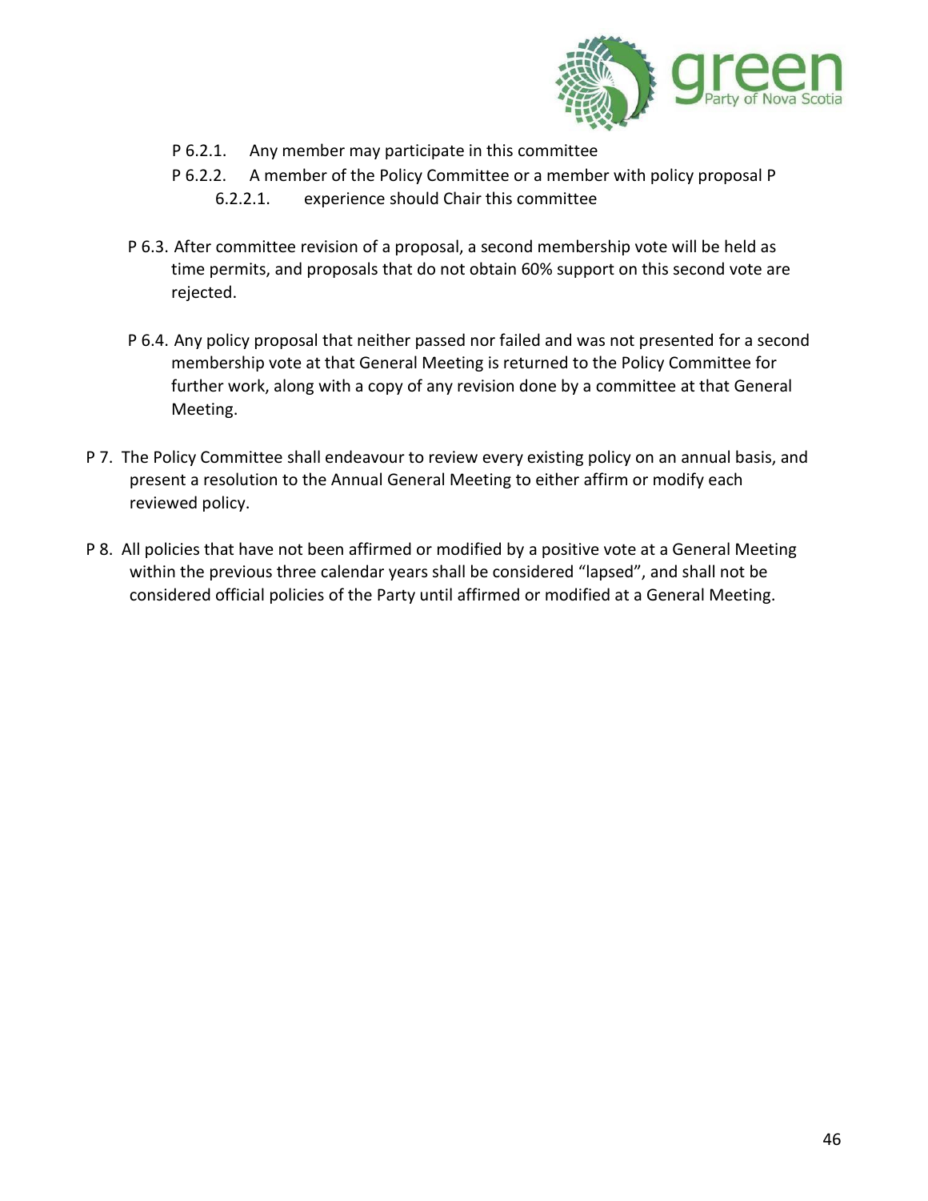- P 6.2.1. Any member may participate in this committee
- P 6.2.2. A member of the Policy Committee or a member with policy proposal P 6.2.2.1. experience should Chair this committee

P 6.3. After committee revision of a proposal, a second membership vote will be held as time permits, and proposals that do not obtain 60% support on this second vote are rejected.

P 6.4. Any policy proposal that neither passed nor failed and was not presented for a second membership vote at that General Meeting is returned to the Policy Committee for further work, along with a copy of any revision done by a committee at that General Meeting.

P 7. The Policy Committee shall endeavour to review every existing policy on an annual basis, and present a resolution to the Annual General Meeting to either affirm or modify each reviewed policy.

P 8. All policies that have not been affirmed or modified by a positive vote at a General Meeting within the previous three calendar years shall be considered “lapsed”, and shall not be considered official policies of the Party until affirmed or modified at a General Meeting.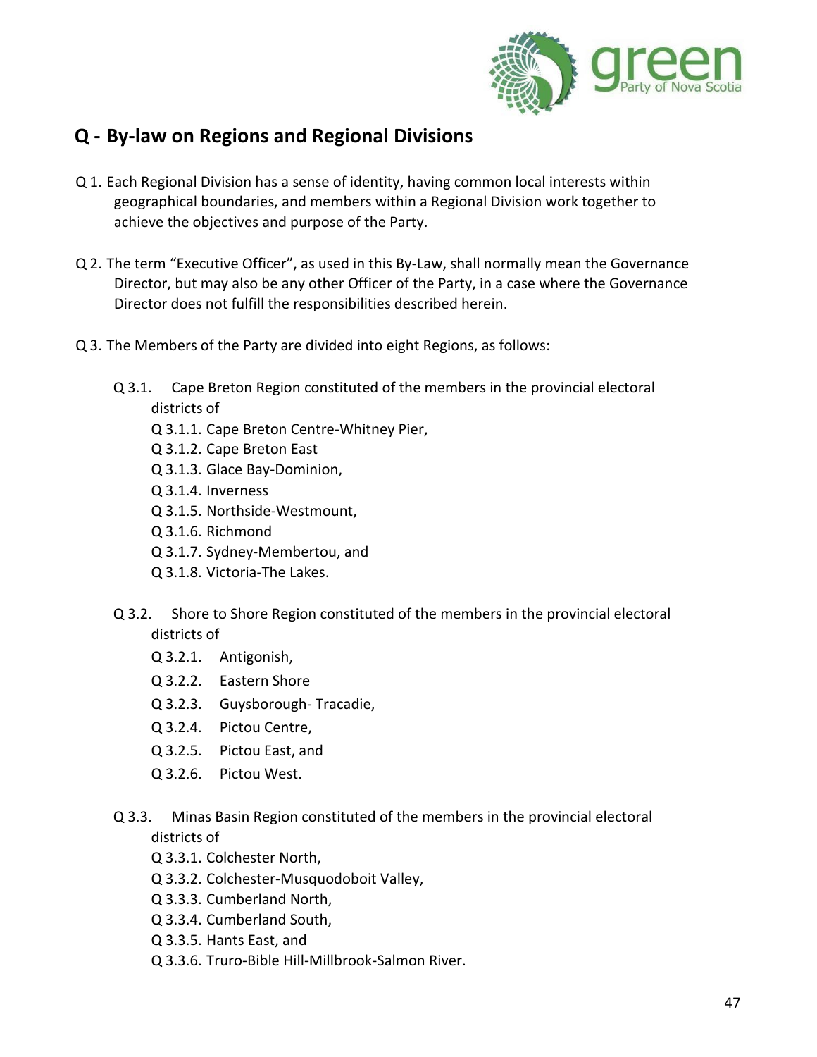## Q - By-law on Regions and Regional Divisions

Q 1. Each Regional Division has a sense of identity, having common local interests within geographical boundaries, and members within a Regional Division work together to achieve the objectives and purpose of the Party.

Q 2. The term "Executive Officer", as used in this By-Law, shall normally mean the Governance Director, but may also be any other Officer of the Party, in a case where the Governance Director does not fulfill the responsibilities described herein.

Q 3. The Members of the Party are divided into eight Regions, as follows:

- Q 3.1. Cape Breton Region constituted of the members in the provincial electoral districts of
  - Q 3.1.1. Cape Breton Centre-Whitney Pier,
  - Q 3.1.2. Cape Breton East
  - Q 3.1.3. Glace Bay-Dominion,
  - Q 3.1.4. Inverness
  - Q 3.1.5. Northside-Westmount,
  - Q 3.1.6. Richmond
  - Q 3.1.7. Sydney-Membertou, and
  - Q 3.1.8. Victoria-The Lakes.

- Q 3.2. Shore to Shore Region constituted of the members in the provincial electoral districts of
  - Q 3.2.1. Antigonish,
  - Q 3.2.2. Eastern Shore
  - Q 3.2.3. Guysborough- Tracadie,
  - Q 3.2.4. Pictou Centre,
  - Q 3.2.5. Pictou East, and
  - Q 3.2.6. Pictou West.

- Q 3.3. Minas Basin Region constituted of the members in the provincial electoral districts of
  - Q 3.3.1. Colchester North,
  - Q 3.3.2. Colchester-Musquodoboit Valley,
  - Q 3.3.3. Cumberland North,
  - Q 3.3.4. Cumberland South,
  - Q 3.3.5. Hants East, and
  - Q 3.3.6. Truro-Bible Hill-Millbrook-Salmon River.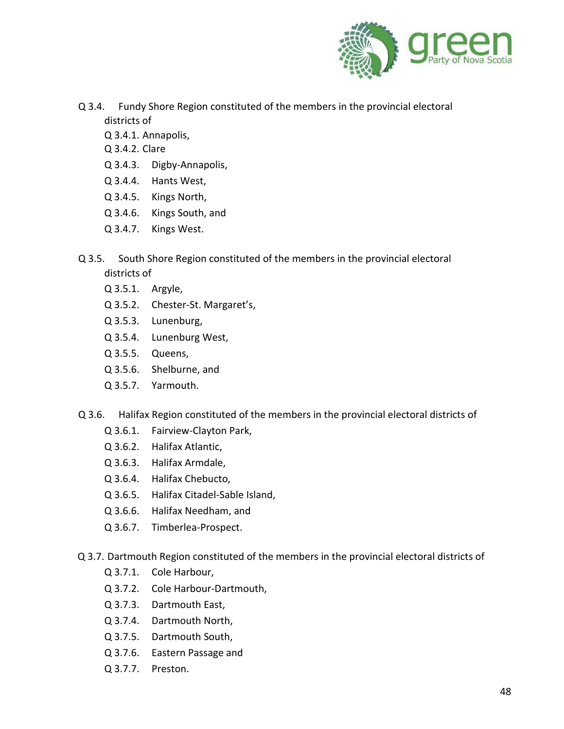Q 3.4. Fundy Shore Region constituted of the members in the provincial electoral districts of

- Q 3.4.1. Annapolis,
- Q 3.4.2. Clare
- Q 3.4.3. Digby-Annapolis,
- Q 3.4.4. Hants West,
- Q 3.4.5. Kings North,
- Q 3.4.6. Kings South, and
- Q 3.4.7. Kings West.

Q 3.5. South Shore Region constituted of the members in the provincial electoral districts of

- Q 3.5.1. Argyle,
- Q 3.5.2. Chester-St. Margaret's,
- Q 3.5.3. Lunenburg,
- Q 3.5.4. Lunenburg West,
- Q 3.5.5. Queens,
- Q 3.5.6. Shelburne, and
- Q 3.5.7. Yarmouth.

Q 3.6. Halifax Region constituted of the members in the provincial electoral districts of

- Q 3.6.1. Fairview-Clayton Park,
- Q 3.6.2. Halifax Atlantic,
- Q 3.6.3. Halifax Armdale,
- Q 3.6.4. Halifax Chebucto,
- Q 3.6.5. Halifax Citadel-Sable Island,
- Q 3.6.6. Halifax Needham, and
- Q 3.6.7. Timberlea-Prospect.

Q 3.7. Dartmouth Region constituted of the members in the provincial electoral districts of

- Q 3.7.1. Cole Harbour,
- Q 3.7.2. Cole Harbour-Dartmouth,
- Q 3.7.3. Dartmouth East,
- Q 3.7.4. Dartmouth North,
- Q 3.7.5. Dartmouth South,
- Q 3.7.6. Eastern Passage and
- Q 3.7.7. Preston.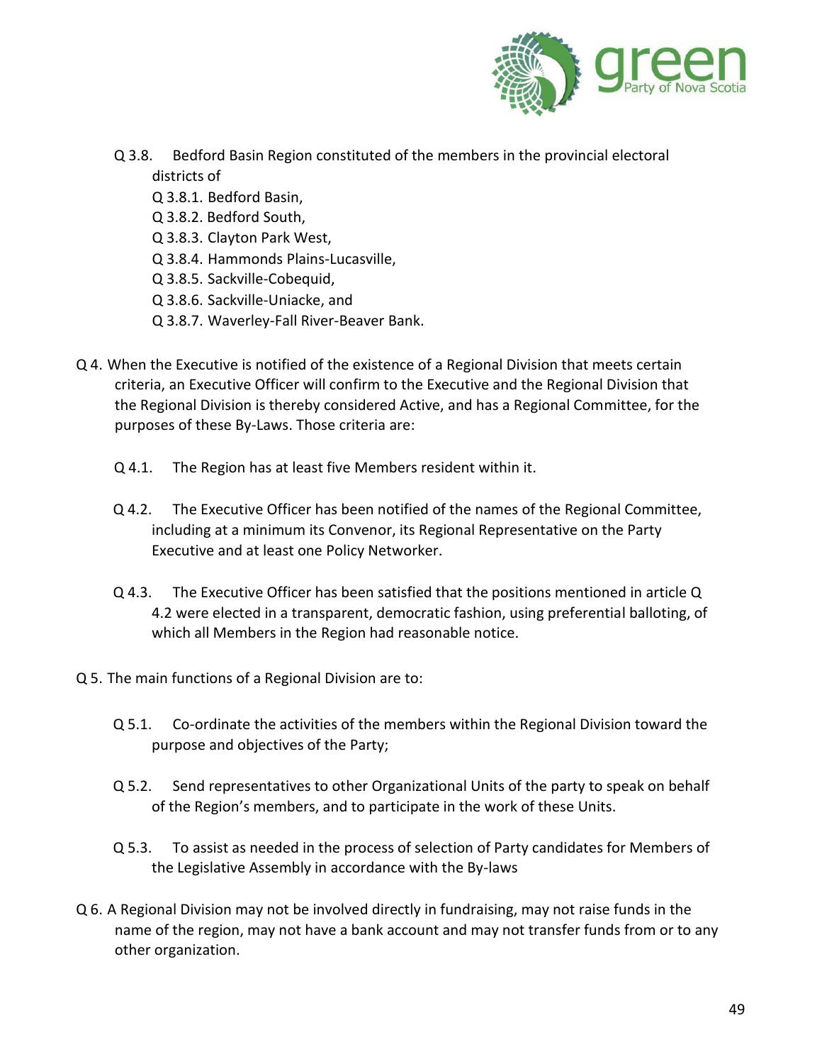Q 3.8. Bedford Basin Region constituted of the members in the provincial electoral districts of

- Q 3.8.1. Bedford Basin,
- Q 3.8.2. Bedford South,
- Q 3.8.3. Clayton Park West,
- Q 3.8.4. Hammonds Plains-Lucasville,
- Q 3.8.5. Sackville-Cobequid,
- Q 3.8.6. Sackville-Uniacke, and
- Q 3.8.7. Waverley-Fall River-Beaver Bank.

Q 4. When the Executive is notified of the existence of a Regional Division that meets certain criteria, an Executive Officer will confirm to the Executive and the Regional Division that the Regional Division is thereby considered Active, and has a Regional Committee, for the purposes of these By-Laws. Those criteria are:

Q 4.1. The Region has at least five Members resident within it.

Q 4.2. The Executive Officer has been notified of the names of the Regional Committee, including at a minimum its Convenor, its Regional Representative on the Party Executive and at least one Policy Networker.

Q 4.3. The Executive Officer has been satisfied that the positions mentioned in article Q 4.2 were elected in a transparent, democratic fashion, using preferential balloting, of which all Members in the Region had reasonable notice.

Q 5. The main functions of a Regional Division are to:

Q 5.1. Co-ordinate the activities of the members within the Regional Division toward the purpose and objectives of the Party;

Q 5.2. Send representatives to other Organizational Units of the party to speak on behalf of the Region's members, and to participate in the work of these Units.

Q 5.3. To assist as needed in the process of selection of Party candidates for Members of the Legislative Assembly in accordance with the By-laws

Q 6. A Regional Division may not be involved directly in fundraising, may not raise funds in the name of the region, may not have a bank account and may not transfer funds from or to any other organization.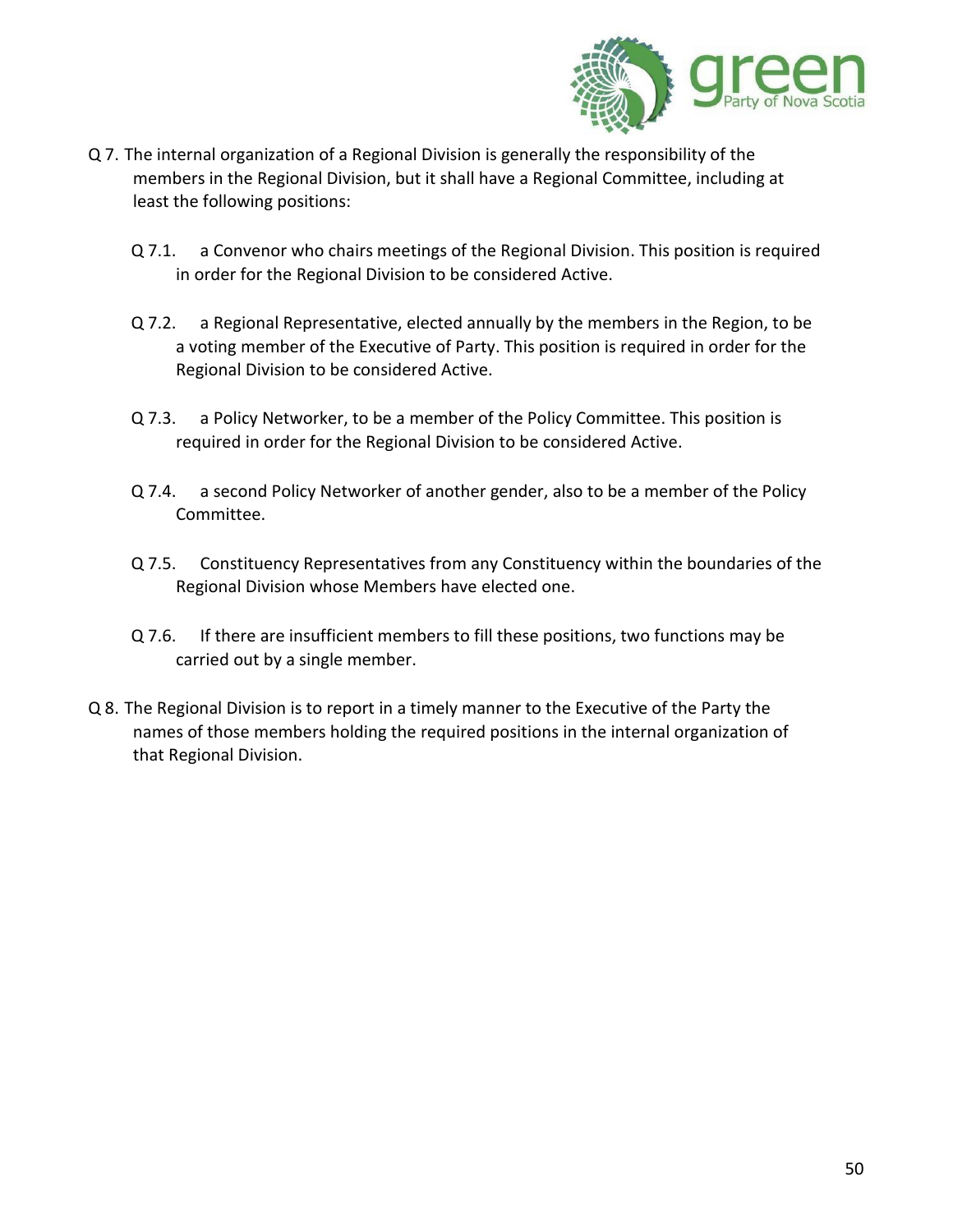Q 7. The internal organization of a Regional Division is generally the responsibility of the members in the Regional Division, but it shall have a Regional Committee, including at least the following positions:

Q 7.1. a Convenor who chairs meetings of the Regional Division. This position is required in order for the Regional Division to be considered Active.

Q 7.2. a Regional Representative, elected annually by the members in the Region, to be a voting member of the Executive of Party. This position is required in order for the Regional Division to be considered Active.

Q 7.3. a Policy Networker, to be a member of the Policy Committee. This position is required in order for the Regional Division to be considered Active.

Q 7.4. a second Policy Networker of another gender, also to be a member of the Policy Committee.

Q 7.5. Constituency Representatives from any Constituency within the boundaries of the Regional Division whose Members have elected one.

Q 7.6. If there are insufficient members to fill these positions, two functions may be carried out by a single member.

Q 8. The Regional Division is to report in a timely manner to the Executive of the Party the names of those members holding the required positions in the internal organization of that Regional Division.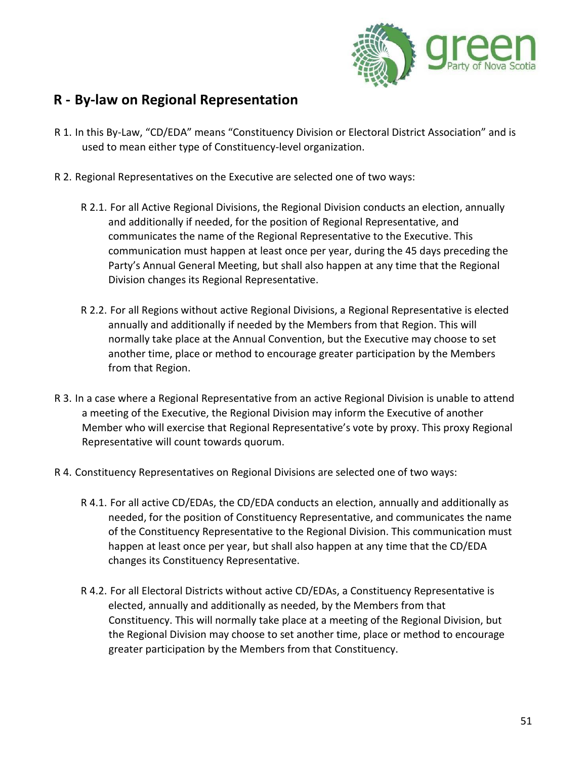## R - By-law on Regional Representation

R 1. In this By-Law, "CD/EDA" means "Constituency Division or Electoral District Association" and is used to mean either type of Constituency-level organization.

R 2. Regional Representatives on the Executive are selected one of two ways:

R 2.1. For all Active Regional Divisions, the Regional Division conducts an election, annually and additionally if needed, for the position of Regional Representative, and communicates the name of the Regional Representative to the Executive. This communication must happen at least once per year, during the 45 days preceding the Party's Annual General Meeting, but shall also happen at any time that the Regional Division changes its Regional Representative.

R 2.2. For all Regions without active Regional Divisions, a Regional Representative is elected annually and additionally if needed by the Members from that Region. This will normally take place at the Annual Convention, but the Executive may choose to set another time, place or method to encourage greater participation by the Members from that Region.

R 3. In a case where a Regional Representative from an active Regional Division is unable to attend a meeting of the Executive, the Regional Division may inform the Executive of another Member who will exercise that Regional Representative's vote by proxy. This proxy Regional Representative will count towards quorum.

R 4. Constituency Representatives on Regional Divisions are selected one of two ways:

R 4.1. For all active CD/EDAs, the CD/EDA conducts an election, annually and additionally as needed, for the position of Constituency Representative, and communicates the name of the Constituency Representative to the Regional Division. This communication must happen at least once per year, but shall also happen at any time that the CD/EDA changes its Constituency Representative.

R 4.2. For all Electoral Districts without active CD/EDAs, a Constituency Representative is elected, annually and additionally as needed, by the Members from that Constituency. This will normally take place at a meeting of the Regional Division, but the Regional Division may choose to set another time, place or method to encourage greater participation by the Members from that Constituency.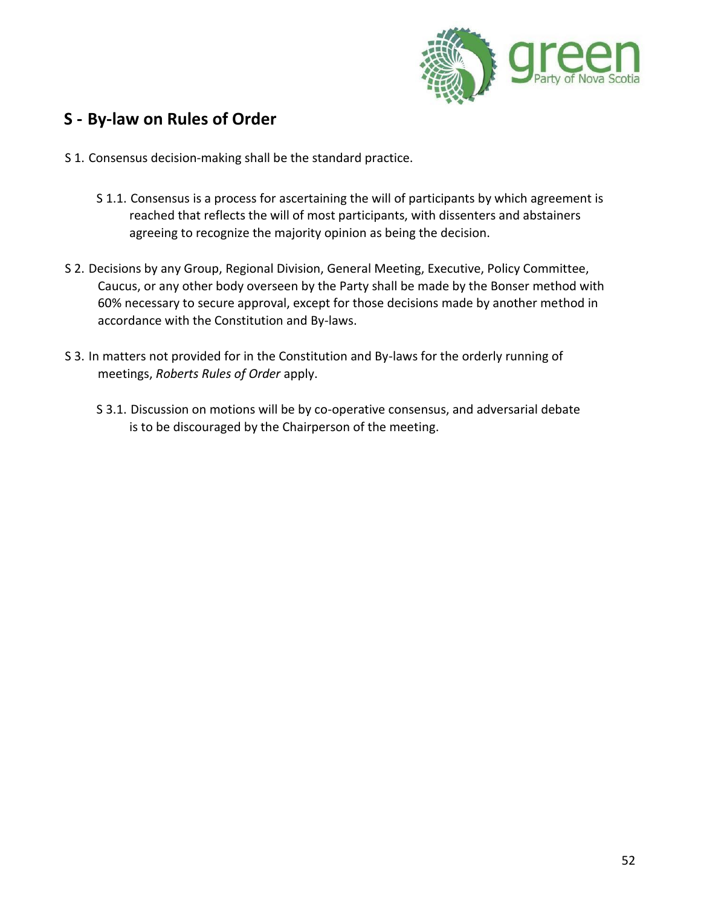## S - By-law on Rules of Order

S 1. Consensus decision-making shall be the standard practice.

S 1.1. Consensus is a process for ascertaining the will of participants by which agreement is reached that reflects the will of most participants, with dissenters and abstainers agreeing to recognize the majority opinion as being the decision.

S 2. Decisions by any Group, Regional Division, General Meeting, Executive, Policy Committee, Caucus, or any other body overseen by the Party shall be made by the Bonser method with 60% necessary to secure approval, except for those decisions made by another method in accordance with the Constitution and By-laws.

S 3. In matters not provided for in the Constitution and By-laws for the orderly running of meetings, *Roberts Rules of Order* apply.

S 3.1. Discussion on motions will be by co-operative consensus, and adversarial debate is to be discouraged by the Chairperson of the meeting.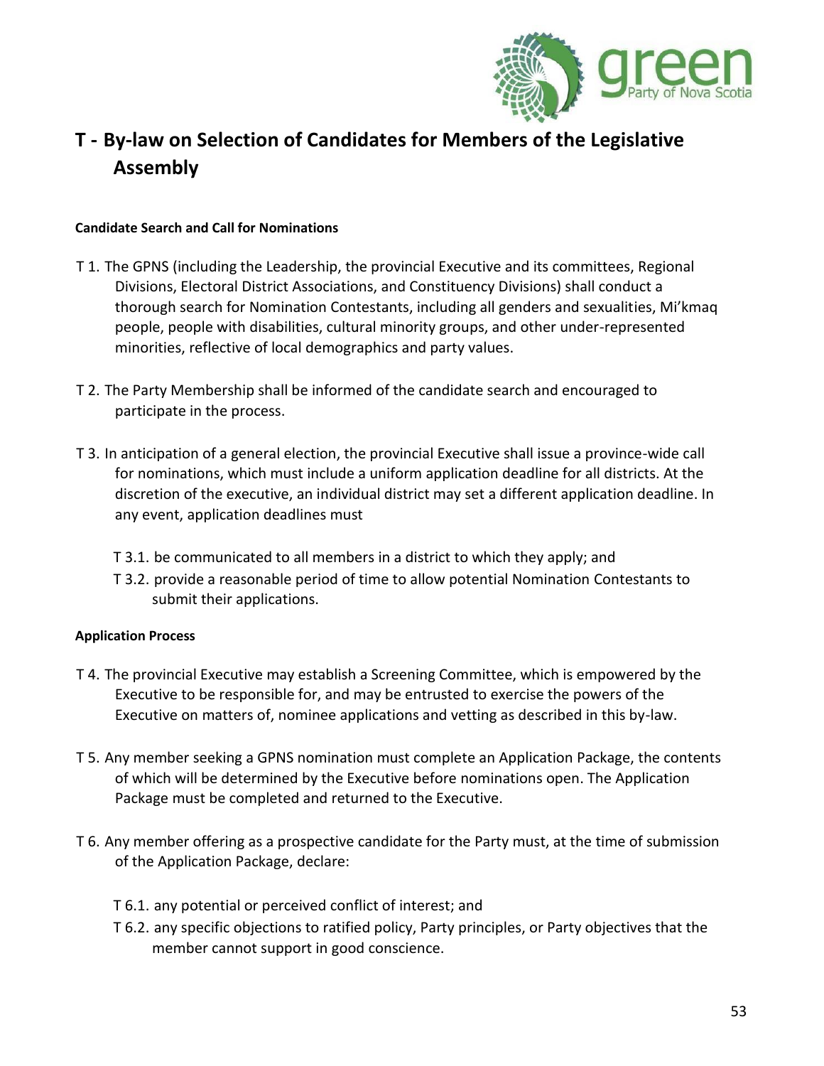# T - By-law on Selection of Candidates for Members of the Legislative Assembly

**Candidate Search and Call for Nominations**

T 1. The GPNS (including the Leadership, the provincial Executive and its committees, Regional Divisions, Electoral District Associations, and Constituency Divisions) shall conduct a thorough search for Nomination Contestants, including all genders and sexualities, Mi'kmaq people, people with disabilities, cultural minority groups, and other under-represented minorities, reflective of local demographics and party values.

T 2. The Party Membership shall be informed of the candidate search and encouraged to participate in the process.

T 3. In anticipation of a general election, the provincial Executive shall issue a province-wide call for nominations, which must include a uniform application deadline for all districts. At the discretion of the executive, an individual district may set a different application deadline. In any event, application deadlines must

- T 3.1. be communicated to all members in a district to which they apply; and
- T 3.2. provide a reasonable period of time to allow potential Nomination Contestants to submit their applications.

**Application Process**

T 4. The provincial Executive may establish a Screening Committee, which is empowered by the Executive to be responsible for, and may be entrusted to exercise the powers of the Executive on matters of, nominee applications and vetting as described in this by-law.

T 5. Any member seeking a GPNS nomination must complete an Application Package, the contents of which will be determined by the Executive before nominations open. The Application Package must be completed and returned to the Executive.

T 6. Any member offering as a prospective candidate for the Party must, at the time of submission of the Application Package, declare:

- T 6.1. any potential or perceived conflict of interest; and
- T 6.2. any specific objections to ratified policy, Party principles, or Party objectives that the member cannot support in good conscience.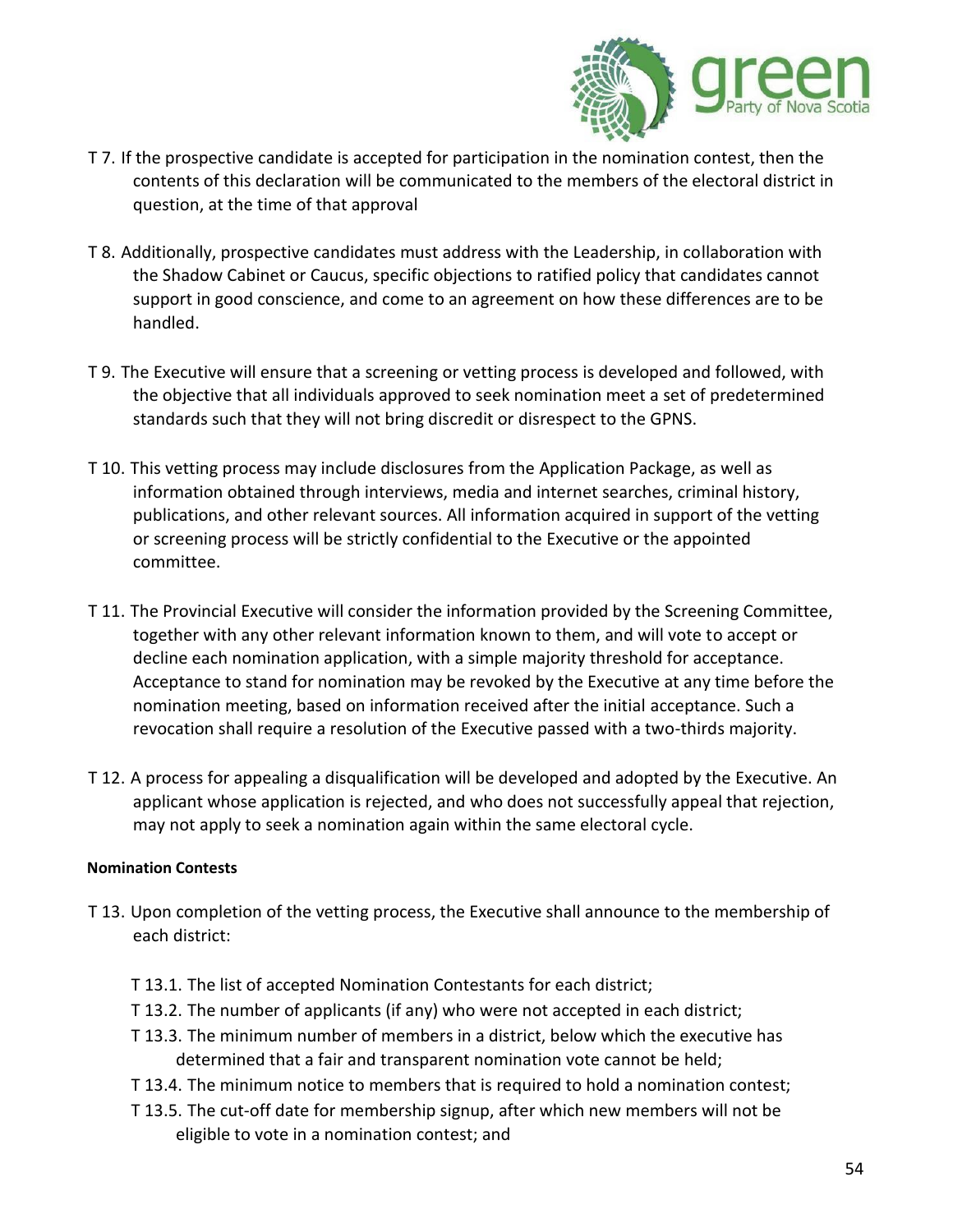T 7. If the prospective candidate is accepted for participation in the nomination contest, then the contents of this declaration will be communicated to the members of the electoral district in question, at the time of that approval

T 8. Additionally, prospective candidates must address with the Leadership, in collaboration with the Shadow Cabinet or Caucus, specific objections to ratified policy that candidates cannot support in good conscience, and come to an agreement on how these differences are to be handled.

T 9. The Executive will ensure that a screening or vetting process is developed and followed, with the objective that all individuals approved to seek nomination meet a set of predetermined standards such that they will not bring discredit or disrespect to the GPNS.

T 10. This vetting process may include disclosures from the Application Package, as well as information obtained through interviews, media and internet searches, criminal history, publications, and other relevant sources. All information acquired in support of the vetting or screening process will be strictly confidential to the Executive or the appointed committee.

T 11. The Provincial Executive will consider the information provided by the Screening Committee, together with any other relevant information known to them, and will vote to accept or decline each nomination application, with a simple majority threshold for acceptance. Acceptance to stand for nomination may be revoked by the Executive at any time before the nomination meeting, based on information received after the initial acceptance. Such a revocation shall require a resolution of the Executive passed with a two-thirds majority.

T 12. A process for appealing a disqualification will be developed and adopted by the Executive. An applicant whose application is rejected, and who does not successfully appeal that rejection, may not apply to seek a nomination again within the same electoral cycle.

**Nomination Contests**

T 13. Upon completion of the vetting process, the Executive shall announce to the membership of each district:

- T 13.1. The list of accepted Nomination Contestants for each district;
- T 13.2. The number of applicants (if any) who were not accepted in each district;
- T 13.3. The minimum number of members in a district, below which the executive has determined that a fair and transparent nomination vote cannot be held;
- T 13.4. The minimum notice to members that is required to hold a nomination contest;
- T 13.5. The cut-off date for membership signup, after which new members will not be eligible to vote in a nomination contest; and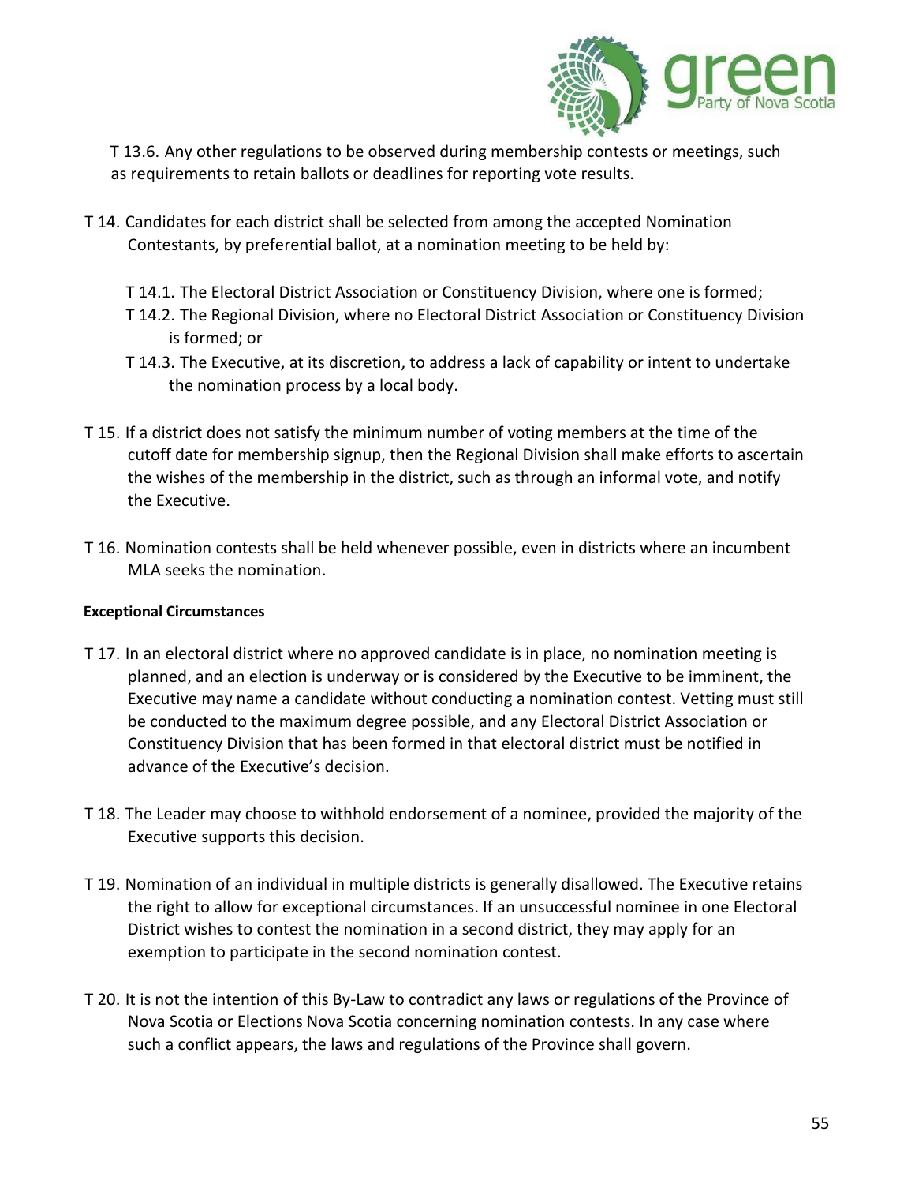T 13.6. Any other regulations to be observed during membership contests or meetings, such as requirements to retain ballots or deadlines for reporting vote results.

T 14. Candidates for each district shall be selected from among the accepted Nomination Contestants, by preferential ballot, at a nomination meeting to be held by:

T 14.1. The Electoral District Association or Constituency Division, where one is formed;

T 14.2. The Regional Division, where no Electoral District Association or Constituency Division is formed; or

T 14.3. The Executive, at its discretion, to address a lack of capability or intent to undertake the nomination process by a local body.

T 15. If a district does not satisfy the minimum number of voting members at the time of the cutoff date for membership signup, then the Regional Division shall make efforts to ascertain the wishes of the membership in the district, such as through an informal vote, and notify the Executive.

T 16. Nomination contests shall be held whenever possible, even in districts where an incumbent MLA seeks the nomination.

**Exceptional Circumstances**

T 17. In an electoral district where no approved candidate is in place, no nomination meeting is planned, and an election is underway or is considered by the Executive to be imminent, the Executive may name a candidate without conducting a nomination contest. Vetting must still be conducted to the maximum degree possible, and any Electoral District Association or Constituency Division that has been formed in that electoral district must be notified in advance of the Executive's decision.

T 18. The Leader may choose to withhold endorsement of a nominee, provided the majority of the Executive supports this decision.

T 19. Nomination of an individual in multiple districts is generally disallowed. The Executive retains the right to allow for exceptional circumstances. If an unsuccessful nominee in one Electoral District wishes to contest the nomination in a second district, they may apply for an exemption to participate in the second nomination contest.

T 20. It is not the intention of this By-Law to contradict any laws or regulations of the Province of Nova Scotia or Elections Nova Scotia concerning nomination contests. In any case where such a conflict appears, the laws and regulations of the Province shall govern.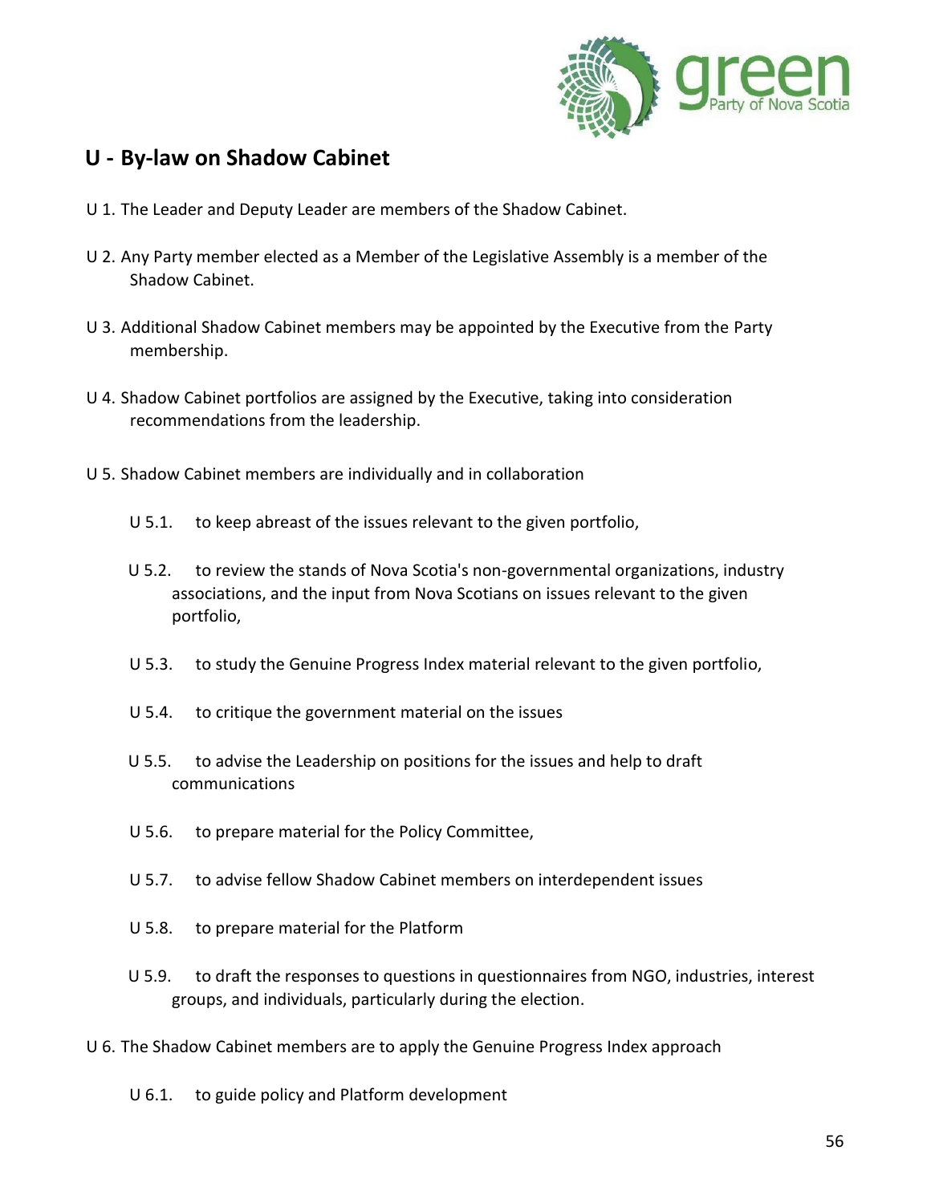## U - By-law on Shadow Cabinet

U 1. The Leader and Deputy Leader are members of the Shadow Cabinet.

U 2. Any Party member elected as a Member of the Legislative Assembly is a member of the Shadow Cabinet.

U 3. Additional Shadow Cabinet members may be appointed by the Executive from the Party membership.

U 4. Shadow Cabinet portfolios are assigned by the Executive, taking into consideration recommendations from the leadership.

U 5. Shadow Cabinet members are individually and in collaboration

- U 5.1. to keep abreast of the issues relevant to the given portfolio,
- U 5.2. to review the stands of Nova Scotia's non-governmental organizations, industry associations, and the input from Nova Scotians on issues relevant to the given portfolio,
- U 5.3. to study the Genuine Progress Index material relevant to the given portfolio,
- U 5.4. to critique the government material on the issues
- U 5.5. to advise the Leadership on positions for the issues and help to draft communications
- U 5.6. to prepare material for the Policy Committee,
- U 5.7. to advise fellow Shadow Cabinet members on interdependent issues
- U 5.8. to prepare material for the Platform
- U 5.9. to draft the responses to questions in questionnaires from NGO, industries, interest groups, and individuals, particularly during the election.

U 6. The Shadow Cabinet members are to apply the Genuine Progress Index approach

- U 6.1. to guide policy and Platform development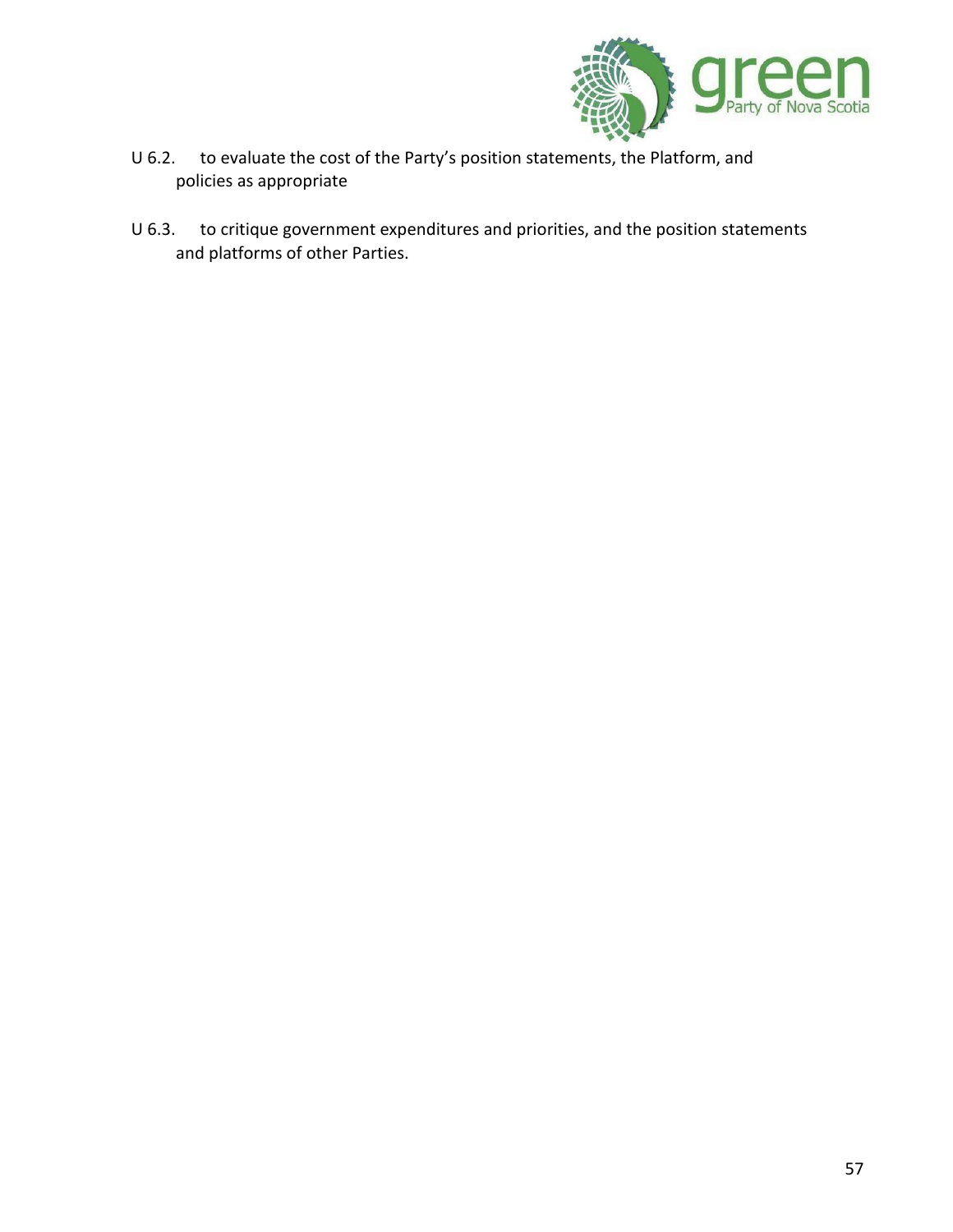U 6.2. to evaluate the cost of the Party's position statements, the Platform, and policies as appropriate

U 6.3. to critique government expenditures and priorities, and the position statements and platforms of other Parties.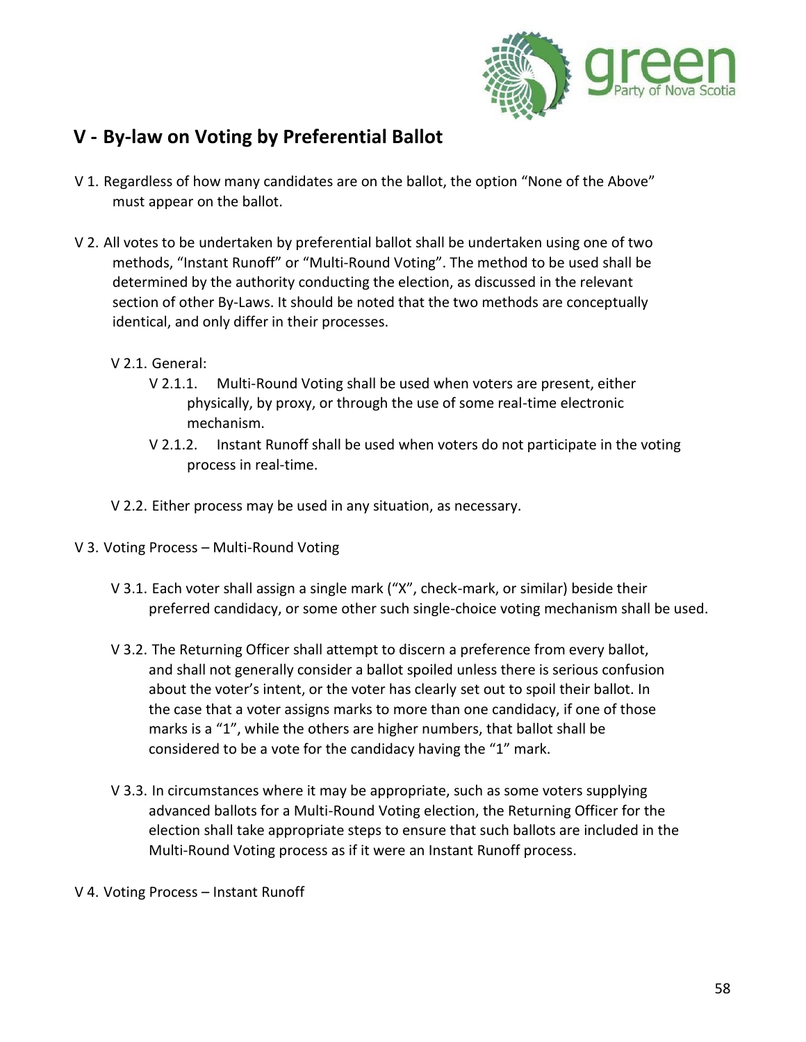## V - By-law on Voting by Preferential Ballot

V 1. Regardless of how many candidates are on the ballot, the option "None of the Above" must appear on the ballot.

V 2. All votes to be undertaken by preferential ballot shall be undertaken using one of two methods, "Instant Runoff" or "Multi-Round Voting". The method to be used shall be determined by the authority conducting the election, as discussed in the relevant section of other By-Laws. It should be noted that the two methods are conceptually identical, and only differ in their processes.

- V 2.1. General:
  - V 2.1.1. Multi-Round Voting shall be used when voters are present, either physically, by proxy, or through the use of some real-time electronic mechanism.
  - V 2.1.2. Instant Runoff shall be used when voters do not participate in the voting process in real-time.
- V 2.2. Either process may be used in any situation, as necessary.

V 3. Voting Process – Multi-Round Voting

- V 3.1. Each voter shall assign a single mark ("X", check-mark, or similar) beside their preferred candidacy, or some other such single-choice voting mechanism shall be used.
- V 3.2. The Returning Officer shall attempt to discern a preference from every ballot, and shall not generally consider a ballot spoiled unless there is serious confusion about the voter's intent, or the voter has clearly set out to spoil their ballot. In the case that a voter assigns marks to more than one candidacy, if one of those marks is a "1", while the others are higher numbers, that ballot shall be considered to be a vote for the candidacy having the "1" mark.
- V 3.3. In circumstances where it may be appropriate, such as some voters supplying advanced ballots for a Multi-Round Voting election, the Returning Officer for the election shall take appropriate steps to ensure that such ballots are included in the Multi-Round Voting process as if it were an Instant Runoff process.

V 4. Voting Process – Instant Runoff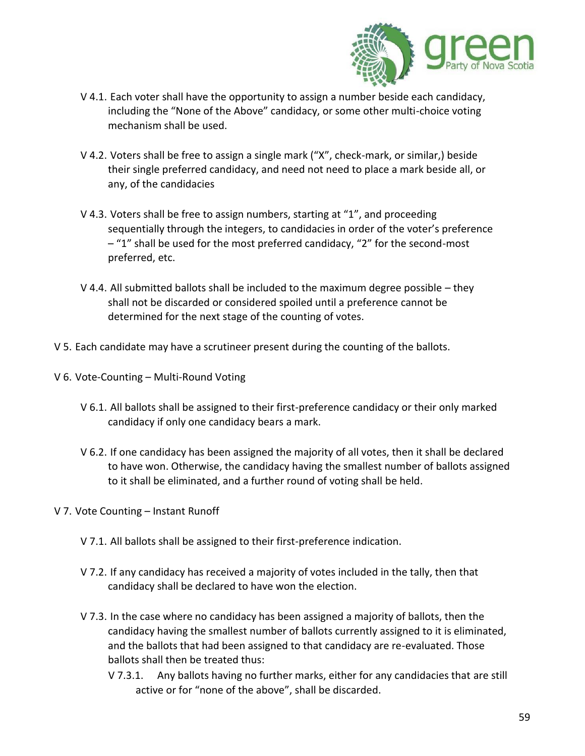V 4.1. Each voter shall have the opportunity to assign a number beside each candidacy, including the "None of the Above" candidacy, or some other multi-choice voting mechanism shall be used.

V 4.2. Voters shall be free to assign a single mark ("X", check-mark, or similar,) beside their single preferred candidacy, and need not need to place a mark beside all, or any, of the candidacies

V 4.3. Voters shall be free to assign numbers, starting at "1", and proceeding sequentially through the integers, to candidacies in order of the voter's preference – "1" shall be used for the most preferred candidacy, "2" for the second-most preferred, etc.

V 4.4. All submitted ballots shall be included to the maximum degree possible – they shall not be discarded or considered spoiled until a preference cannot be determined for the next stage of the counting of votes.

V 5. Each candidate may have a scrutineer present during the counting of the ballots.

V 6. Vote-Counting – Multi-Round Voting

V 6.1. All ballots shall be assigned to their first-preference candidacy or their only marked candidacy if only one candidacy bears a mark.

V 6.2. If one candidacy has been assigned the majority of all votes, then it shall be declared to have won. Otherwise, the candidacy having the smallest number of ballots assigned to it shall be eliminated, and a further round of voting shall be held.

V 7. Vote Counting – Instant Runoff

V 7.1. All ballots shall be assigned to their first-preference indication.

V 7.2. If any candidacy has received a majority of votes included in the tally, then that candidacy shall be declared to have won the election.

V 7.3. In the case where no candidacy has been assigned a majority of ballots, then the candidacy having the smallest number of ballots currently assigned to it is eliminated, and the ballots that had been assigned to that candidacy are re-evaluated. Those ballots shall then be treated thus:

V 7.3.1. Any ballots having no further marks, either for any candidacies that are still active or for "none of the above", shall be discarded.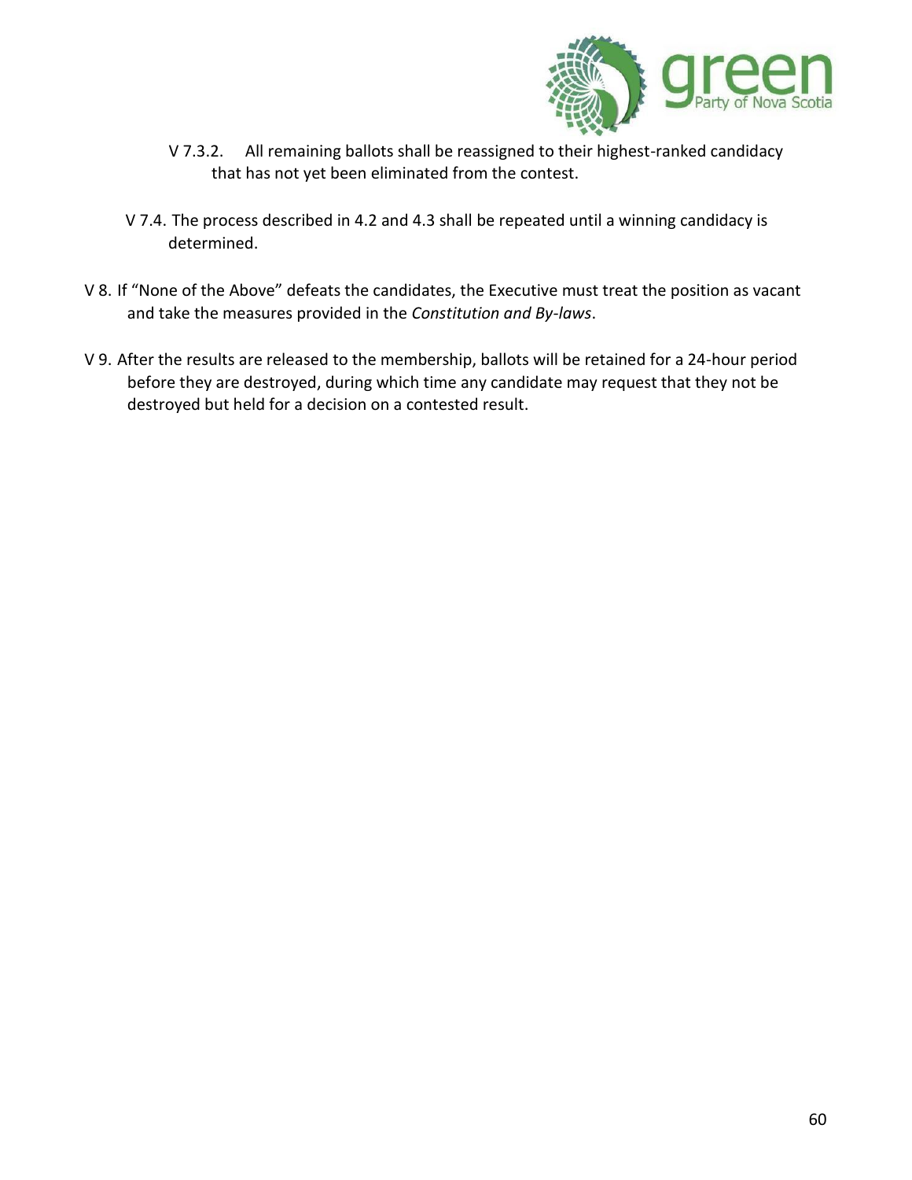V 7.3.2. All remaining ballots shall be reassigned to their highest-ranked candidacy that has not yet been eliminated from the contest.

V 7.4. The process described in 4.2 and 4.3 shall be repeated until a winning candidacy is determined.

V 8. If "None of the Above" defeats the candidates, the Executive must treat the position as vacant and take the measures provided in the *Constitution and By-laws*.

V 9. After the results are released to the membership, ballots will be retained for a 24-hour period before they are destroyed, during which time any candidate may request that they not be destroyed but held for a decision on a contested result.